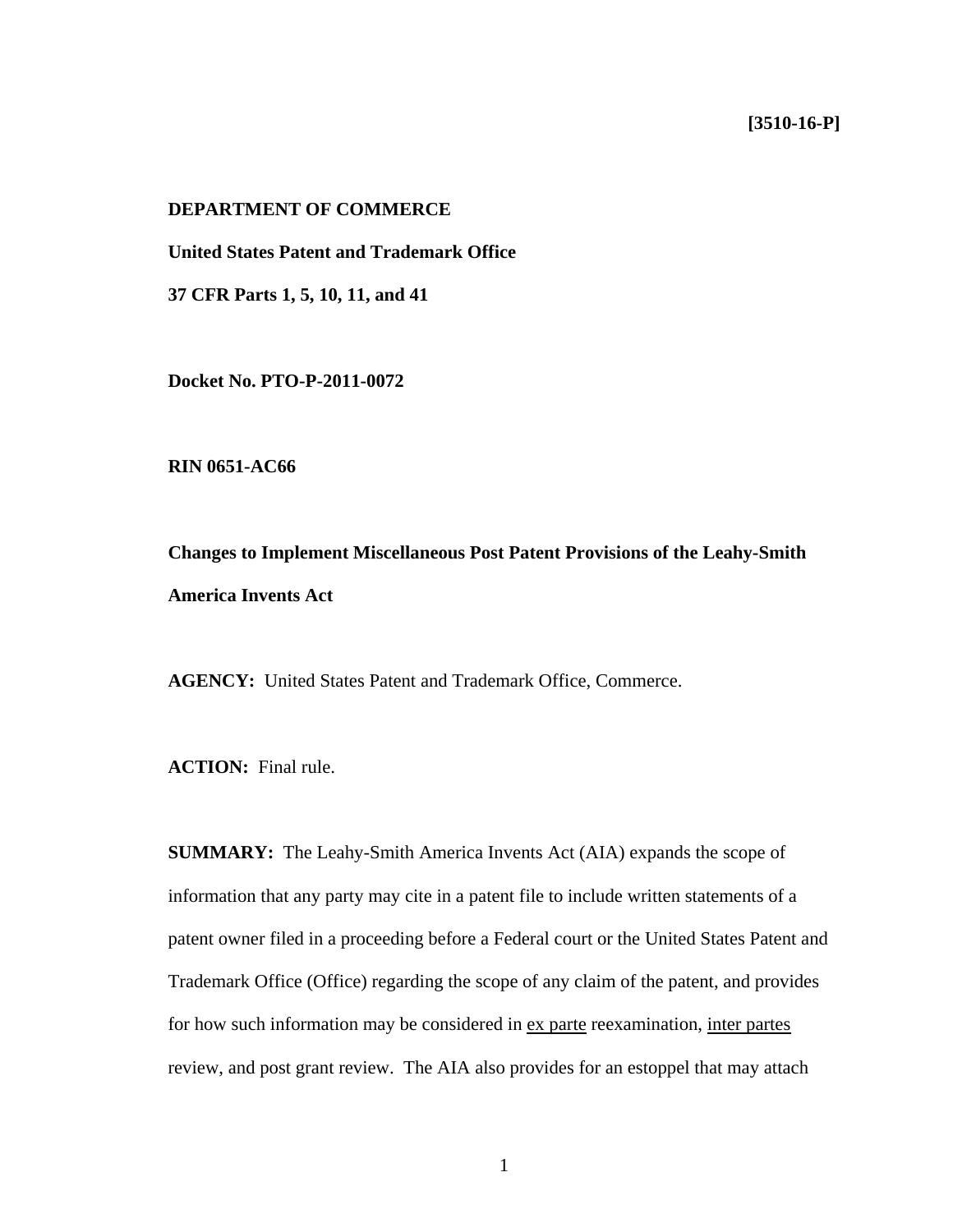**[3510-16-P]**

**DEPARTMENT OF COMMERCE**

**United States Patent and Trademark Office**

**37 CFR Parts 1, 5, 10, 11, and 41**

**Docket No. PTO-P-2011-0072**

**RIN 0651-AC66**

**Changes to Implement Miscellaneous Post Patent Provisions of the Leahy-Smith America Invents Act**

**AGENCY:** United States Patent and Trademark Office, Commerce.

**ACTION:** Final rule.

**SUMMARY:** The Leahy-Smith America Invents Act (AIA) expands the scope of information that any party may cite in a patent file to include written statements of a patent owner filed in a proceeding before a Federal court or the United States Patent and Trademark Office (Office) regarding the scope of any claim of the patent, and provides for how such information may be considered in ex parte reexamination, inter partes review, and post grant review. The AIA also provides for an estoppel that may attach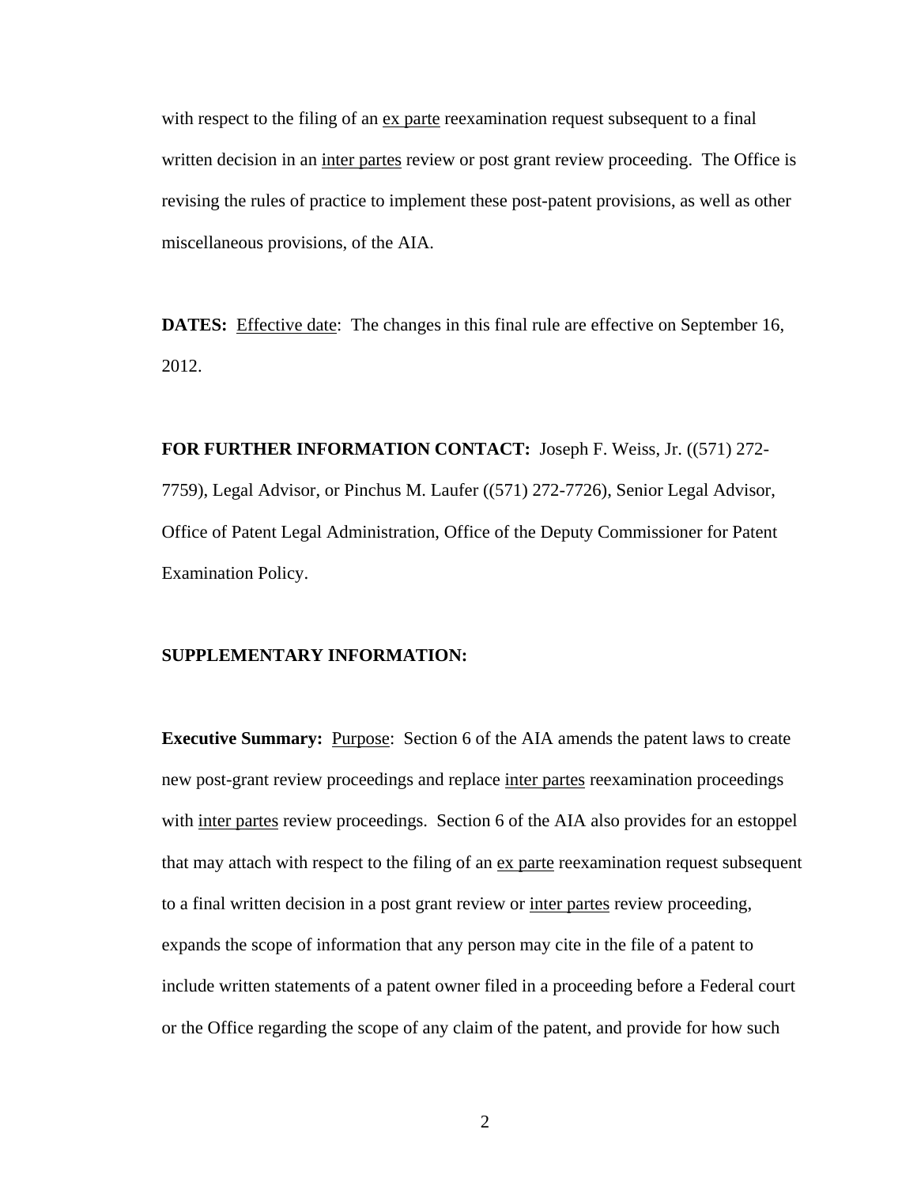with respect to the filing of an ex parte reexamination request subsequent to a final written decision in an inter partes review or post grant review proceeding. The Office is revising the rules of practice to implement these post-patent provisions, as well as other miscellaneous provisions, of the AIA.

**DATES:** Effective date: The changes in this final rule are effective on September 16, 2012.

**FOR FURTHER INFORMATION CONTACT:** Joseph F. Weiss, Jr. ((571) 272-7759), Legal Advisor, or Pinchus M. Laufer ((571) 272-7726), Senior Legal Advisor, Office of Patent Legal Administration, Office of the Deputy Commissioner for Patent Examination Policy.

**SUPPLEMENTARY INFORMATION:**

**Executive Summary:** Purpose: Section 6 of the AIA amends the patent laws to create new post-grant review proceedings and replace inter partes reexamination proceedings with inter partes review proceedings. Section 6 of the AIA also provides for an estoppel that may attach with respect to the filing of an ex parte reexamination request subsequent to a final written decision in a post grant review or inter partes review proceeding, expands the scope of information that any person may cite in the file of a patent to include written statements of a patent owner filed in a proceeding before a Federal court or the Office regarding the scope of any claim of the patent, and provide for how such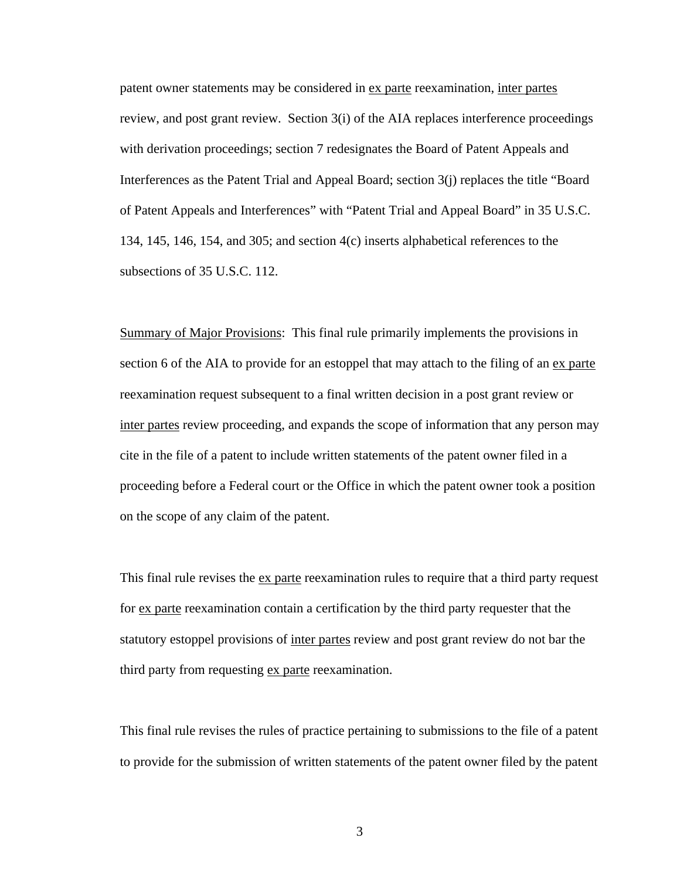patent owner statements may be considered in ex parte reexamination, inter partes review, and post grant review. Section 3(i) of the AIA replaces interference proceedings with derivation proceedings; section 7 redesignates the Board of Patent Appeals and Interferences as the Patent Trial and Appeal Board; section 3(j) replaces the title "Board of Patent Appeals and Interferences" with "Patent Trial and Appeal Board" in 35 U.S.C. 134, 145, 146, 154, and 305; and section 4(c) inserts alphabetical references to the subsections of 35 U.S.C. 112.

Summary of Major Provisions: This final rule primarily implements the provisions in section 6 of the AIA to provide for an estoppel that may attach to the filing of an ex parte reexamination request subsequent to a final written decision in a post grant review or inter partes review proceeding, and expands the scope of information that any person may cite in the file of a patent to include written statements of the patent owner filed in a proceeding before a Federal court or the Office in which the patent owner took a position on the scope of any claim of the patent.

This final rule revises the ex parte reexamination rules to require that a third party request for ex parte reexamination contain a certification by the third party requester that the statutory estoppel provisions of inter partes review and post grant review do not bar the third party from requesting ex parte reexamination.

This final rule revises the rules of practice pertaining to submissions to the file of a patent to provide for the submission of written statements of the patent owner filed by the patent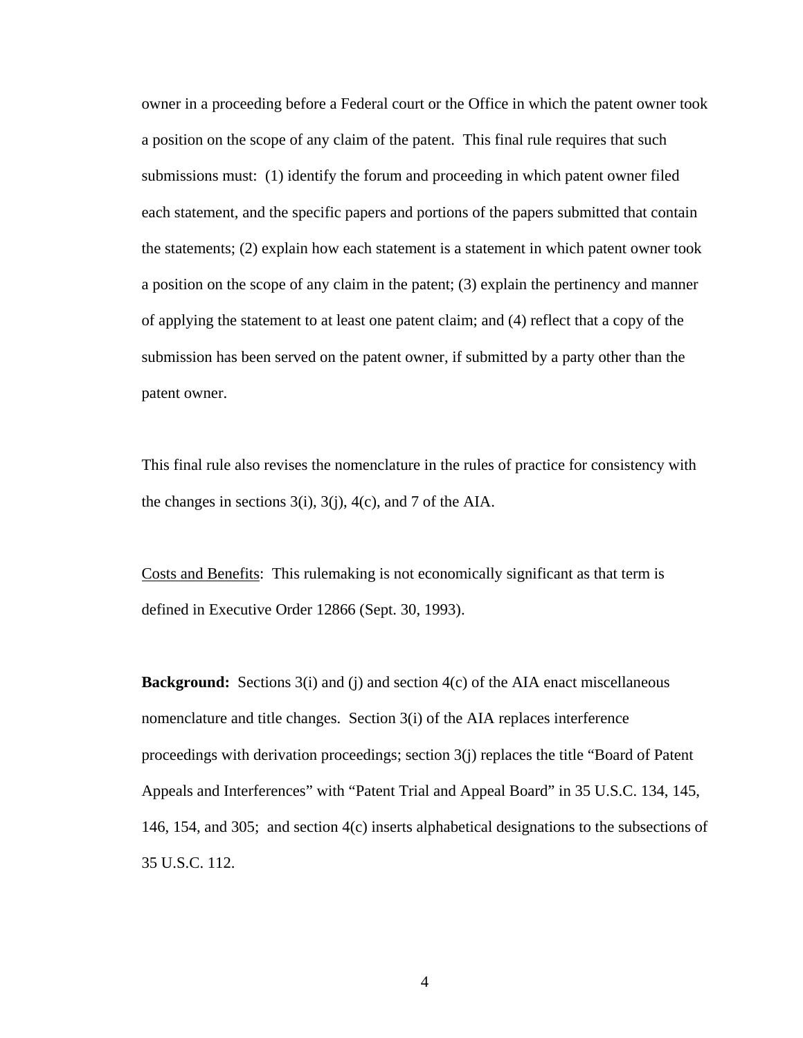owner in a proceeding before a Federal court or the Office in which the patent owner took a position on the scope of any claim of the patent. This final rule requires that such submissions must: (1) identify the forum and proceeding in which patent owner filed each statement, and the specific papers and portions of the papers submitted that contain the statements; (2) explain how each statement is a statement in which patent owner took a position on the scope of any claim in the patent; (3) explain the pertinency and manner of applying the statement to at least one patent claim; and (4) reflect that a copy of the submission has been served on the patent owner, if submitted by a party other than the patent owner.

This final rule also revises the nomenclature in the rules of practice for consistency with the changes in sections 3(i), 3(j), 4(c), and 7 of the AIA.

Costs and Benefits: This rulemaking is not economically significant as that term is defined in Executive Order 12866 (Sept. 30, 1993).

**Background:** Sections 3(i) and (j) and section 4(c) of the AIA enact miscellaneous nomenclature and title changes. Section 3(i) of the AIA replaces interference proceedings with derivation proceedings; section 3(j) replaces the title "Board of Patent Appeals and Interferences" with "Patent Trial and Appeal Board" in 35 U.S.C. 134, 145, 146, 154, and 305; and section 4(c) inserts alphabetical designations to the subsections of 35 U.S.C. 112.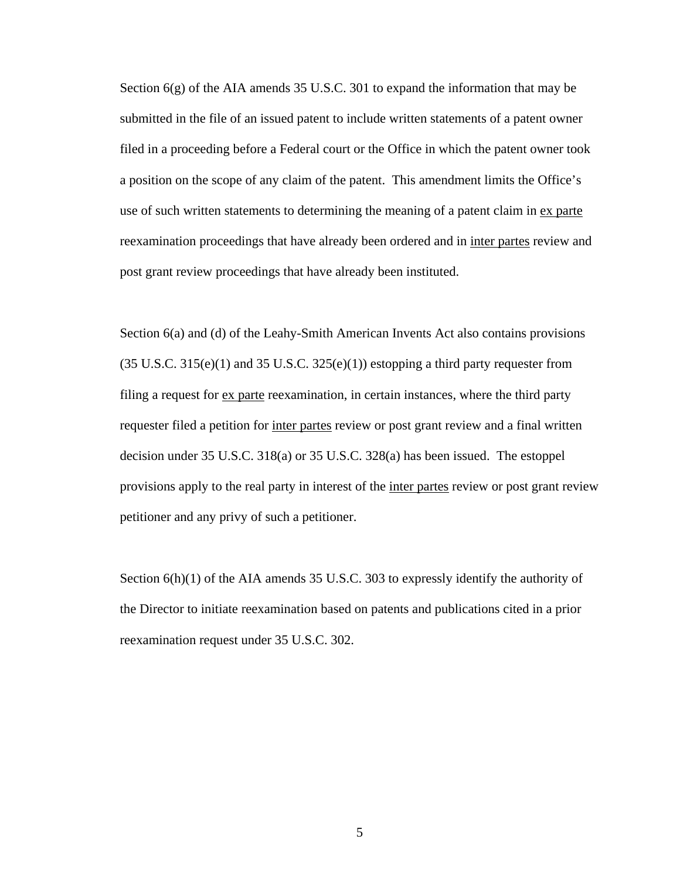Section 6(g) of the AIA amends 35 U.S.C. 301 to expand the information that may be submitted in the file of an issued patent to include written statements of a patent owner filed in a proceeding before a Federal court or the Office in which the patent owner took a position on the scope of any claim of the patent. This amendment limits the Office's use of such written statements to determining the meaning of a patent claim in <u>ex parte</u> reexamination proceedings that have already been ordered and in <u>inter partes</u> review and post grant review proceedings that have already been instituted.

Section 6(a) and (d) of the Leahy-Smith American Invents Act also contains provisions (35 U.S.C. 315(e)(1) and 35 U.S.C. 325(e)(1)) estopping a third party requester from filing a request for <u>ex parte</u> reexamination, in certain instances, where the third party requester filed a petition for <u>inter partes</u> review or post grant review and a final written decision under 35 U.S.C. 318(a) or 35 U.S.C. 328(a) has been issued. The estoppel provisions apply to the real party in interest of the <u>inter partes</u> review or post grant review petitioner and any privy of such a petitioner.

Section 6(h)(1) of the AIA amends 35 U.S.C. 303 to expressly identify the authority of the Director to initiate reexamination based on patents and publications cited in a prior reexamination request under 35 U.S.C. 302.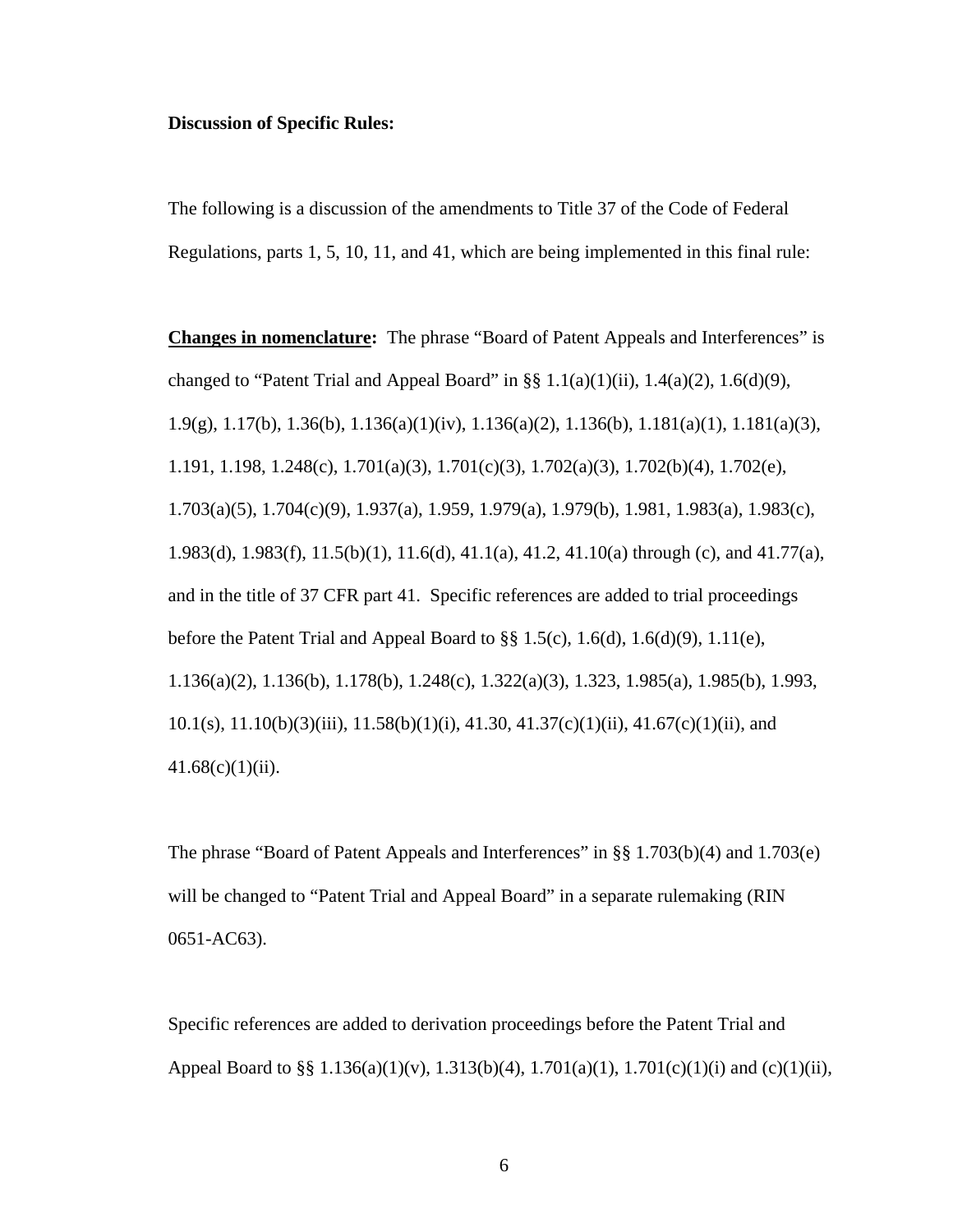**Discussion of Specific Rules:**

The following is a discussion of the amendments to Title 37 of the Code of Federal Regulations, parts 1, 5, 10, 11, and 41, which are being implemented in this final rule:

**Changes in nomenclature:** The phrase "Board of Patent Appeals and Interferences" is changed to "Patent Trial and Appeal Board" in §§ 1.1(a)(1)(ii), 1.4(a)(2), 1.6(d)(9), 1.9(g), 1.17(b), 1.36(b), 1.136(a)(1)(iv), 1.136(a)(2), 1.136(b), 1.181(a)(1), 1.181(a)(3), 1.191, 1.198, 1.248(c), 1.701(a)(3), 1.701(c)(3), 1.702(a)(3), 1.702(b)(4), 1.702(e), 1.703(a)(5), 1.704(c)(9), 1.937(a), 1.959, 1.979(a), 1.979(b), 1.981, 1.983(a), 1.983(c), 1.983(d), 1.983(f), 11.5(b)(1), 11.6(d), 41.1(a), 41.2, 41.10(a) through (c), and 41.77(a), and in the title of 37 CFR part 41. Specific references are added to trial proceedings before the Patent Trial and Appeal Board to §§ 1.5(c), 1.6(d), 1.6(d)(9), 1.11(e), 1.136(a)(2), 1.136(b), 1.178(b), 1.248(c), 1.322(a)(3), 1.323, 1.985(a), 1.985(b), 1.993, 10.1(s), 11.10(b)(3)(iii), 11.58(b)(1)(i), 41.30, 41.37(c)(1)(ii), 41.67(c)(1)(ii), and 41.68(c)(1)(ii).

The phrase "Board of Patent Appeals and Interferences" in §§ 1.703(b)(4) and 1.703(e) will be changed to "Patent Trial and Appeal Board" in a separate rulemaking (RIN 0651-AC63).

Specific references are added to derivation proceedings before the Patent Trial and Appeal Board to §§ 1.136(a)(1)(v), 1.313(b)(4), 1.701(a)(1), 1.701(c)(1)(i) and (c)(1)(ii),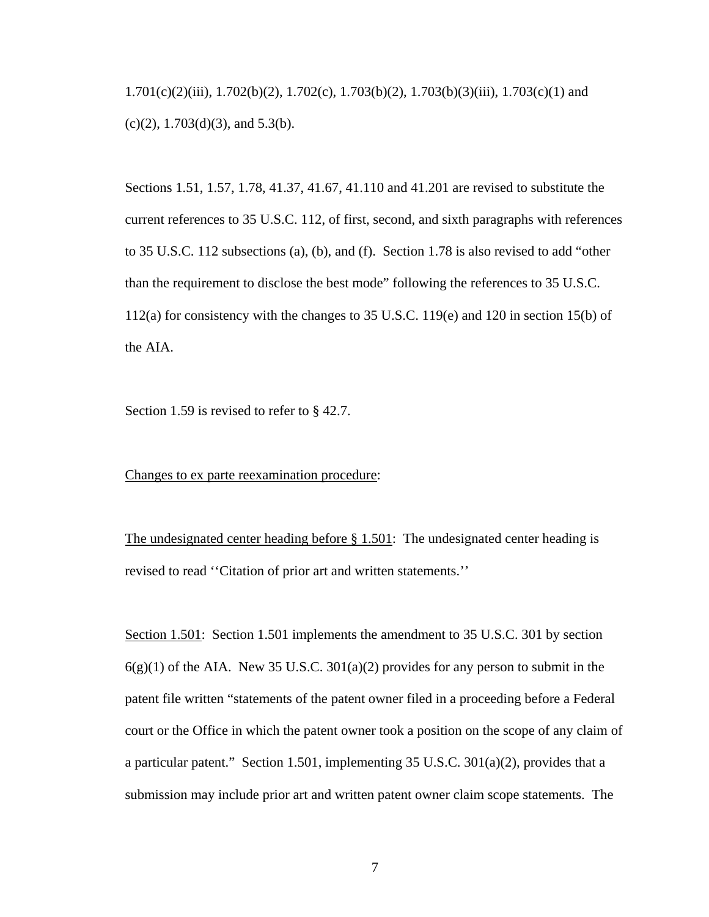1.701(c)(2)(iii), 1.702(b)(2), 1.702(c), 1.703(b)(2), 1.703(b)(3)(iii), 1.703(c)(1) and (c)(2), 1.703(d)(3), and 5.3(b).

Sections 1.51, 1.57, 1.78, 41.37, 41.67, 41.110 and 41.201 are revised to substitute the current references to 35 U.S.C. 112, of first, second, and sixth paragraphs with references to 35 U.S.C. 112 subsections (a), (b), and (f). Section 1.78 is also revised to add "other than the requirement to disclose the best mode" following the references to 35 U.S.C. 112(a) for consistency with the changes to 35 U.S.C. 119(e) and 120 in section 15(b) of the AIA.

Section 1.59 is revised to refer to § 42.7.

<u>Changes to ex parte reexamination procedure</u>:

<u>The undesignated center heading before § 1.501</u>: The undesignated center heading is revised to read ''Citation of prior art and written statements.''

<u>Section 1.501</u>: Section 1.501 implements the amendment to 35 U.S.C. 301 by section 6(g)(1) of the AIA. New 35 U.S.C. 301(a)(2) provides for any person to submit in the patent file written "statements of the patent owner filed in a proceeding before a Federal court or the Office in which the patent owner took a position on the scope of any claim of a particular patent." Section 1.501, implementing 35 U.S.C. 301(a)(2), provides that a submission may include prior art and written patent owner claim scope statements. The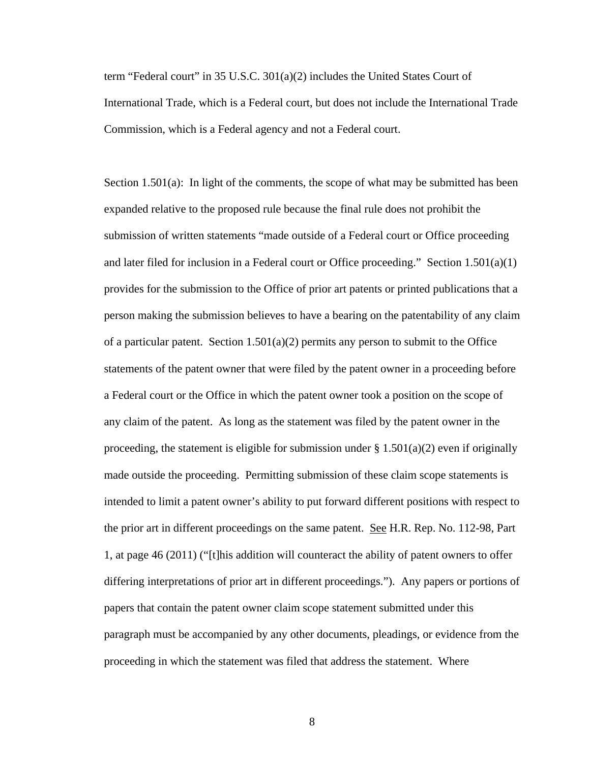term "Federal court" in 35 U.S.C. 301(a)(2) includes the United States Court of International Trade, which is a Federal court, but does not include the International Trade Commission, which is a Federal agency and not a Federal court.

Section 1.501(a): In light of the comments, the scope of what may be submitted has been expanded relative to the proposed rule because the final rule does not prohibit the submission of written statements "made outside of a Federal court or Office proceeding and later filed for inclusion in a Federal court or Office proceeding." Section 1.501(a)(1) provides for the submission to the Office of prior art patents or printed publications that a person making the submission believes to have a bearing on the patentability of any claim of a particular patent. Section 1.501(a)(2) permits any person to submit to the Office statements of the patent owner that were filed by the patent owner in a proceeding before a Federal court or the Office in which the patent owner took a position on the scope of any claim of the patent. As long as the statement was filed by the patent owner in the proceeding, the statement is eligible for submission under § 1.501(a)(2) even if originally made outside the proceeding. Permitting submission of these claim scope statements is intended to limit a patent owner's ability to put forward different positions with respect to the prior art in different proceedings on the same patent. See H.R. Rep. No. 112-98, Part 1, at page 46 (2011) ("[t]his addition will counteract the ability of patent owners to offer differing interpretations of prior art in different proceedings."). Any papers or portions of papers that contain the patent owner claim scope statement submitted under this paragraph must be accompanied by any other documents, pleadings, or evidence from the proceeding in which the statement was filed that address the statement. Where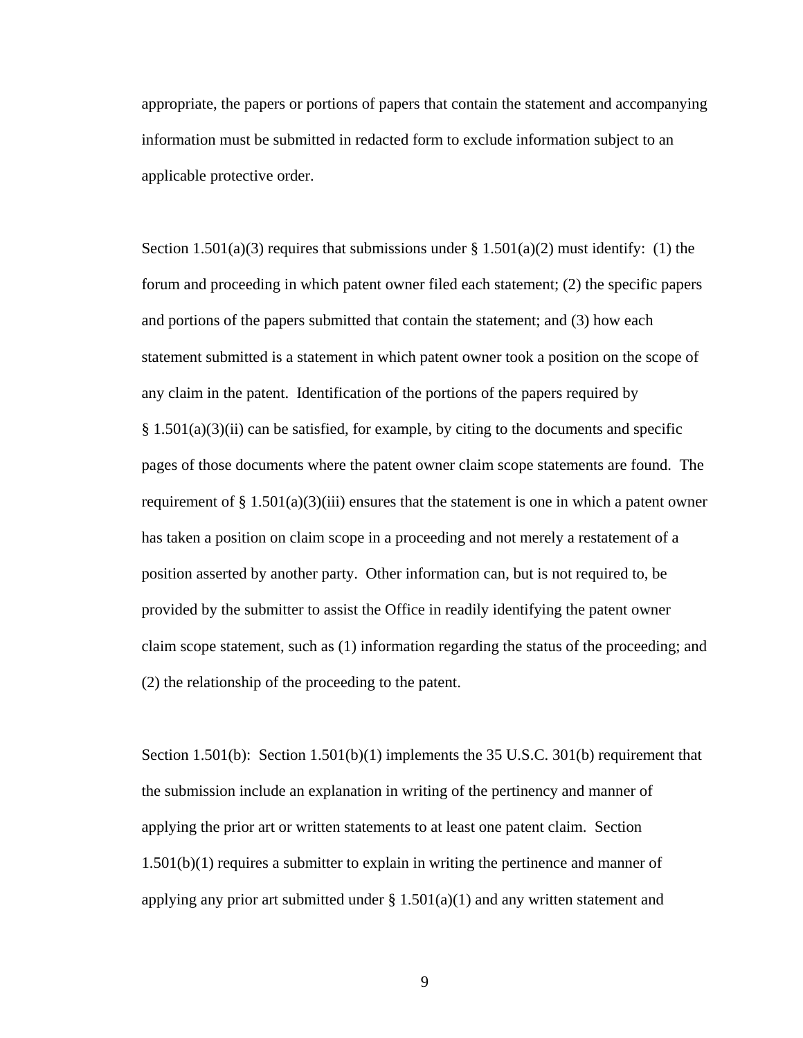appropriate, the papers or portions of papers that contain the statement and accompanying information must be submitted in redacted form to exclude information subject to an applicable protective order.

Section 1.501(a)(3) requires that submissions under § 1.501(a)(2) must identify: (1) the forum and proceeding in which patent owner filed each statement; (2) the specific papers and portions of the papers submitted that contain the statement; and (3) how each statement submitted is a statement in which patent owner took a position on the scope of any claim in the patent. Identification of the portions of the papers required by § 1.501(a)(3)(ii) can be satisfied, for example, by citing to the documents and specific pages of those documents where the patent owner claim scope statements are found. The requirement of § 1.501(a)(3)(iii) ensures that the statement is one in which a patent owner has taken a position on claim scope in a proceeding and not merely a restatement of a position asserted by another party. Other information can, but is not required to, be provided by the submitter to assist the Office in readily identifying the patent owner claim scope statement, such as (1) information regarding the status of the proceeding; and (2) the relationship of the proceeding to the patent.

Section 1.501(b): Section 1.501(b)(1) implements the 35 U.S.C. 301(b) requirement that the submission include an explanation in writing of the pertinency and manner of applying the prior art or written statements to at least one patent claim. Section 1.501(b)(1) requires a submitter to explain in writing the pertinence and manner of applying any prior art submitted under § 1.501(a)(1) and any written statement and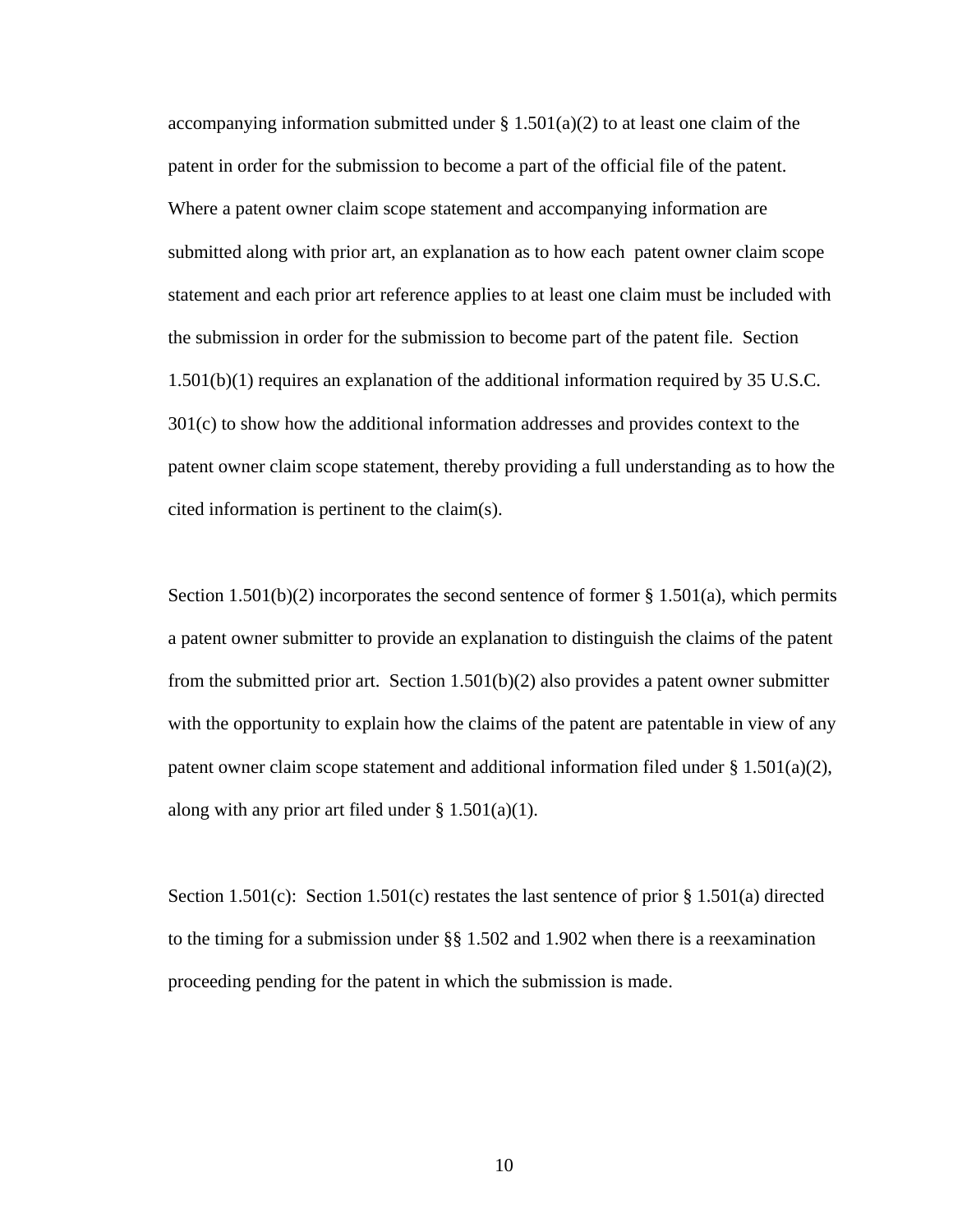accompanying information submitted under § 1.501(a)(2) to at least one claim of the patent in order for the submission to become a part of the official file of the patent. Where a patent owner claim scope statement and accompanying information are submitted along with prior art, an explanation as to how each patent owner claim scope statement and each prior art reference applies to at least one claim must be included with the submission in order for the submission to become part of the patent file. Section 1.501(b)(1) requires an explanation of the additional information required by 35 U.S.C. 301(c) to show how the additional information addresses and provides context to the patent owner claim scope statement, thereby providing a full understanding as to how the cited information is pertinent to the claim(s).

Section 1.501(b)(2) incorporates the second sentence of former § 1.501(a), which permits a patent owner submitter to provide an explanation to distinguish the claims of the patent from the submitted prior art. Section 1.501(b)(2) also provides a patent owner submitter with the opportunity to explain how the claims of the patent are patentable in view of any patent owner claim scope statement and additional information filed under § 1.501(a)(2), along with any prior art filed under § 1.501(a)(1).

Section 1.501(c): Section 1.501(c) restates the last sentence of prior § 1.501(a) directed to the timing for a submission under §§ 1.502 and 1.902 when there is a reexamination proceeding pending for the patent in which the submission is made.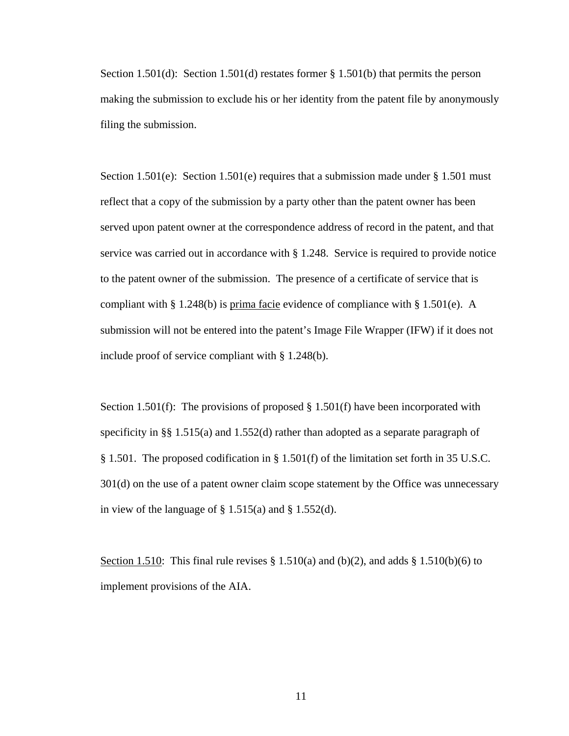Section 1.501(d): Section 1.501(d) restates former § 1.501(b) that permits the person making the submission to exclude his or her identity from the patent file by anonymously filing the submission.

Section 1.501(e): Section 1.501(e) requires that a submission made under § 1.501 must reflect that a copy of the submission by a party other than the patent owner has been served upon patent owner at the correspondence address of record in the patent, and that service was carried out in accordance with § 1.248. Service is required to provide notice to the patent owner of the submission. The presence of a certificate of service that is compliant with § 1.248(b) is prima facie evidence of compliance with § 1.501(e). A submission will not be entered into the patent's Image File Wrapper (IFW) if it does not include proof of service compliant with § 1.248(b).

Section 1.501(f): The provisions of proposed § 1.501(f) have been incorporated with specificity in §§ 1.515(a) and 1.552(d) rather than adopted as a separate paragraph of § 1.501. The proposed codification in § 1.501(f) of the limitation set forth in 35 U.S.C. 301(d) on the use of a patent owner claim scope statement by the Office was unnecessary in view of the language of § 1.515(a) and § 1.552(d).

Section 1.510: This final rule revises § 1.510(a) and (b)(2), and adds § 1.510(b)(6) to implement provisions of the AIA.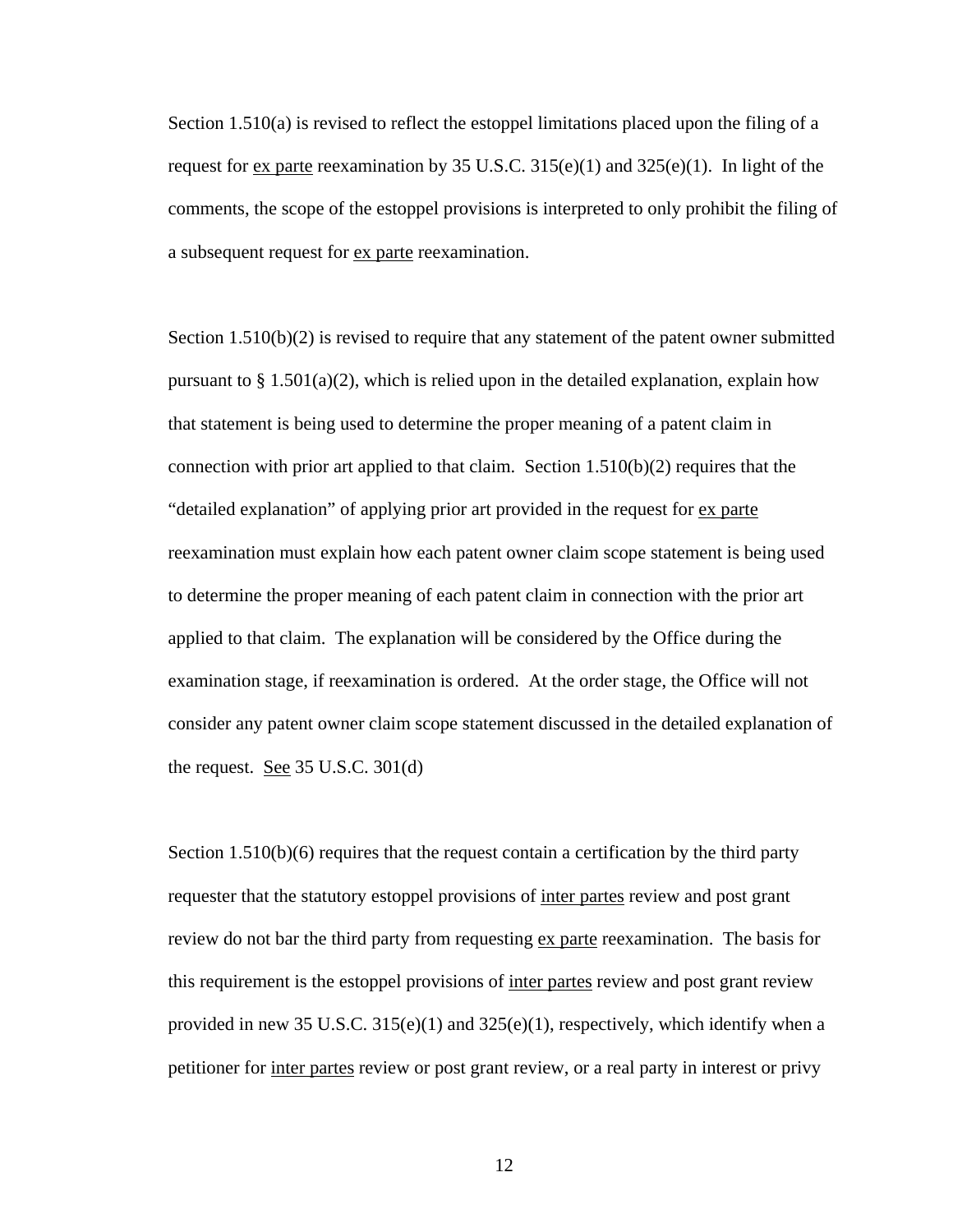Section 1.510(a) is revised to reflect the estoppel limitations placed upon the filing of a request for ex parte reexamination by 35 U.S.C. 315(e)(1) and 325(e)(1). In light of the comments, the scope of the estoppel provisions is interpreted to only prohibit the filing of a subsequent request for ex parte reexamination.

Section 1.510(b)(2) is revised to require that any statement of the patent owner submitted pursuant to § 1.501(a)(2), which is relied upon in the detailed explanation, explain how that statement is being used to determine the proper meaning of a patent claim in connection with prior art applied to that claim. Section 1.510(b)(2) requires that the "detailed explanation" of applying prior art provided in the request for ex parte reexamination must explain how each patent owner claim scope statement is being used to determine the proper meaning of each patent claim in connection with the prior art applied to that claim. The explanation will be considered by the Office during the examination stage, if reexamination is ordered. At the order stage, the Office will not consider any patent owner claim scope statement discussed in the detailed explanation of the request. See 35 U.S.C. 301(d)

Section 1.510(b)(6) requires that the request contain a certification by the third party requester that the statutory estoppel provisions of inter partes review and post grant review do not bar the third party from requesting ex parte reexamination. The basis for this requirement is the estoppel provisions of inter partes review and post grant review provided in new 35 U.S.C. 315(e)(1) and 325(e)(1), respectively, which identify when a petitioner for inter partes review or post grant review, or a real party in interest or privy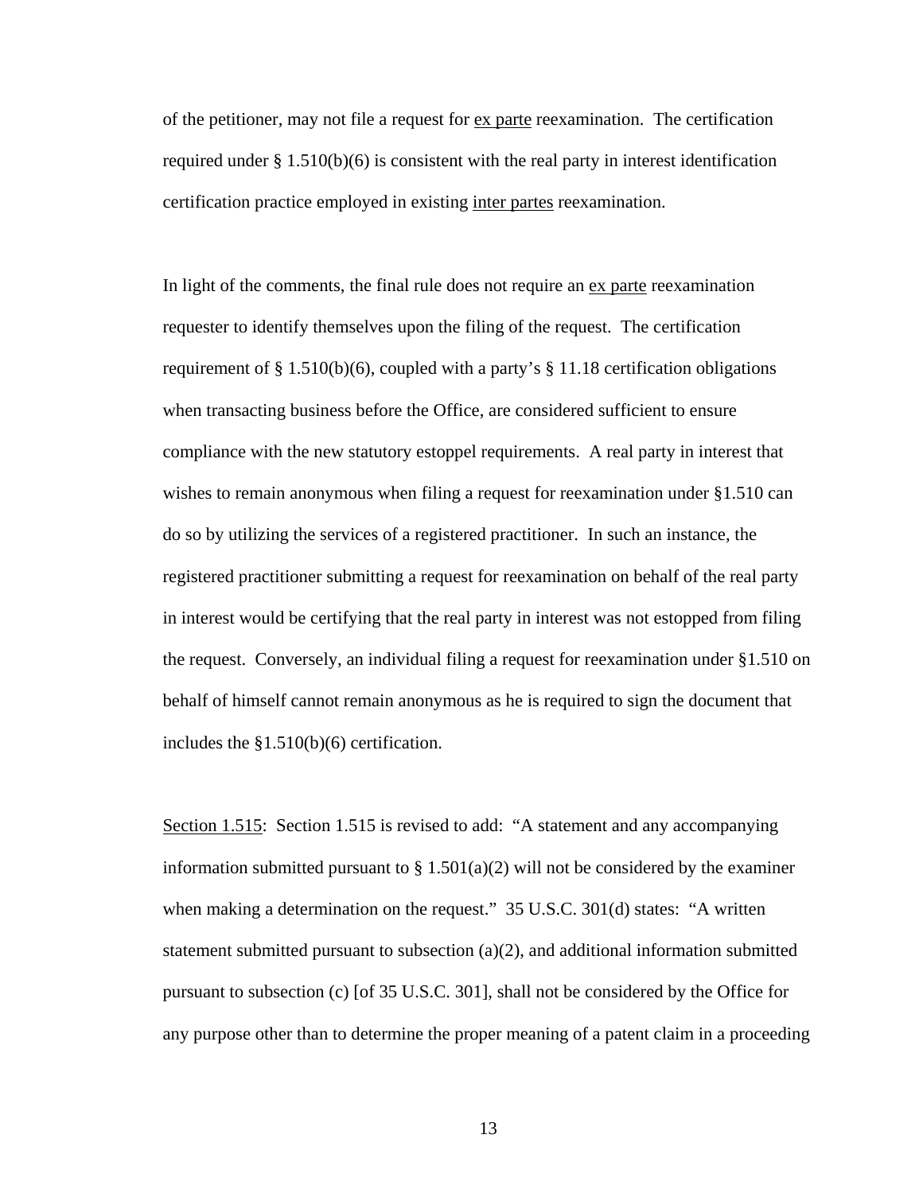of the petitioner, may not file a request for ex parte reexamination. The certification required under § 1.510(b)(6) is consistent with the real party in interest identification certification practice employed in existing inter partes reexamination.

In light of the comments, the final rule does not require an ex parte reexamination requester to identify themselves upon the filing of the request. The certification requirement of § 1.510(b)(6), coupled with a party's § 11.18 certification obligations when transacting business before the Office, are considered sufficient to ensure compliance with the new statutory estoppel requirements. A real party in interest that wishes to remain anonymous when filing a request for reexamination under §1.510 can do so by utilizing the services of a registered practitioner. In such an instance, the registered practitioner submitting a request for reexamination on behalf of the real party in interest would be certifying that the real party in interest was not estopped from filing the request. Conversely, an individual filing a request for reexamination under §1.510 on behalf of himself cannot remain anonymous as he is required to sign the document that includes the §1.510(b)(6) certification.

Section 1.515: Section 1.515 is revised to add: "A statement and any accompanying information submitted pursuant to § 1.501(a)(2) will not be considered by the examiner when making a determination on the request." 35 U.S.C. 301(d) states: "A written statement submitted pursuant to subsection (a)(2), and additional information submitted pursuant to subsection (c) [of 35 U.S.C. 301], shall not be considered by the Office for any purpose other than to determine the proper meaning of a patent claim in a proceeding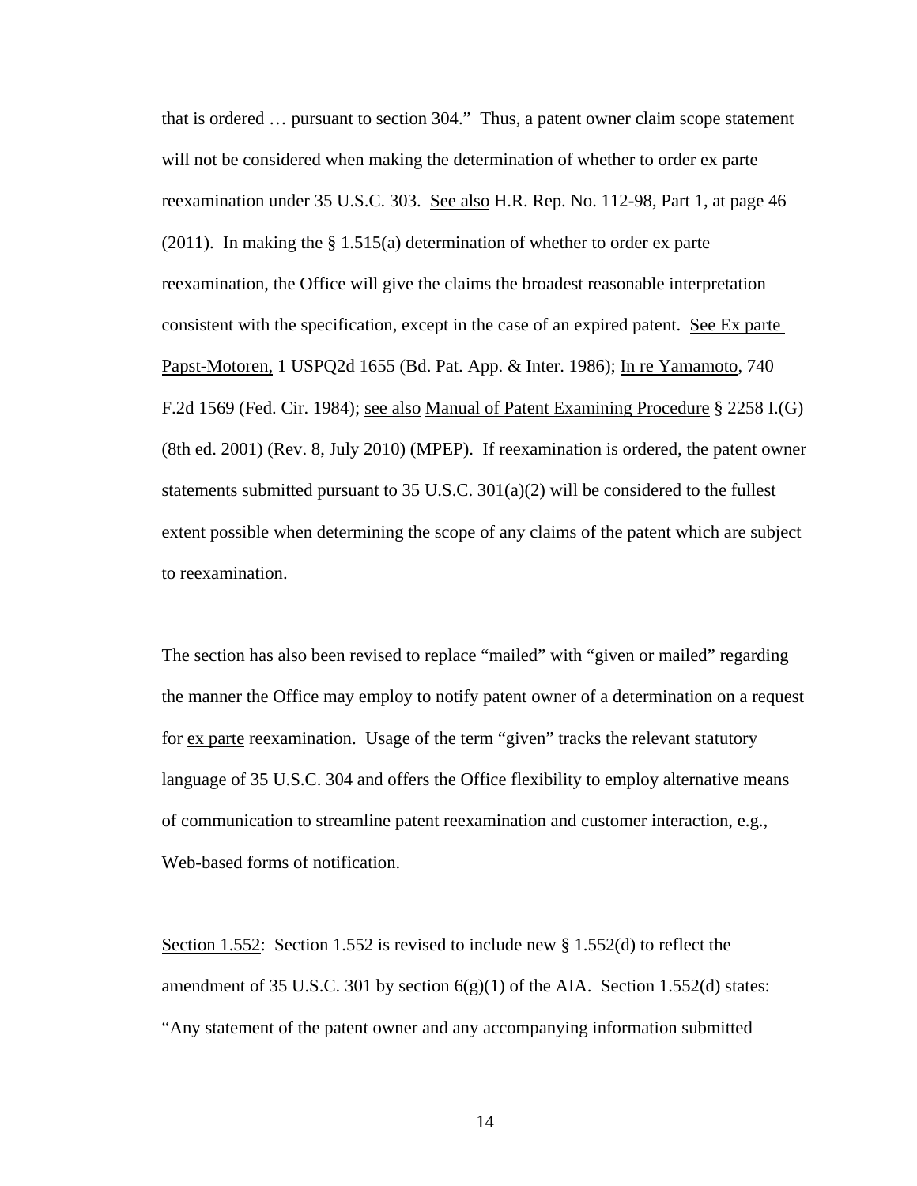that is ordered … pursuant to section 304." Thus, a patent owner claim scope statement will not be considered when making the determination of whether to order ex parte reexamination under 35 U.S.C. 303. See also H.R. Rep. No. 112-98, Part 1, at page 46 (2011). In making the § 1.515(a) determination of whether to order ex parte reexamination, the Office will give the claims the broadest reasonable interpretation consistent with the specification, except in the case of an expired patent. See Ex parte Papst-Motoren, 1 USPQ2d 1655 (Bd. Pat. App. & Inter. 1986); In re Yamamoto, 740 F.2d 1569 (Fed. Cir. 1984); see also Manual of Patent Examining Procedure § 2258 I.(G) (8th ed. 2001) (Rev. 8, July 2010) (MPEP). If reexamination is ordered, the patent owner statements submitted pursuant to 35 U.S.C. 301(a)(2) will be considered to the fullest extent possible when determining the scope of any claims of the patent which are subject to reexamination.

The section has also been revised to replace "mailed" with "given or mailed" regarding the manner the Office may employ to notify patent owner of a determination on a request for ex parte reexamination. Usage of the term "given" tracks the relevant statutory language of 35 U.S.C. 304 and offers the Office flexibility to employ alternative means of communication to streamline patent reexamination and customer interaction, e.g., Web-based forms of notification.

Section 1.552: Section 1.552 is revised to include new § 1.552(d) to reflect the amendment of 35 U.S.C. 301 by section 6(g)(1) of the AIA. Section 1.552(d) states: "Any statement of the patent owner and any accompanying information submitted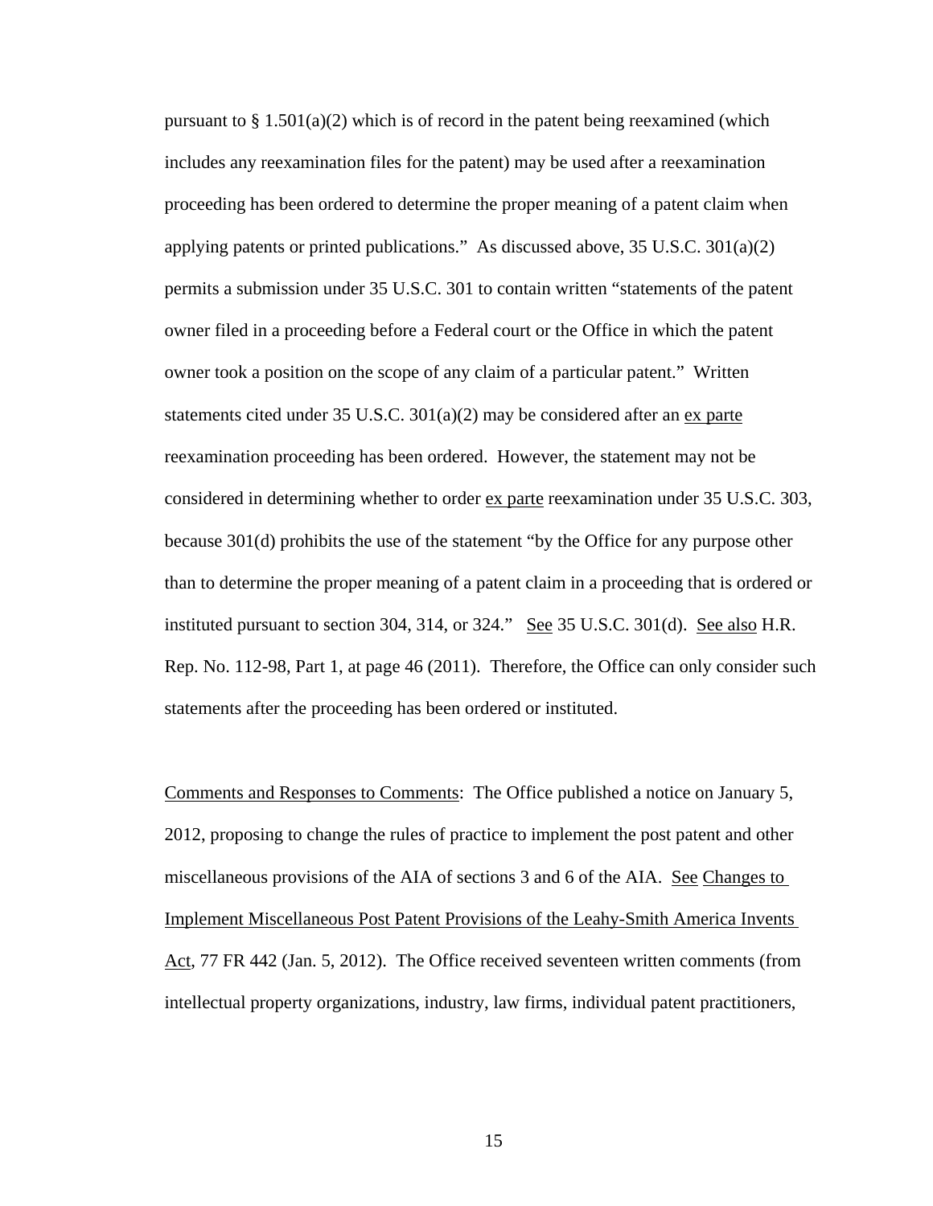pursuant to § 1.501(a)(2) which is of record in the patent being reexamined (which includes any reexamination files for the patent) may be used after a reexamination proceeding has been ordered to determine the proper meaning of a patent claim when applying patents or printed publications." As discussed above, 35 U.S.C. 301(a)(2) permits a submission under 35 U.S.C. 301 to contain written "statements of the patent owner filed in a proceeding before a Federal court or the Office in which the patent owner took a position on the scope of any claim of a particular patent." Written statements cited under 35 U.S.C. 301(a)(2) may be considered after an ex parte reexamination proceeding has been ordered. However, the statement may not be considered in determining whether to order ex parte reexamination under 35 U.S.C. 303, because 301(d) prohibits the use of the statement "by the Office for any purpose other than to determine the proper meaning of a patent claim in a proceeding that is ordered or instituted pursuant to section 304, 314, or 324." See 35 U.S.C. 301(d). See also H.R. Rep. No. 112-98, Part 1, at page 46 (2011). Therefore, the Office can only consider such statements after the proceeding has been ordered or instituted.

Comments and Responses to Comments: The Office published a notice on January 5, 2012, proposing to change the rules of practice to implement the post patent and other miscellaneous provisions of the AIA of sections 3 and 6 of the AIA. See Changes to Implement Miscellaneous Post Patent Provisions of the Leahy-Smith America Invents Act, 77 FR 442 (Jan. 5, 2012). The Office received seventeen written comments (from intellectual property organizations, industry, law firms, individual patent practitioners,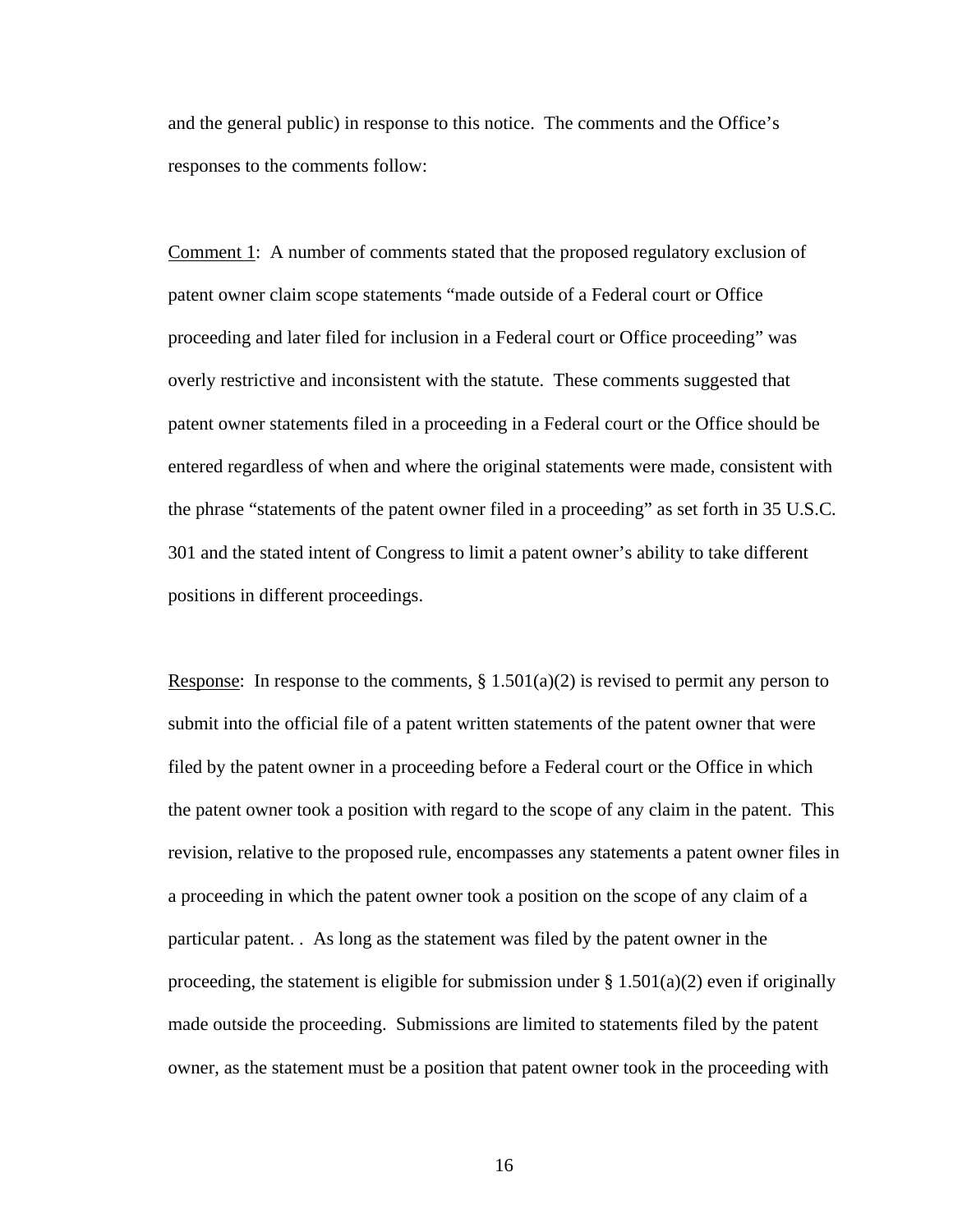and the general public) in response to this notice. The comments and the Office's responses to the comments follow:

Comment 1: A number of comments stated that the proposed regulatory exclusion of patent owner claim scope statements "made outside of a Federal court or Office proceeding and later filed for inclusion in a Federal court or Office proceeding" was overly restrictive and inconsistent with the statute. These comments suggested that patent owner statements filed in a proceeding in a Federal court or the Office should be entered regardless of when and where the original statements were made, consistent with the phrase "statements of the patent owner filed in a proceeding" as set forth in 35 U.S.C. 301 and the stated intent of Congress to limit a patent owner's ability to take different positions in different proceedings.

Response: In response to the comments, § 1.501(a)(2) is revised to permit any person to submit into the official file of a patent written statements of the patent owner that were filed by the patent owner in a proceeding before a Federal court or the Office in which the patent owner took a position with regard to the scope of any claim in the patent. This revision, relative to the proposed rule, encompasses any statements a patent owner files in a proceeding in which the patent owner took a position on the scope of any claim of a particular patent. . As long as the statement was filed by the patent owner in the proceeding, the statement is eligible for submission under § 1.501(a)(2) even if originally made outside the proceeding. Submissions are limited to statements filed by the patent owner, as the statement must be a position that patent owner took in the proceeding with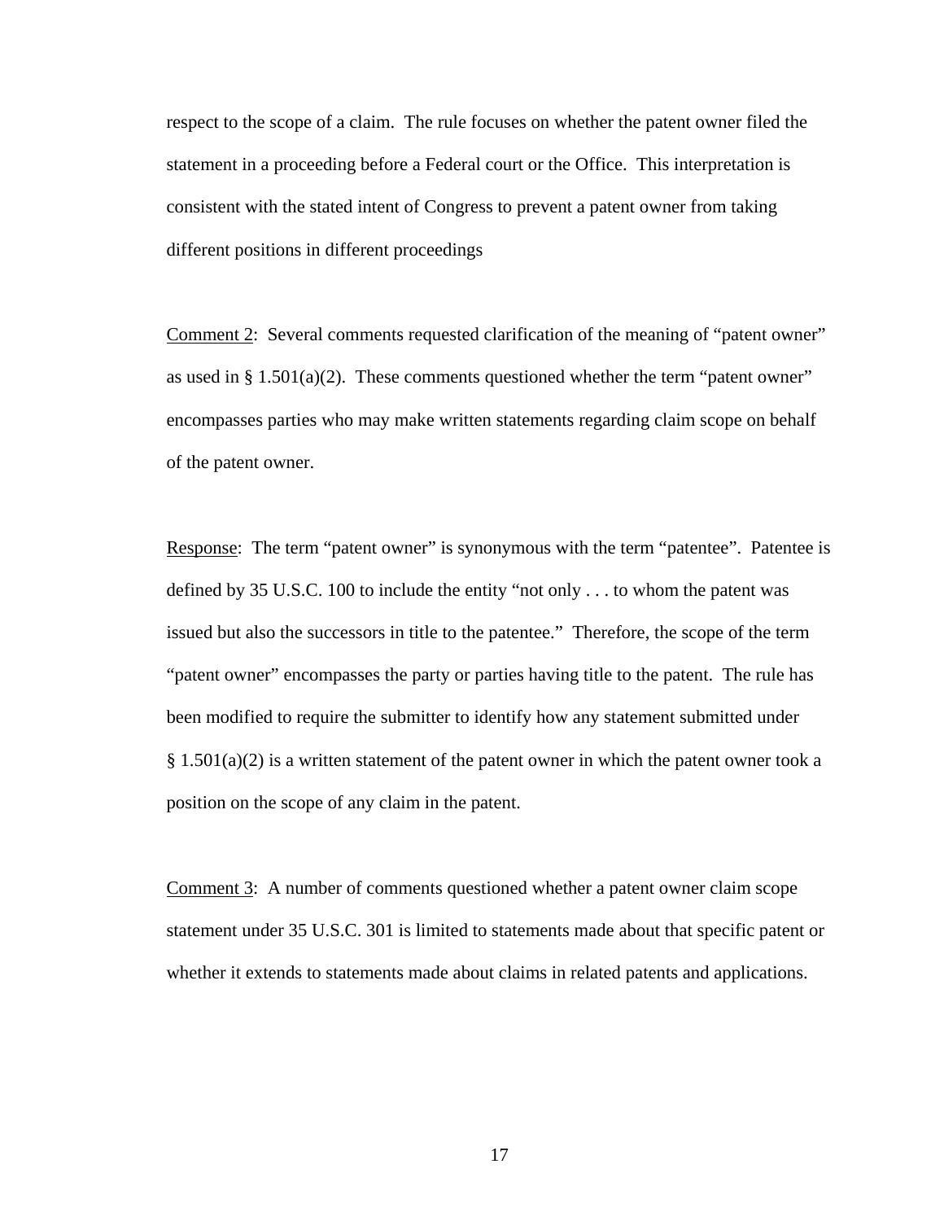respect to the scope of a claim. The rule focuses on whether the patent owner filed the statement in a proceeding before a Federal court or the Office. This interpretation is consistent with the stated intent of Congress to prevent a patent owner from taking different positions in different proceedings

<u>Comment 2</u>: Several comments requested clarification of the meaning of "patent owner" as used in § 1.501(a)(2). These comments questioned whether the term "patent owner" encompasses parties who may make written statements regarding claim scope on behalf of the patent owner.

<u>Response</u>: The term "patent owner" is synonymous with the term "patentee". Patentee is defined by 35 U.S.C. 100 to include the entity "not only . . . to whom the patent was issued but also the successors in title to the patentee." Therefore, the scope of the term "patent owner" encompasses the party or parties having title to the patent. The rule has been modified to require the submitter to identify how any statement submitted under § 1.501(a)(2) is a written statement of the patent owner in which the patent owner took a position on the scope of any claim in the patent.

<u>Comment 3</u>: A number of comments questioned whether a patent owner claim scope statement under 35 U.S.C. 301 is limited to statements made about that specific patent or whether it extends to statements made about claims in related patents and applications.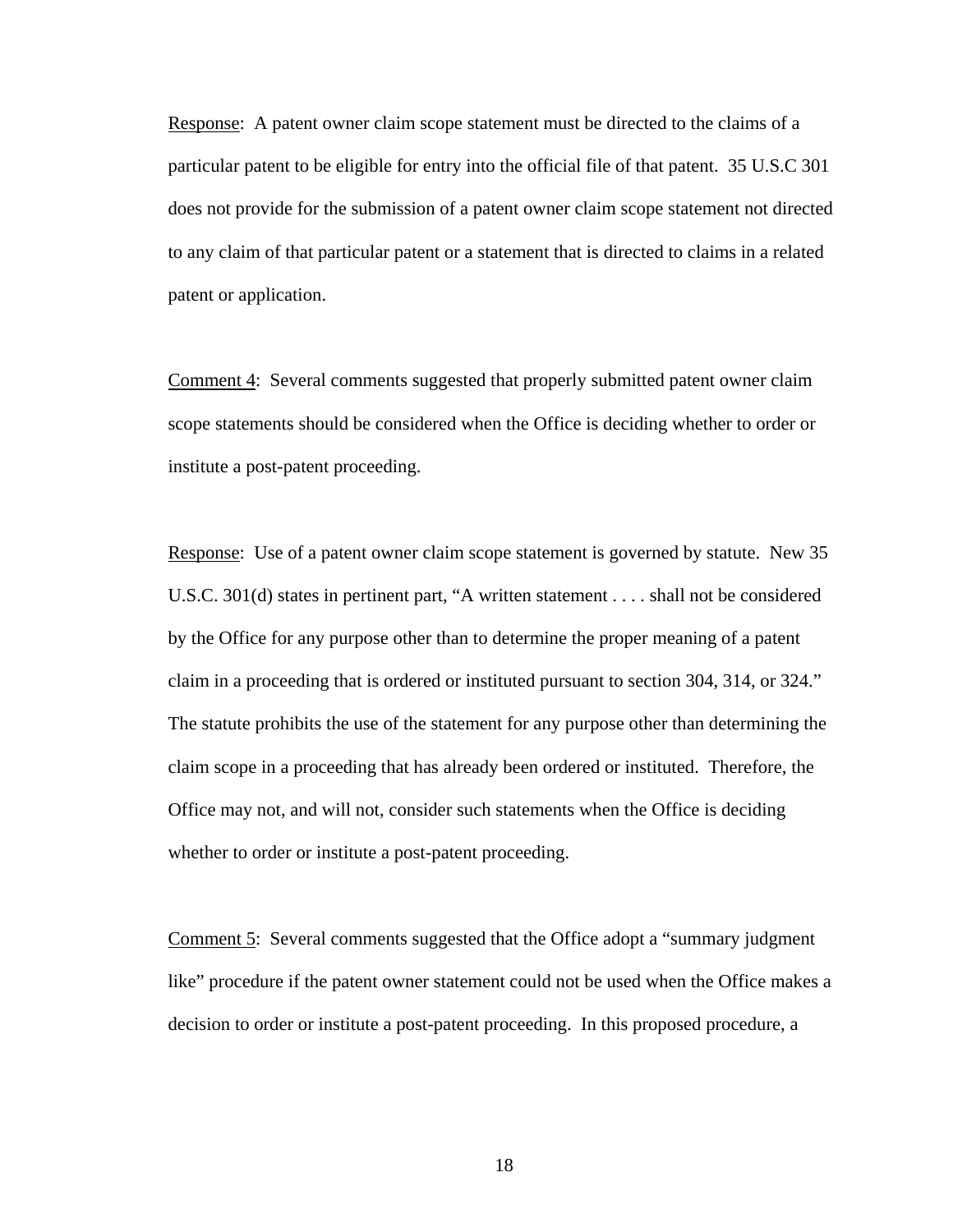Response: A patent owner claim scope statement must be directed to the claims of a particular patent to be eligible for entry into the official file of that patent. 35 U.S.C 301 does not provide for the submission of a patent owner claim scope statement not directed to any claim of that particular patent or a statement that is directed to claims in a related patent or application.

Comment 4: Several comments suggested that properly submitted patent owner claim scope statements should be considered when the Office is deciding whether to order or institute a post-patent proceeding.

Response: Use of a patent owner claim scope statement is governed by statute. New 35 U.S.C. 301(d) states in pertinent part, "A written statement . . . . shall not be considered by the Office for any purpose other than to determine the proper meaning of a patent claim in a proceeding that is ordered or instituted pursuant to section 304, 314, or 324." The statute prohibits the use of the statement for any purpose other than determining the claim scope in a proceeding that has already been ordered or instituted. Therefore, the Office may not, and will not, consider such statements when the Office is deciding whether to order or institute a post-patent proceeding.

Comment 5: Several comments suggested that the Office adopt a "summary judgment like" procedure if the patent owner statement could not be used when the Office makes a decision to order or institute a post-patent proceeding. In this proposed procedure, a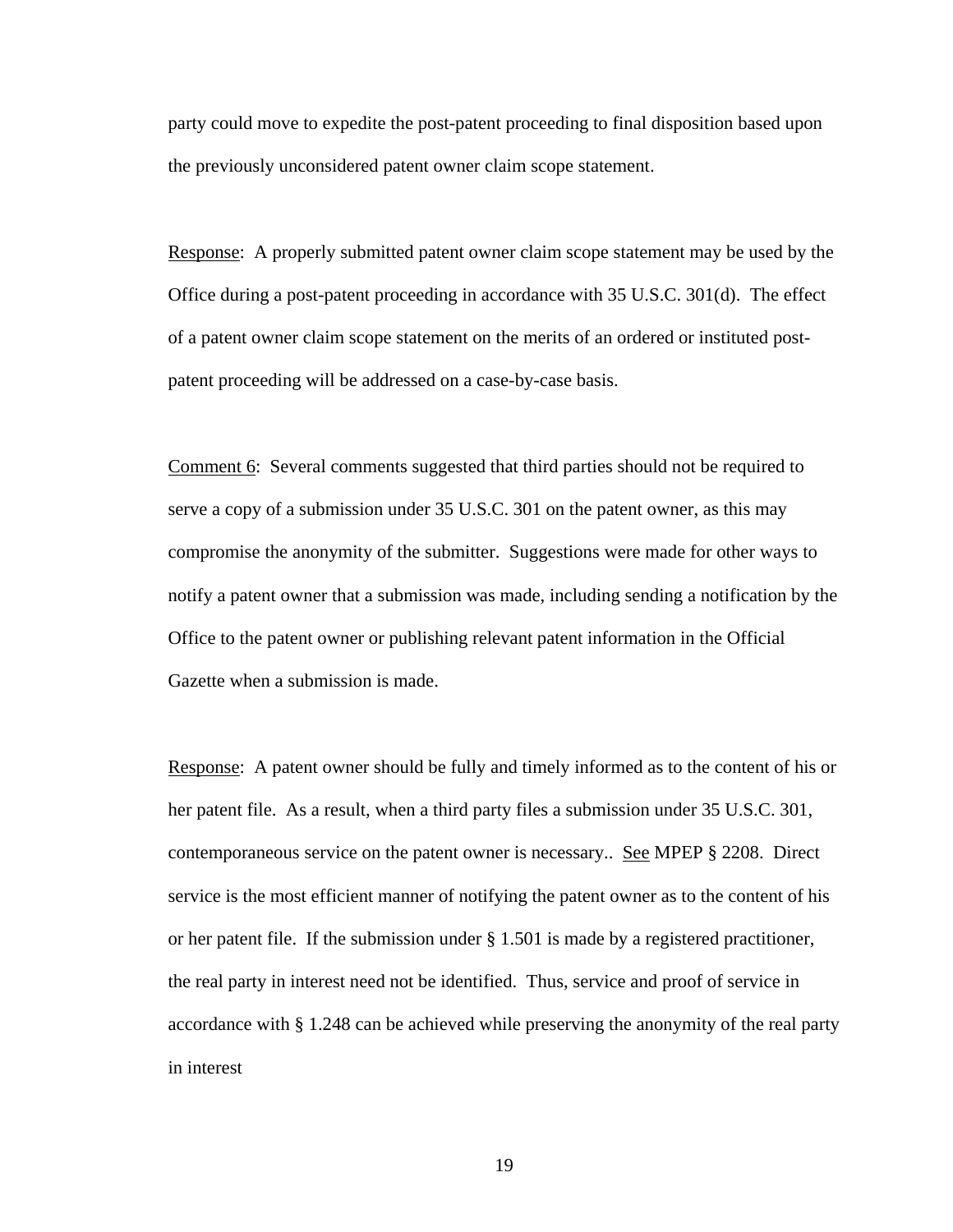party could move to expedite the post-patent proceeding to final disposition based upon the previously unconsidered patent owner claim scope statement.

Response: A properly submitted patent owner claim scope statement may be used by the Office during a post-patent proceeding in accordance with 35 U.S.C. 301(d). The effect of a patent owner claim scope statement on the merits of an ordered or instituted post-patent proceeding will be addressed on a case-by-case basis.

Comment 6: Several comments suggested that third parties should not be required to serve a copy of a submission under 35 U.S.C. 301 on the patent owner, as this may compromise the anonymity of the submitter. Suggestions were made for other ways to notify a patent owner that a submission was made, including sending a notification by the Office to the patent owner or publishing relevant patent information in the Official Gazette when a submission is made.

Response: A patent owner should be fully and timely informed as to the content of his or her patent file. As a result, when a third party files a submission under 35 U.S.C. 301, contemporaneous service on the patent owner is necessary.. See MPEP § 2208. Direct service is the most efficient manner of notifying the patent owner as to the content of his or her patent file. If the submission under § 1.501 is made by a registered practitioner, the real party in interest need not be identified. Thus, service and proof of service in accordance with § 1.248 can be achieved while preserving the anonymity of the real party in interest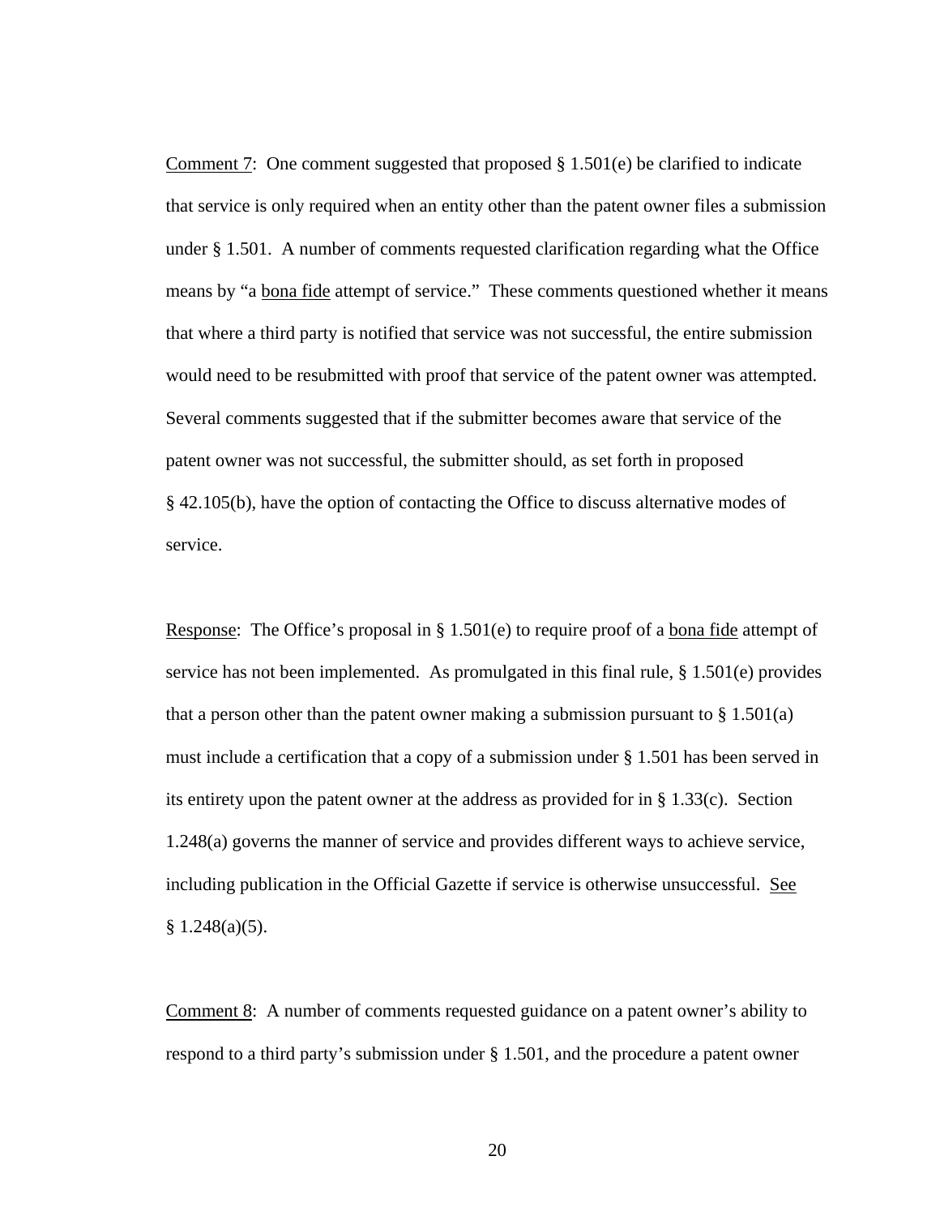Comment 7: One comment suggested that proposed § 1.501(e) be clarified to indicate that service is only required when an entity other than the patent owner files a submission under § 1.501. A number of comments requested clarification regarding what the Office means by "a bona fide attempt of service." These comments questioned whether it means that where a third party is notified that service was not successful, the entire submission would need to be resubmitted with proof that service of the patent owner was attempted. Several comments suggested that if the submitter becomes aware that service of the patent owner was not successful, the submitter should, as set forth in proposed § 42.105(b), have the option of contacting the Office to discuss alternative modes of service.

Response: The Office's proposal in § 1.501(e) to require proof of a bona fide attempt of service has not been implemented. As promulgated in this final rule, § 1.501(e) provides that a person other than the patent owner making a submission pursuant to § 1.501(a) must include a certification that a copy of a submission under § 1.501 has been served in its entirety upon the patent owner at the address as provided for in § 1.33(c). Section 1.248(a) governs the manner of service and provides different ways to achieve service, including publication in the Official Gazette if service is otherwise unsuccessful. See § 1.248(a)(5).

Comment 8: A number of comments requested guidance on a patent owner's ability to respond to a third party's submission under § 1.501, and the procedure a patent owner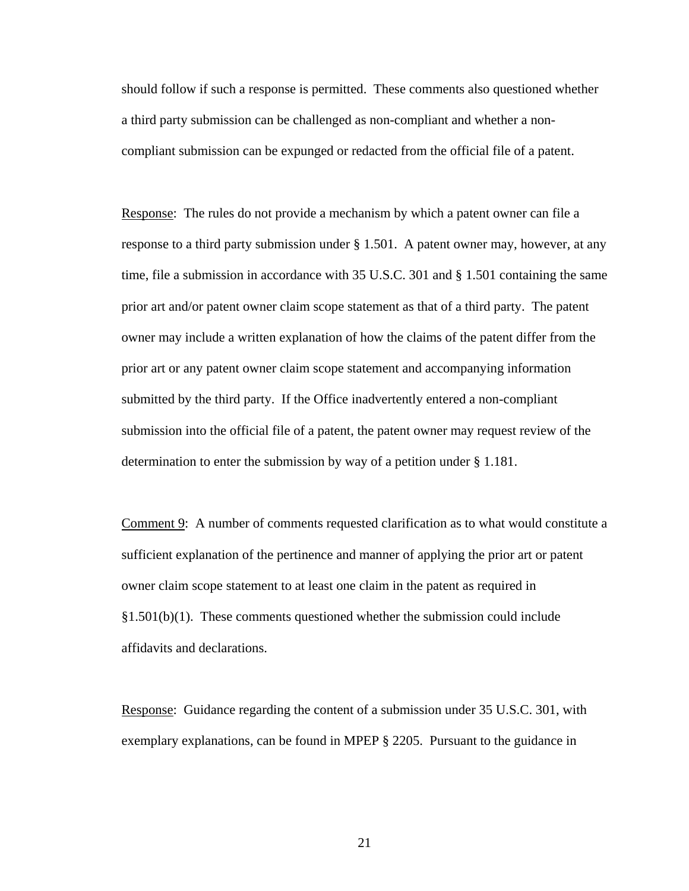should follow if such a response is permitted. These comments also questioned whether a third party submission can be challenged as non-compliant and whether a non-compliant submission can be expunged or redacted from the official file of a patent.

<u>Response</u>: The rules do not provide a mechanism by which a patent owner can file a response to a third party submission under § 1.501. A patent owner may, however, at any time, file a submission in accordance with 35 U.S.C. 301 and § 1.501 containing the same prior art and/or patent owner claim scope statement as that of a third party. The patent owner may include a written explanation of how the claims of the patent differ from the prior art or any patent owner claim scope statement and accompanying information submitted by the third party. If the Office inadvertently entered a non-compliant submission into the official file of a patent, the patent owner may request review of the determination to enter the submission by way of a petition under § 1.181.

<u>Comment 9</u>: A number of comments requested clarification as to what would constitute a sufficient explanation of the pertinence and manner of applying the prior art or patent owner claim scope statement to at least one claim in the patent as required in §1.501(b)(1). These comments questioned whether the submission could include affidavits and declarations.

<u>Response</u>: Guidance regarding the content of a submission under 35 U.S.C. 301, with exemplary explanations, can be found in MPEP § 2205. Pursuant to the guidance in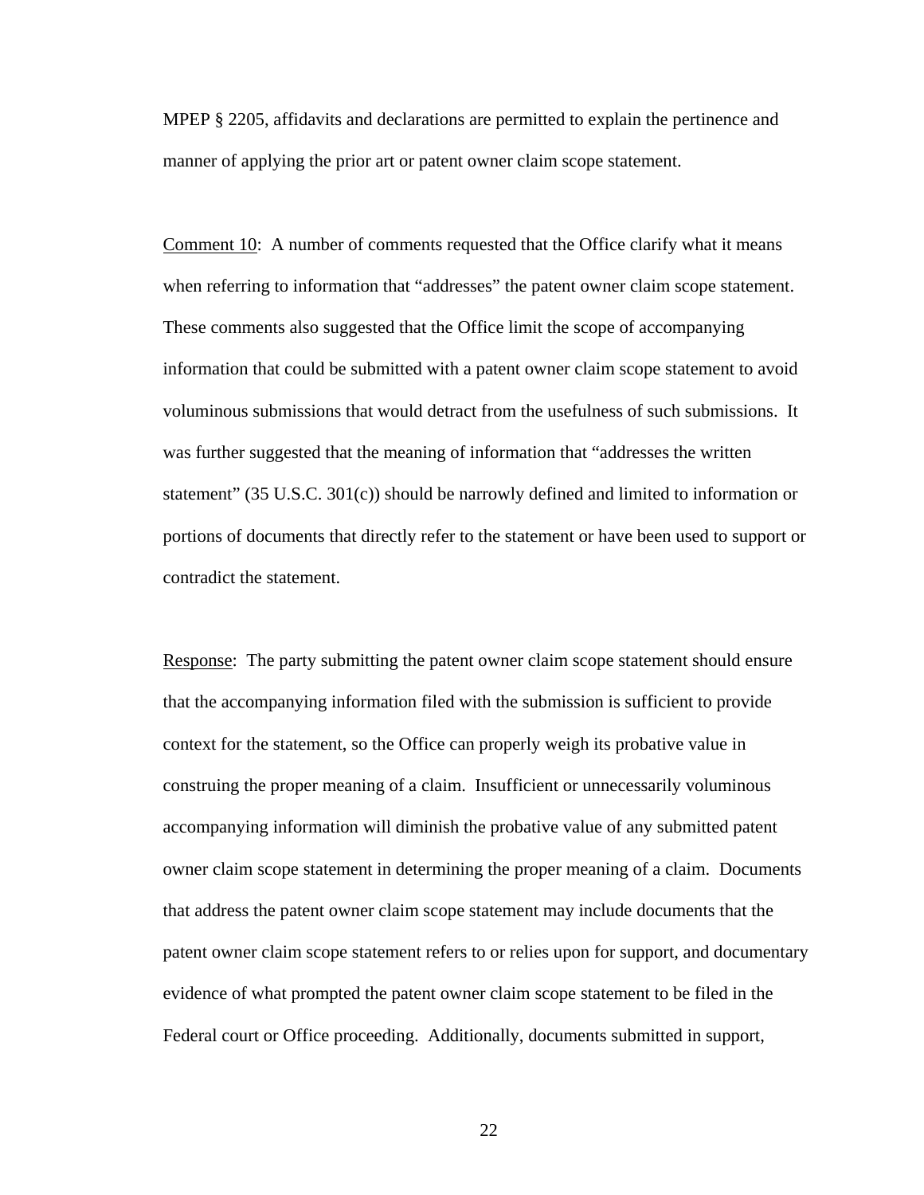MPEP § 2205, affidavits and declarations are permitted to explain the pertinence and manner of applying the prior art or patent owner claim scope statement.

Comment 10: A number of comments requested that the Office clarify what it means when referring to information that "addresses" the patent owner claim scope statement. These comments also suggested that the Office limit the scope of accompanying information that could be submitted with a patent owner claim scope statement to avoid voluminous submissions that would detract from the usefulness of such submissions. It was further suggested that the meaning of information that "addresses the written statement" (35 U.S.C. 301(c)) should be narrowly defined and limited to information or portions of documents that directly refer to the statement or have been used to support or contradict the statement.

Response: The party submitting the patent owner claim scope statement should ensure that the accompanying information filed with the submission is sufficient to provide context for the statement, so the Office can properly weigh its probative value in construing the proper meaning of a claim. Insufficient or unnecessarily voluminous accompanying information will diminish the probative value of any submitted patent owner claim scope statement in determining the proper meaning of a claim. Documents that address the patent owner claim scope statement may include documents that the patent owner claim scope statement refers to or relies upon for support, and documentary evidence of what prompted the patent owner claim scope statement to be filed in the Federal court or Office proceeding. Additionally, documents submitted in support,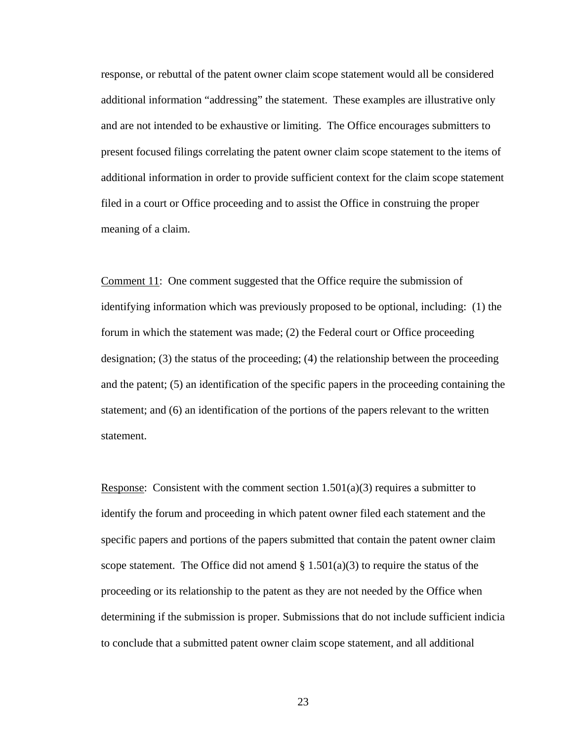response, or rebuttal of the patent owner claim scope statement would all be considered additional information "addressing" the statement. These examples are illustrative only and are not intended to be exhaustive or limiting. The Office encourages submitters to present focused filings correlating the patent owner claim scope statement to the items of additional information in order to provide sufficient context for the claim scope statement filed in a court or Office proceeding and to assist the Office in construing the proper meaning of a claim.

Comment 11: One comment suggested that the Office require the submission of identifying information which was previously proposed to be optional, including: (1) the forum in which the statement was made; (2) the Federal court or Office proceeding designation; (3) the status of the proceeding; (4) the relationship between the proceeding and the patent; (5) an identification of the specific papers in the proceeding containing the statement; and (6) an identification of the portions of the papers relevant to the written statement.

Response: Consistent with the comment section 1.501(a)(3) requires a submitter to identify the forum and proceeding in which patent owner filed each statement and the specific papers and portions of the papers submitted that contain the patent owner claim scope statement. The Office did not amend § 1.501(a)(3) to require the status of the proceeding or its relationship to the patent as they are not needed by the Office when determining if the submission is proper. Submissions that do not include sufficient indicia to conclude that a submitted patent owner claim scope statement, and all additional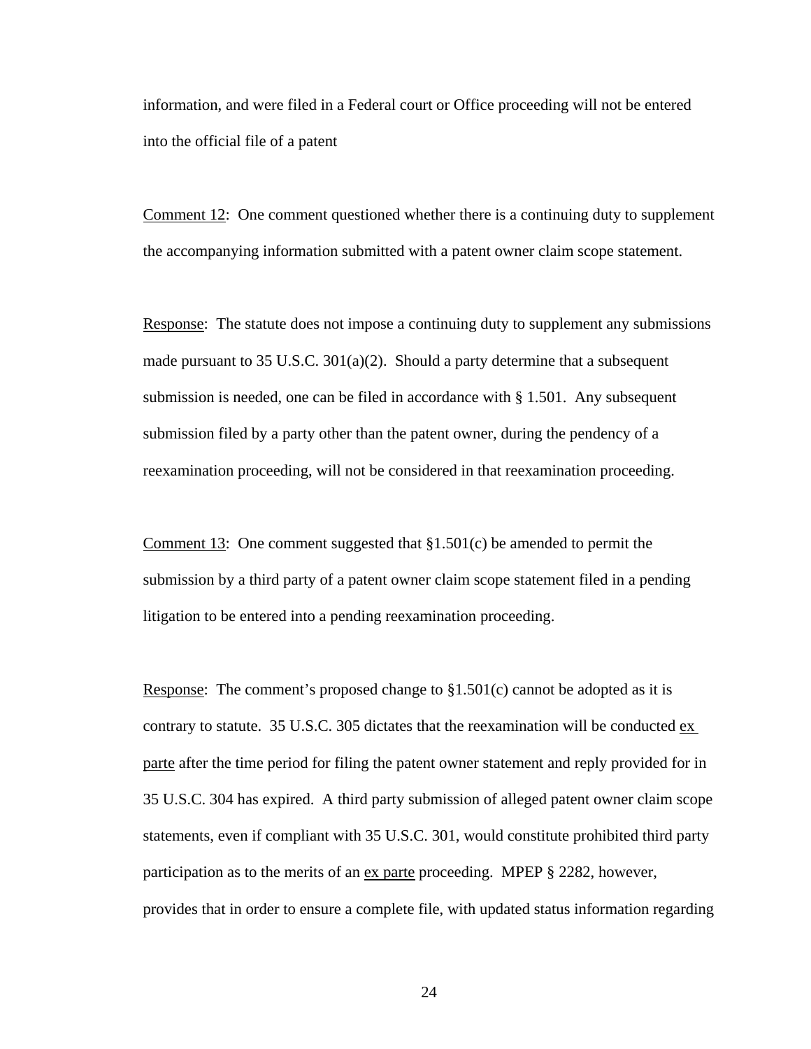information, and were filed in a Federal court or Office proceeding will not be entered into the official file of a patent

<u>Comment 12</u>: One comment questioned whether there is a continuing duty to supplement the accompanying information submitted with a patent owner claim scope statement.

<u>Response</u>: The statute does not impose a continuing duty to supplement any submissions made pursuant to 35 U.S.C. 301(a)(2). Should a party determine that a subsequent submission is needed, one can be filed in accordance with § 1.501. Any subsequent submission filed by a party other than the patent owner, during the pendency of a reexamination proceeding, will not be considered in that reexamination proceeding.

<u>Comment 13</u>: One comment suggested that §1.501(c) be amended to permit the submission by a third party of a patent owner claim scope statement filed in a pending litigation to be entered into a pending reexamination proceeding.

<u>Response</u>: The comment's proposed change to §1.501(c) cannot be adopted as it is contrary to statute. 35 U.S.C. 305 dictates that the reexamination will be conducted <u>ex parte</u> after the time period for filing the patent owner statement and reply provided for in 35 U.S.C. 304 has expired. A third party submission of alleged patent owner claim scope statements, even if compliant with 35 U.S.C. 301, would constitute prohibited third party participation as to the merits of an <u>ex parte</u> proceeding. MPEP § 2282, however, provides that in order to ensure a complete file, with updated status information regarding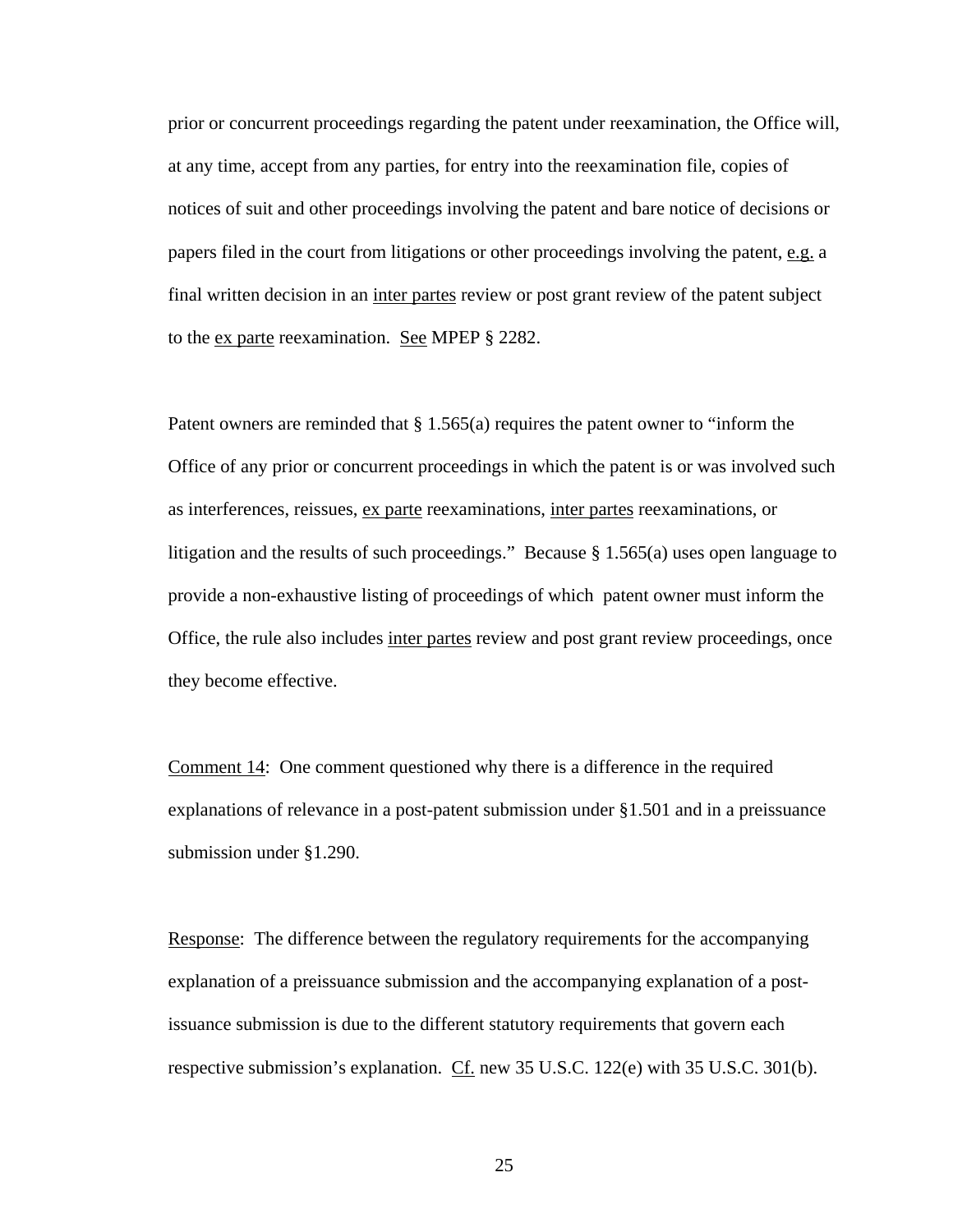prior or concurrent proceedings regarding the patent under reexamination, the Office will, at any time, accept from any parties, for entry into the reexamination file, copies of notices of suit and other proceedings involving the patent and bare notice of decisions or papers filed in the court from litigations or other proceedings involving the patent, e.g. a final written decision in an inter partes review or post grant review of the patent subject to the ex parte reexamination. See MPEP § 2282.

Patent owners are reminded that § 1.565(a) requires the patent owner to "inform the Office of any prior or concurrent proceedings in which the patent is or was involved such as interferences, reissues, ex parte reexaminations, inter partes reexaminations, or litigation and the results of such proceedings." Because § 1.565(a) uses open language to provide a non-exhaustive listing of proceedings of which patent owner must inform the Office, the rule also includes inter partes review and post grant review proceedings, once they become effective.

Comment 14: One comment questioned why there is a difference in the required explanations of relevance in a post-patent submission under §1.501 and in a preissuance submission under §1.290.

Response: The difference between the regulatory requirements for the accompanying explanation of a preissuance submission and the accompanying explanation of a post-issuance submission is due to the different statutory requirements that govern each respective submission's explanation. Cf. new 35 U.S.C. 122(e) with 35 U.S.C. 301(b).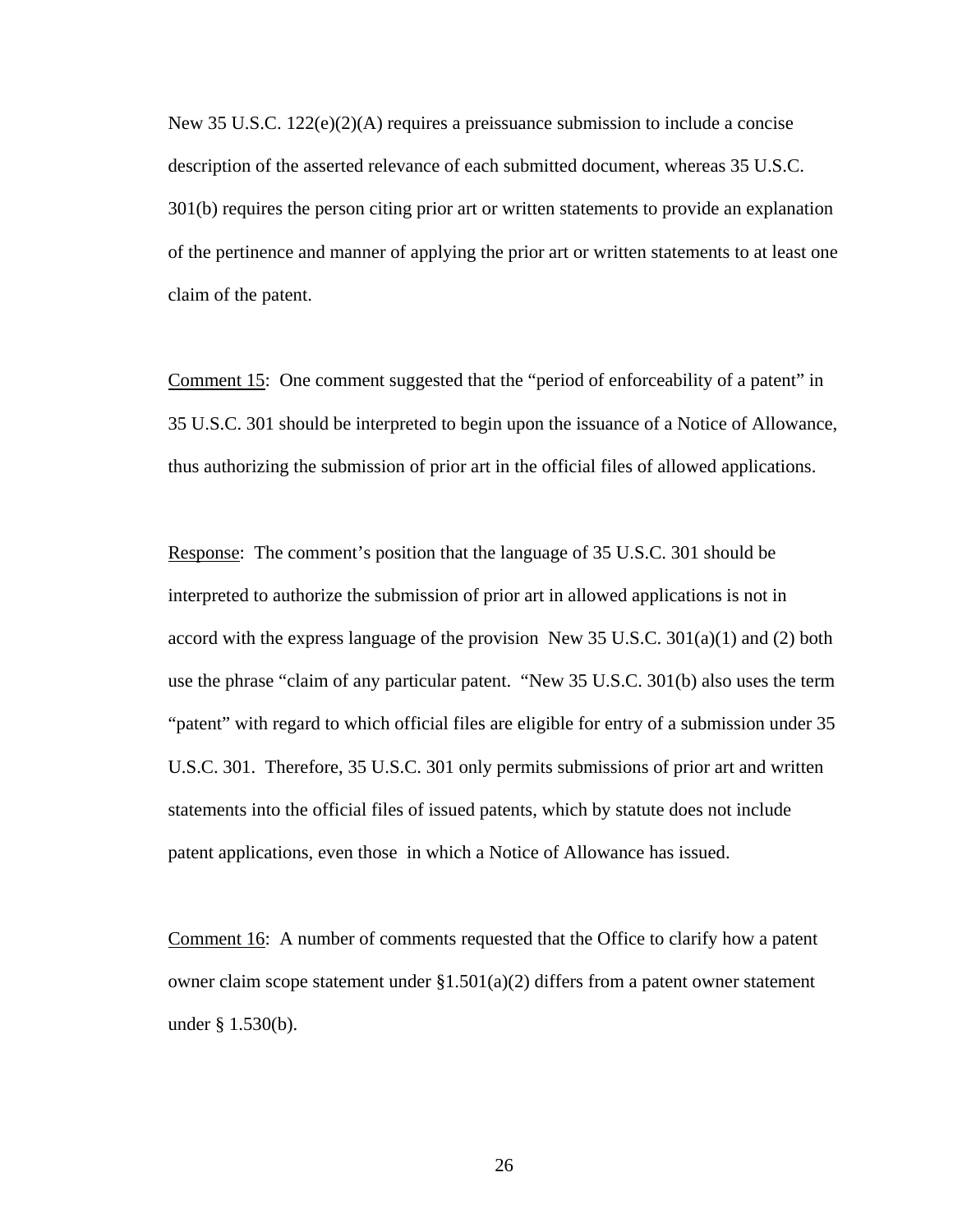New 35 U.S.C. 122(e)(2)(A) requires a preissuance submission to include a concise description of the asserted relevance of each submitted document, whereas 35 U.S.C. 301(b) requires the person citing prior art or written statements to provide an explanation of the pertinence and manner of applying the prior art or written statements to at least one claim of the patent.

Comment 15: One comment suggested that the "period of enforceability of a patent" in 35 U.S.C. 301 should be interpreted to begin upon the issuance of a Notice of Allowance, thus authorizing the submission of prior art in the official files of allowed applications.

Response: The comment's position that the language of 35 U.S.C. 301 should be interpreted to authorize the submission of prior art in allowed applications is not in accord with the express language of the provision New 35 U.S.C. 301(a)(1) and (2) both use the phrase "claim of any particular patent. "New 35 U.S.C. 301(b) also uses the term "patent" with regard to which official files are eligible for entry of a submission under 35 U.S.C. 301. Therefore, 35 U.S.C. 301 only permits submissions of prior art and written statements into the official files of issued patents, which by statute does not include patent applications, even those in which a Notice of Allowance has issued.

Comment 16: A number of comments requested that the Office to clarify how a patent owner claim scope statement under §1.501(a)(2) differs from a patent owner statement under § 1.530(b).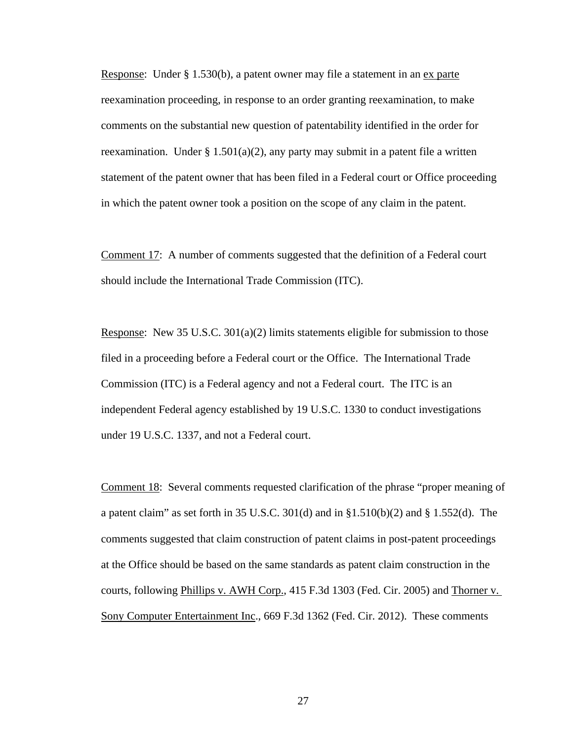Response: Under § 1.530(b), a patent owner may file a statement in an ex parte reexamination proceeding, in response to an order granting reexamination, to make comments on the substantial new question of patentability identified in the order for reexamination. Under § 1.501(a)(2), any party may submit in a patent file a written statement of the patent owner that has been filed in a Federal court or Office proceeding in which the patent owner took a position on the scope of any claim in the patent.

Comment 17: A number of comments suggested that the definition of a Federal court should include the International Trade Commission (ITC).

Response: New 35 U.S.C. 301(a)(2) limits statements eligible for submission to those filed in a proceeding before a Federal court or the Office. The International Trade Commission (ITC) is a Federal agency and not a Federal court. The ITC is an independent Federal agency established by 19 U.S.C. 1330 to conduct investigations under 19 U.S.C. 1337, and not a Federal court.

Comment 18: Several comments requested clarification of the phrase "proper meaning of a patent claim" as set forth in 35 U.S.C. 301(d) and in §1.510(b)(2) and § 1.552(d). The comments suggested that claim construction of patent claims in post-patent proceedings at the Office should be based on the same standards as patent claim construction in the courts, following Phillips v. AWH Corp., 415 F.3d 1303 (Fed. Cir. 2005) and Thorner v. Sony Computer Entertainment Inc., 669 F.3d 1362 (Fed. Cir. 2012). These comments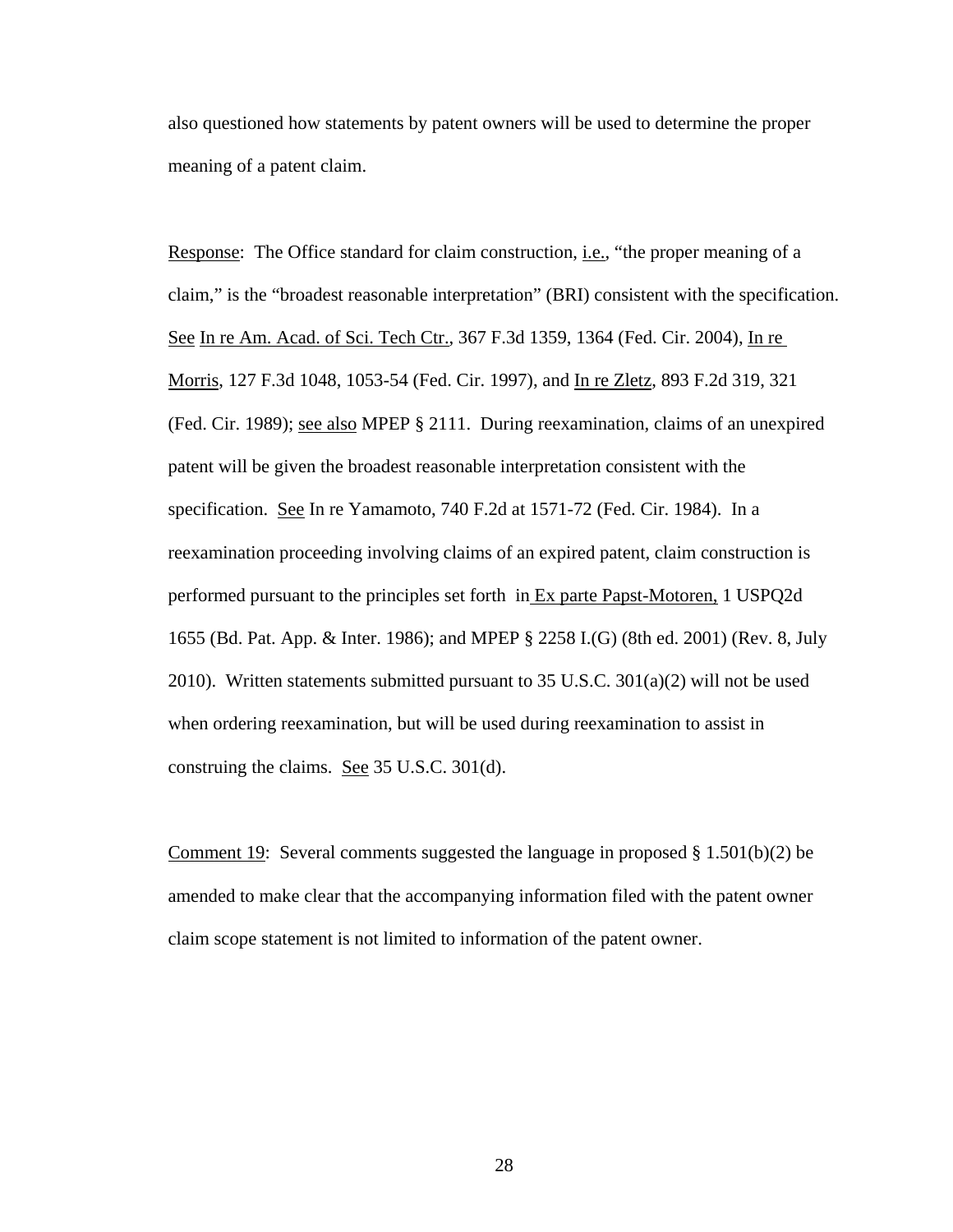also questioned how statements by patent owners will be used to determine the proper meaning of a patent claim.

Response: The Office standard for claim construction, i.e., "the proper meaning of a claim," is the "broadest reasonable interpretation" (BRI) consistent with the specification. See In re Am. Acad. of Sci. Tech Ctr., 367 F.3d 1359, 1364 (Fed. Cir. 2004), In re Morris, 127 F.3d 1048, 1053-54 (Fed. Cir. 1997), and In re Zletz, 893 F.2d 319, 321 (Fed. Cir. 1989); see also MPEP § 2111. During reexamination, claims of an unexpired patent will be given the broadest reasonable interpretation consistent with the specification. See In re Yamamoto, 740 F.2d at 1571-72 (Fed. Cir. 1984). In a reexamination proceeding involving claims of an expired patent, claim construction is performed pursuant to the principles set forth in Ex parte Papst-Motoren, 1 USPQ2d 1655 (Bd. Pat. App. & Inter. 1986); and MPEP § 2258 I.(G) (8th ed. 2001) (Rev. 8, July 2010). Written statements submitted pursuant to 35 U.S.C. 301(a)(2) will not be used when ordering reexamination, but will be used during reexamination to assist in construing the claims. See 35 U.S.C. 301(d).

Comment 19: Several comments suggested the language in proposed § 1.501(b)(2) be amended to make clear that the accompanying information filed with the patent owner claim scope statement is not limited to information of the patent owner.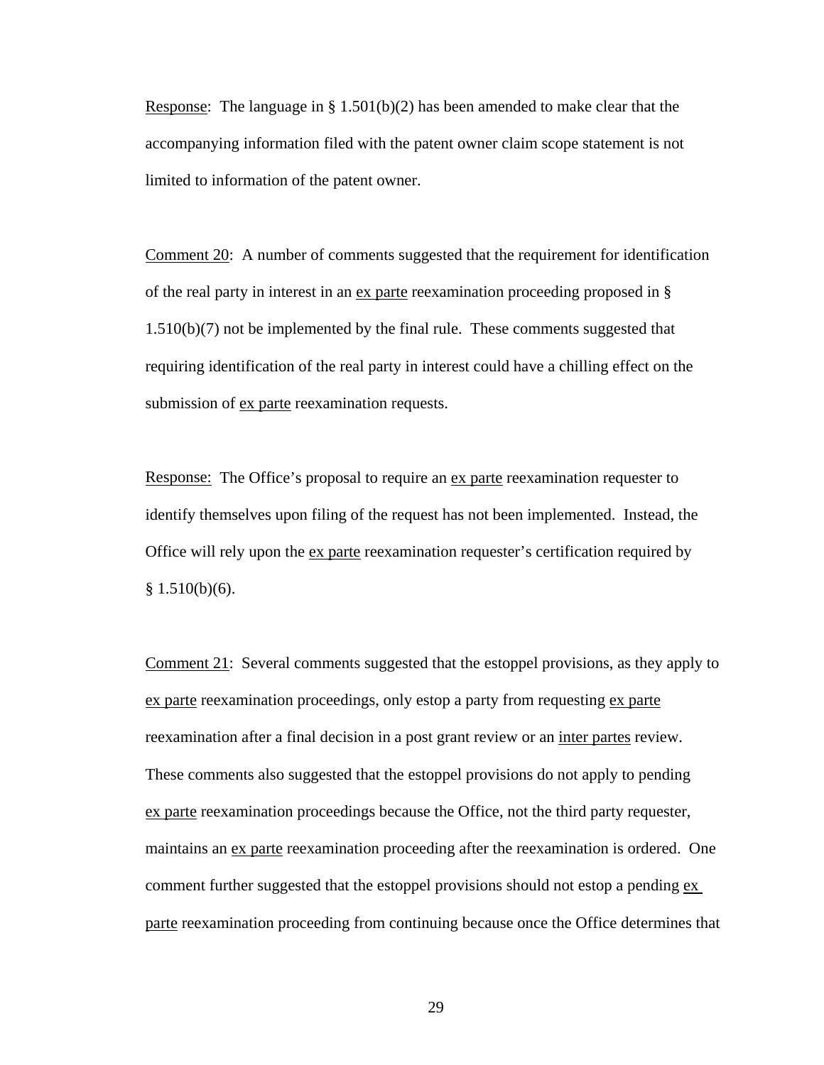Response: The language in § 1.501(b)(2) has been amended to make clear that the accompanying information filed with the patent owner claim scope statement is not limited to information of the patent owner.

Comment 20: A number of comments suggested that the requirement for identification of the real party in interest in an ex parte reexamination proceeding proposed in § 1.510(b)(7) not be implemented by the final rule. These comments suggested that requiring identification of the real party in interest could have a chilling effect on the submission of ex parte reexamination requests.

Response: The Office's proposal to require an ex parte reexamination requester to identify themselves upon filing of the request has not been implemented. Instead, the Office will rely upon the ex parte reexamination requester's certification required by § 1.510(b)(6).

Comment 21: Several comments suggested that the estoppel provisions, as they apply to ex parte reexamination proceedings, only estop a party from requesting ex parte reexamination after a final decision in a post grant review or an inter partes review. These comments also suggested that the estoppel provisions do not apply to pending ex parte reexamination proceedings because the Office, not the third party requester, maintains an ex parte reexamination proceeding after the reexamination is ordered. One comment further suggested that the estoppel provisions should not estop a pending ex parte reexamination proceeding from continuing because once the Office determines that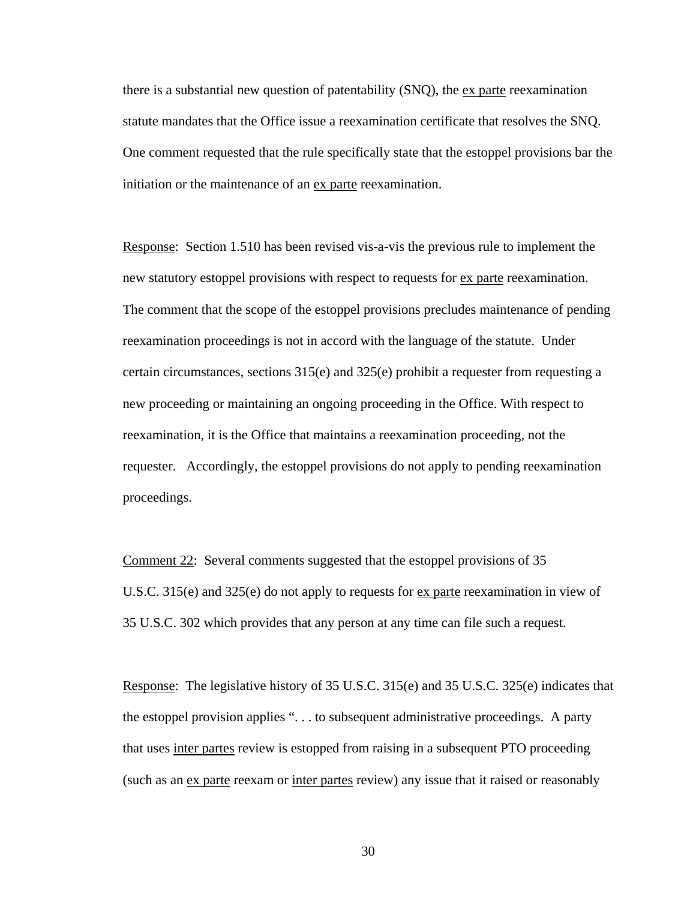there is a substantial new question of patentability (SNQ), the ex parte reexamination statute mandates that the Office issue a reexamination certificate that resolves the SNQ. One comment requested that the rule specifically state that the estoppel provisions bar the initiation or the maintenance of an ex parte reexamination.

Response: Section 1.510 has been revised vis-a-vis the previous rule to implement the new statutory estoppel provisions with respect to requests for ex parte reexamination. The comment that the scope of the estoppel provisions precludes maintenance of pending reexamination proceedings is not in accord with the language of the statute. Under certain circumstances, sections 315(e) and 325(e) prohibit a requester from requesting a new proceeding or maintaining an ongoing proceeding in the Office. With respect to reexamination, it is the Office that maintains a reexamination proceeding, not the requester. Accordingly, the estoppel provisions do not apply to pending reexamination proceedings.

Comment 22: Several comments suggested that the estoppel provisions of 35 U.S.C. 315(e) and 325(e) do not apply to requests for ex parte reexamination in view of 35 U.S.C. 302 which provides that any person at any time can file such a request.

Response: The legislative history of 35 U.S.C. 315(e) and 35 U.S.C. 325(e) indicates that the estoppel provision applies ". . . to subsequent administrative proceedings. A party that uses inter partes review is estopped from raising in a subsequent PTO proceeding (such as an ex parte reexam or inter partes review) any issue that it raised or reasonably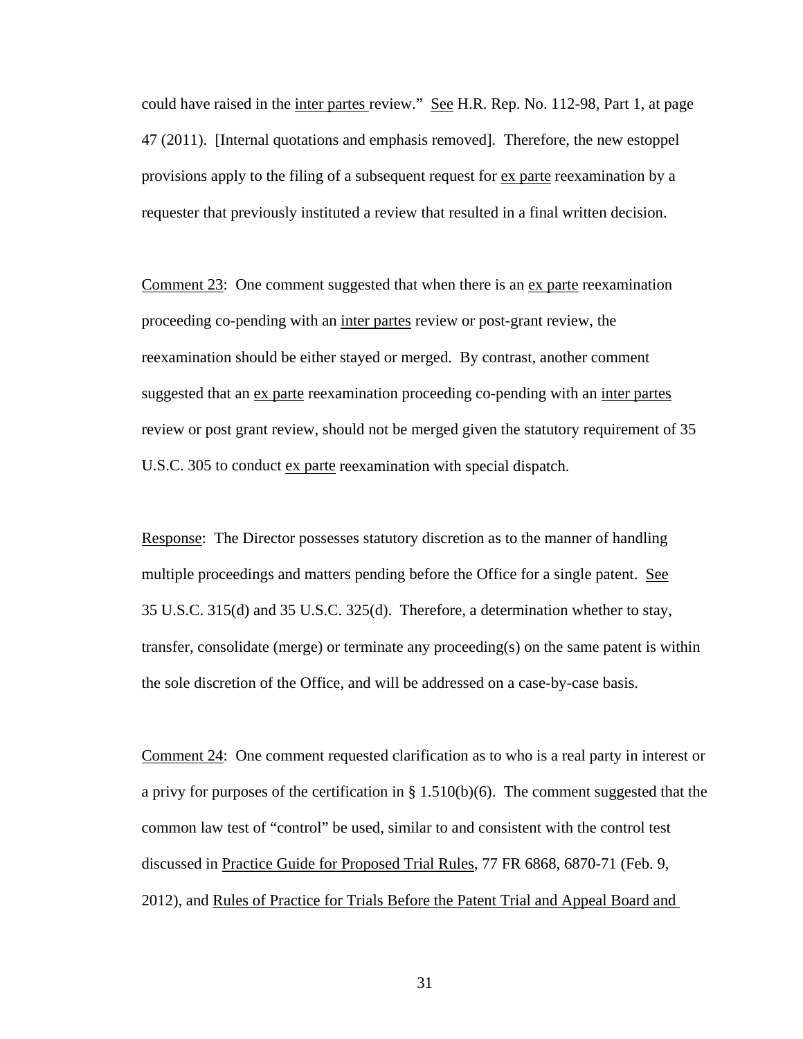could have raised in the inter partes review." See H.R. Rep. No. 112-98, Part 1, at page 47 (2011). [Internal quotations and emphasis removed]. Therefore, the new estoppel provisions apply to the filing of a subsequent request for ex parte reexamination by a requester that previously instituted a review that resulted in a final written decision.

Comment 23: One comment suggested that when there is an ex parte reexamination proceeding co-pending with an inter partes review or post-grant review, the reexamination should be either stayed or merged. By contrast, another comment suggested that an ex parte reexamination proceeding co-pending with an inter partes review or post grant review, should not be merged given the statutory requirement of 35 U.S.C. 305 to conduct ex parte reexamination with special dispatch.

Response: The Director possesses statutory discretion as to the manner of handling multiple proceedings and matters pending before the Office for a single patent. See 35 U.S.C. 315(d) and 35 U.S.C. 325(d). Therefore, a determination whether to stay, transfer, consolidate (merge) or terminate any proceeding(s) on the same patent is within the sole discretion of the Office, and will be addressed on a case-by-case basis.

Comment 24: One comment requested clarification as to who is a real party in interest or a privy for purposes of the certification in § 1.510(b)(6). The comment suggested that the common law test of "control" be used, similar to and consistent with the control test discussed in Practice Guide for Proposed Trial Rules, 77 FR 6868, 6870-71 (Feb. 9, 2012), and Rules of Practice for Trials Before the Patent Trial and Appeal Board and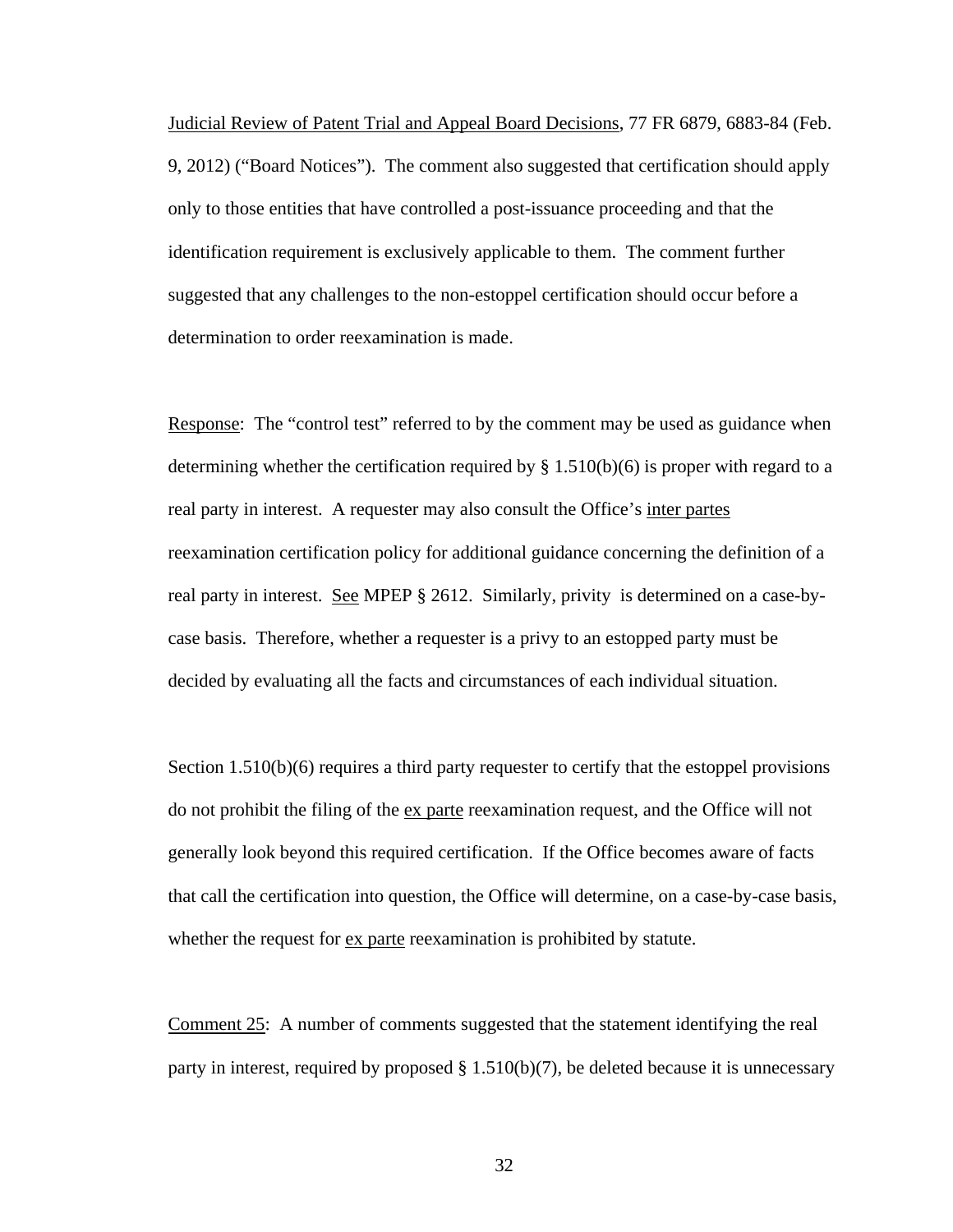Judicial Review of Patent Trial and Appeal Board Decisions, 77 FR 6879, 6883-84 (Feb. 9, 2012) ("Board Notices"). The comment also suggested that certification should apply only to those entities that have controlled a post-issuance proceeding and that the identification requirement is exclusively applicable to them. The comment further suggested that any challenges to the non-estoppel certification should occur before a determination to order reexamination is made.

Response: The "control test" referred to by the comment may be used as guidance when determining whether the certification required by § 1.510(b)(6) is proper with regard to a real party in interest. A requester may also consult the Office's inter partes reexamination certification policy for additional guidance concerning the definition of a real party in interest. See MPEP § 2612. Similarly, privity is determined on a case-by-case basis. Therefore, whether a requester is a privy to an estopped party must be decided by evaluating all the facts and circumstances of each individual situation.

Section 1.510(b)(6) requires a third party requester to certify that the estoppel provisions do not prohibit the filing of the ex parte reexamination request, and the Office will not generally look beyond this required certification. If the Office becomes aware of facts that call the certification into question, the Office will determine, on a case-by-case basis, whether the request for ex parte reexamination is prohibited by statute.

Comment 25: A number of comments suggested that the statement identifying the real party in interest, required by proposed § 1.510(b)(7), be deleted because it is unnecessary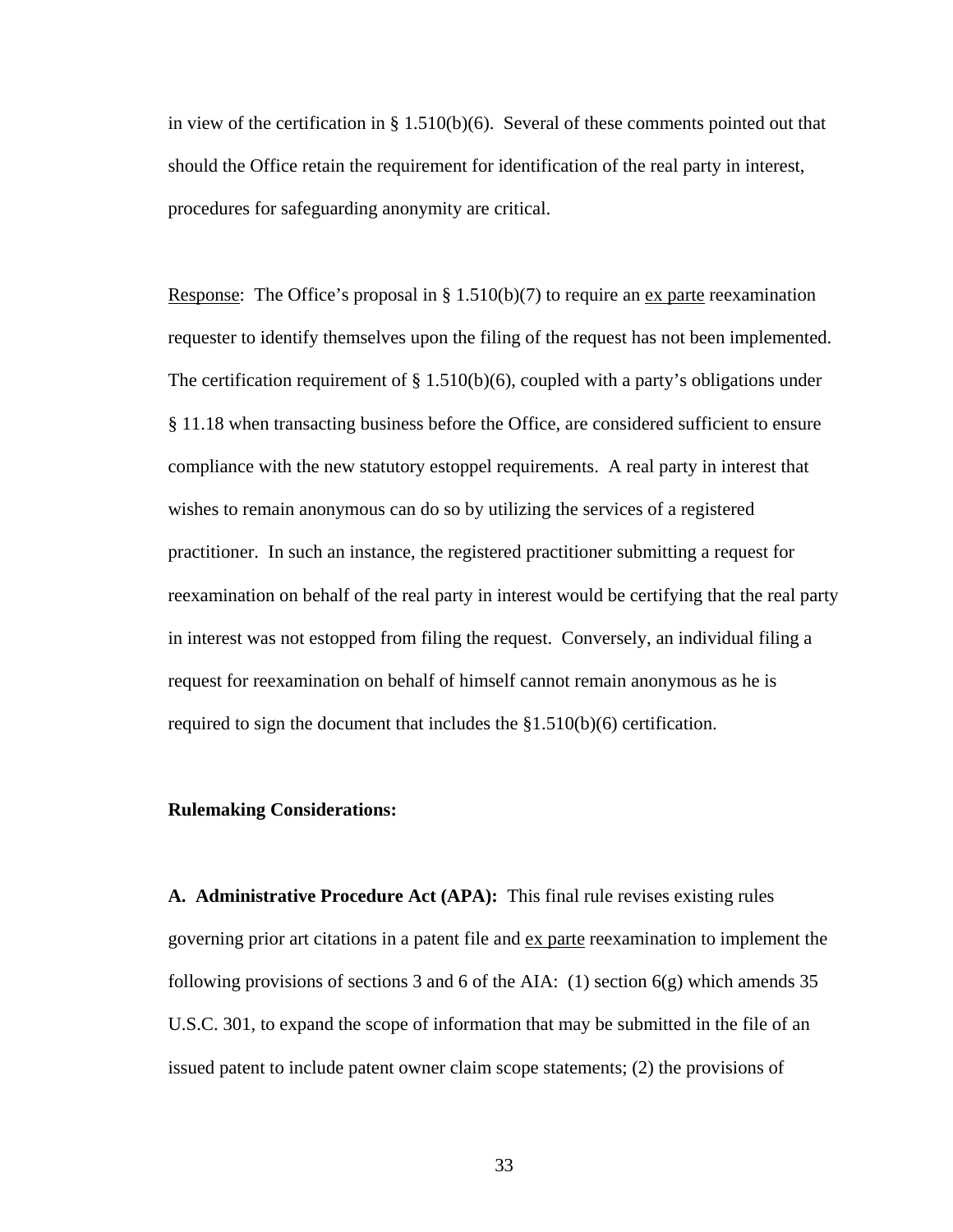in view of the certification in § 1.510(b)(6). Several of these comments pointed out that should the Office retain the requirement for identification of the real party in interest, procedures for safeguarding anonymity are critical.

Response: The Office's proposal in § 1.510(b)(7) to require an *ex parte* reexamination requester to identify themselves upon the filing of the request has not been implemented. The certification requirement of § 1.510(b)(6), coupled with a party's obligations under § 11.18 when transacting business before the Office, are considered sufficient to ensure compliance with the new statutory estoppel requirements. A real party in interest that wishes to remain anonymous can do so by utilizing the services of a registered practitioner. In such an instance, the registered practitioner submitting a request for reexamination on behalf of the real party in interest would be certifying that the real party in interest was not estopped from filing the request. Conversely, an individual filing a request for reexamination on behalf of himself cannot remain anonymous as he is required to sign the document that includes the §1.510(b)(6) certification.

**Rulemaking Considerations:**

**A. Administrative Procedure Act (APA):** This final rule revises existing rules governing prior art citations in a patent file and *ex parte* reexamination to implement the following provisions of sections 3 and 6 of the AIA: (1) section 6(g) which amends 35 U.S.C. 301, to expand the scope of information that may be submitted in the file of an issued patent to include patent owner claim scope statements; (2) the provisions of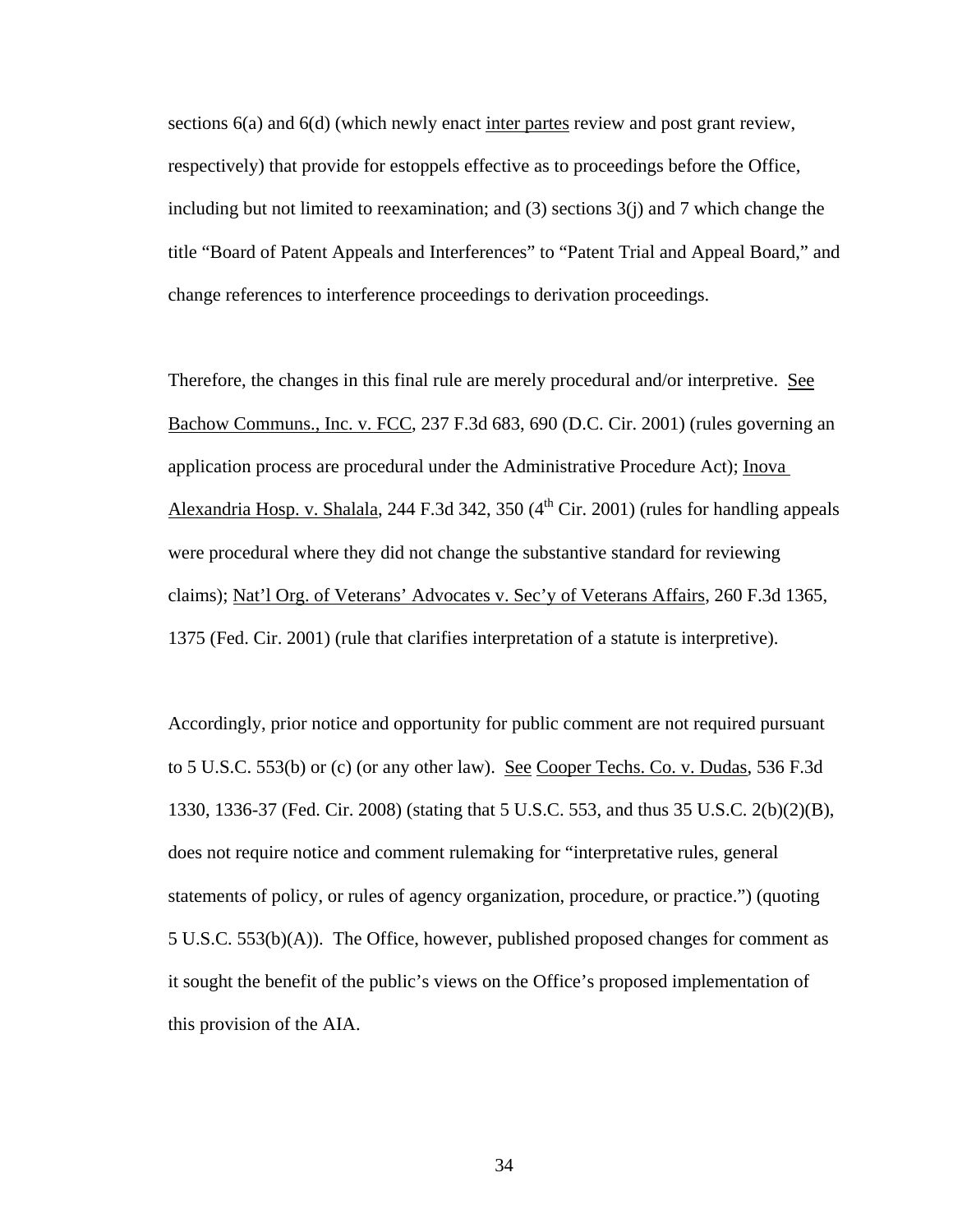sections 6(a) and 6(d) (which newly enact inter partes review and post grant review, respectively) that provide for estoppels effective as to proceedings before the Office, including but not limited to reexamination; and (3) sections 3(j) and 7 which change the title "Board of Patent Appeals and Interferences" to "Patent Trial and Appeal Board," and change references to interference proceedings to derivation proceedings.

Therefore, the changes in this final rule are merely procedural and/or interpretive. See Bachow Communs., Inc. v. FCC, 237 F.3d 683, 690 (D.C. Cir. 2001) (rules governing an application process are procedural under the Administrative Procedure Act); Inova Alexandria Hosp. v. Shalala, 244 F.3d 342, 350 (4th Cir. 2001) (rules for handling appeals were procedural where they did not change the substantive standard for reviewing claims); Nat'l Org. of Veterans' Advocates v. Sec'y of Veterans Affairs, 260 F.3d 1365, 1375 (Fed. Cir. 2001) (rule that clarifies interpretation of a statute is interpretive).

Accordingly, prior notice and opportunity for public comment are not required pursuant to 5 U.S.C. 553(b) or (c) (or any other law). See Cooper Techs. Co. v. Dudas, 536 F.3d 1330, 1336-37 (Fed. Cir. 2008) (stating that 5 U.S.C. 553, and thus 35 U.S.C. 2(b)(2)(B), does not require notice and comment rulemaking for "interpretative rules, general statements of policy, or rules of agency organization, procedure, or practice.") (quoting 5 U.S.C. 553(b)(A)). The Office, however, published proposed changes for comment as it sought the benefit of the public's views on the Office's proposed implementation of this provision of the AIA.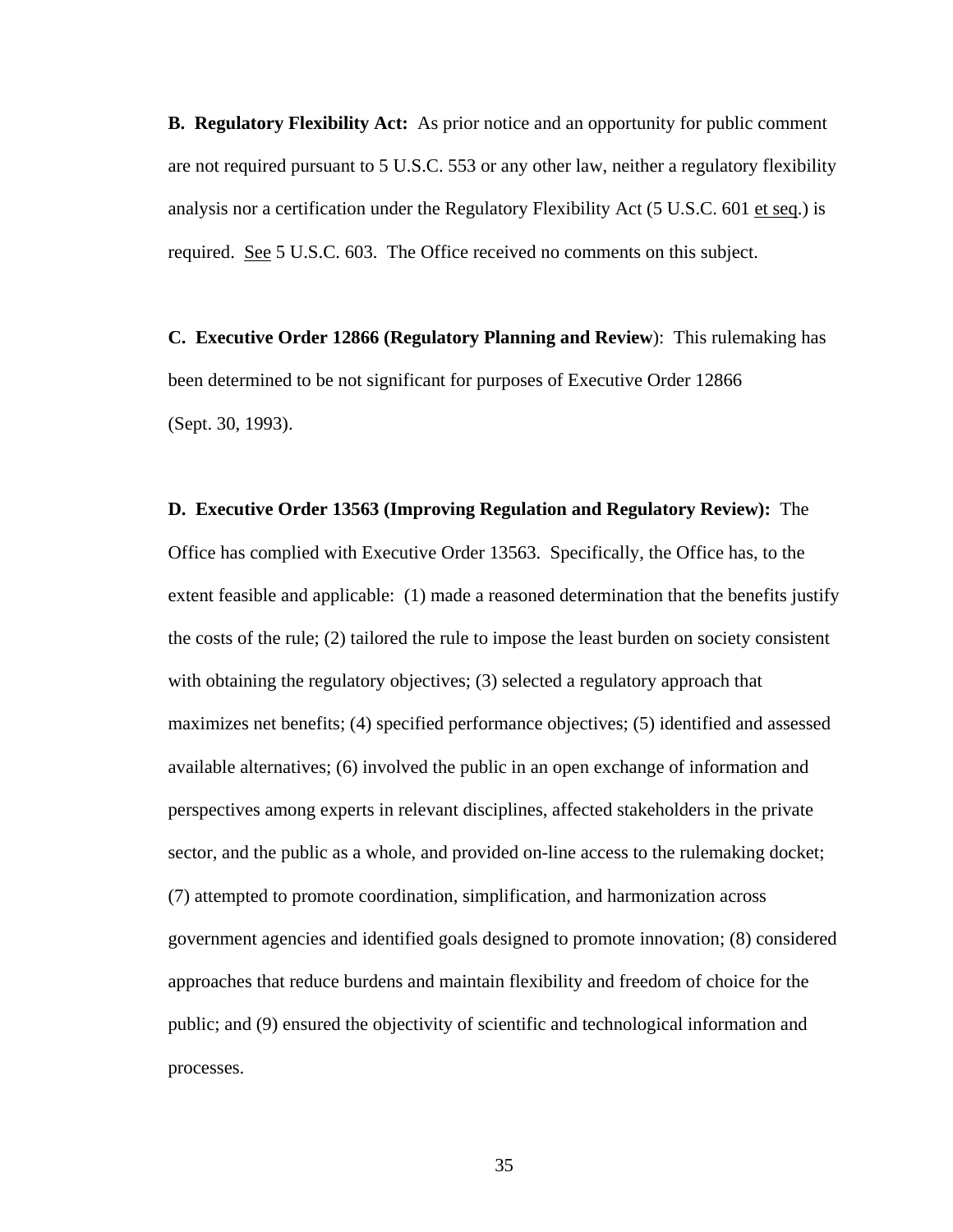**B. Regulatory Flexibility Act:** As prior notice and an opportunity for public comment are not required pursuant to 5 U.S.C. 553 or any other law, neither a regulatory flexibility analysis nor a certification under the Regulatory Flexibility Act (5 U.S.C. 601 et seq.) is required. See 5 U.S.C. 603. The Office received no comments on this subject.

**C. Executive Order 12866 (Regulatory Planning and Review**): This rulemaking has been determined to be not significant for purposes of Executive Order 12866 (Sept. 30, 1993).

**D. Executive Order 13563 (Improving Regulation and Regulatory Review):** The Office has complied with Executive Order 13563. Specifically, the Office has, to the extent feasible and applicable: (1) made a reasoned determination that the benefits justify the costs of the rule; (2) tailored the rule to impose the least burden on society consistent with obtaining the regulatory objectives; (3) selected a regulatory approach that maximizes net benefits; (4) specified performance objectives; (5) identified and assessed available alternatives; (6) involved the public in an open exchange of information and perspectives among experts in relevant disciplines, affected stakeholders in the private sector, and the public as a whole, and provided on-line access to the rulemaking docket; (7) attempted to promote coordination, simplification, and harmonization across government agencies and identified goals designed to promote innovation; (8) considered approaches that reduce burdens and maintain flexibility and freedom of choice for the public; and (9) ensured the objectivity of scientific and technological information and processes.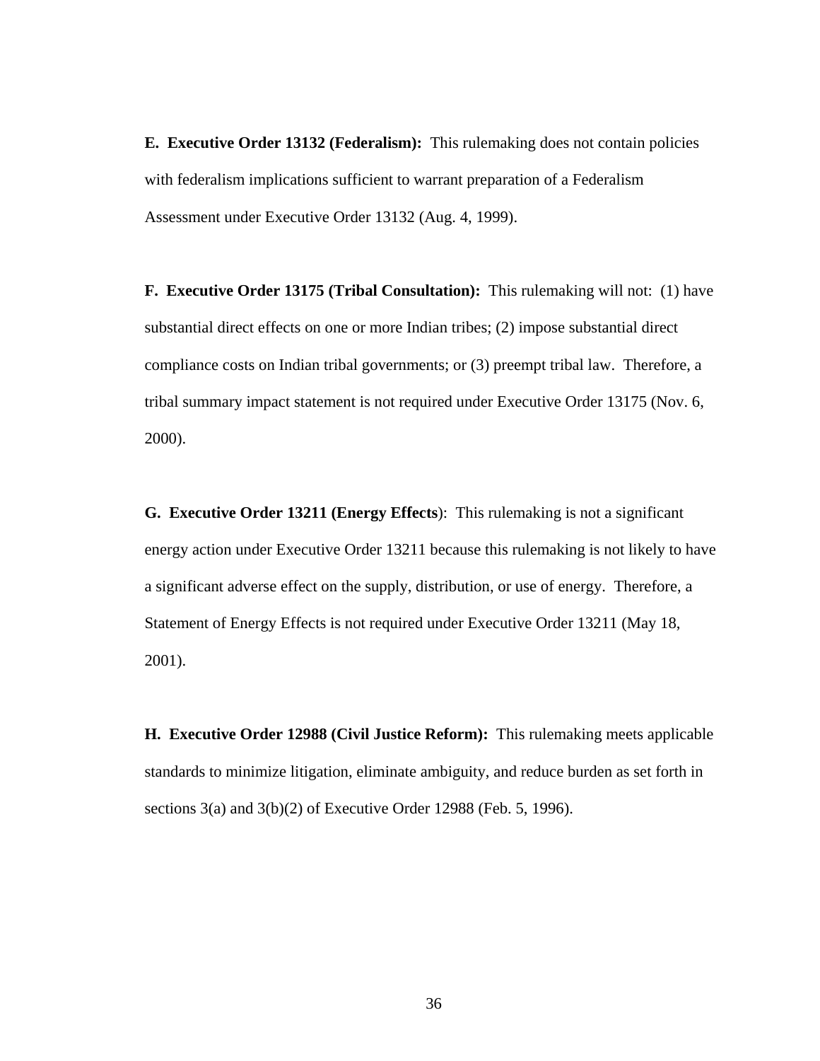**E. Executive Order 13132 (Federalism):** This rulemaking does not contain policies with federalism implications sufficient to warrant preparation of a Federalism Assessment under Executive Order 13132 (Aug. 4, 1999).

**F. Executive Order 13175 (Tribal Consultation):** This rulemaking will not: (1) have substantial direct effects on one or more Indian tribes; (2) impose substantial direct compliance costs on Indian tribal governments; or (3) preempt tribal law. Therefore, a tribal summary impact statement is not required under Executive Order 13175 (Nov. 6, 2000).

**G. Executive Order 13211 (Energy Effects**): This rulemaking is not a significant energy action under Executive Order 13211 because this rulemaking is not likely to have a significant adverse effect on the supply, distribution, or use of energy. Therefore, a Statement of Energy Effects is not required under Executive Order 13211 (May 18, 2001).

**H. Executive Order 12988 (Civil Justice Reform):** This rulemaking meets applicable standards to minimize litigation, eliminate ambiguity, and reduce burden as set forth in sections 3(a) and 3(b)(2) of Executive Order 12988 (Feb. 5, 1996).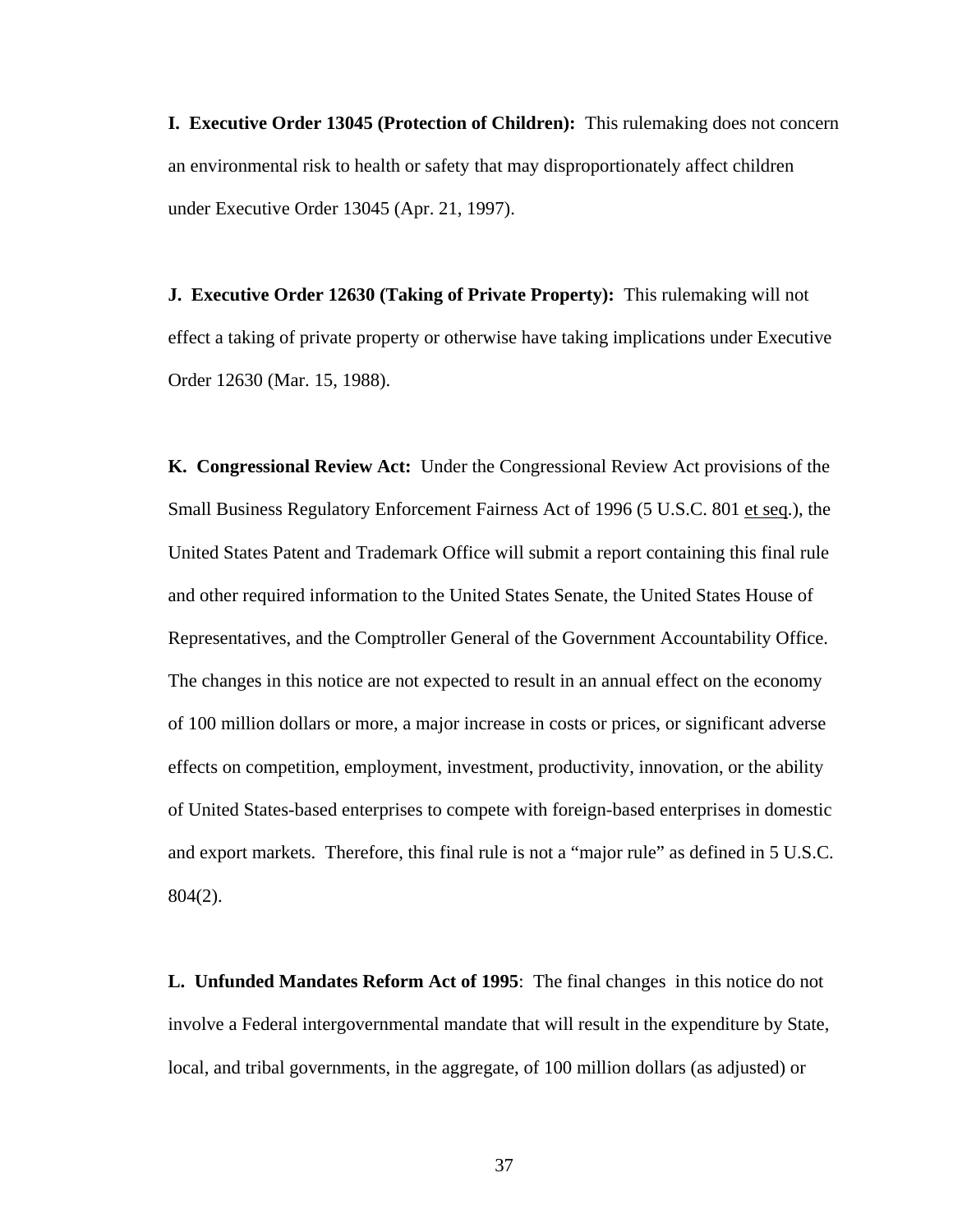**I. Executive Order 13045 (Protection of Children):** This rulemaking does not concern an environmental risk to health or safety that may disproportionately affect children under Executive Order 13045 (Apr. 21, 1997).

**J. Executive Order 12630 (Taking of Private Property):** This rulemaking will not effect a taking of private property or otherwise have taking implications under Executive Order 12630 (Mar. 15, 1988).

**K. Congressional Review Act:** Under the Congressional Review Act provisions of the Small Business Regulatory Enforcement Fairness Act of 1996 (5 U.S.C. 801 et seq.), the United States Patent and Trademark Office will submit a report containing this final rule and other required information to the United States Senate, the United States House of Representatives, and the Comptroller General of the Government Accountability Office. The changes in this notice are not expected to result in an annual effect on the economy of 100 million dollars or more, a major increase in costs or prices, or significant adverse effects on competition, employment, investment, productivity, innovation, or the ability of United States-based enterprises to compete with foreign-based enterprises in domestic and export markets. Therefore, this final rule is not a "major rule" as defined in 5 U.S.C. 804(2).

**L. Unfunded Mandates Reform Act of 1995**: The final changes in this notice do not involve a Federal intergovernmental mandate that will result in the expenditure by State, local, and tribal governments, in the aggregate, of 100 million dollars (as adjusted) or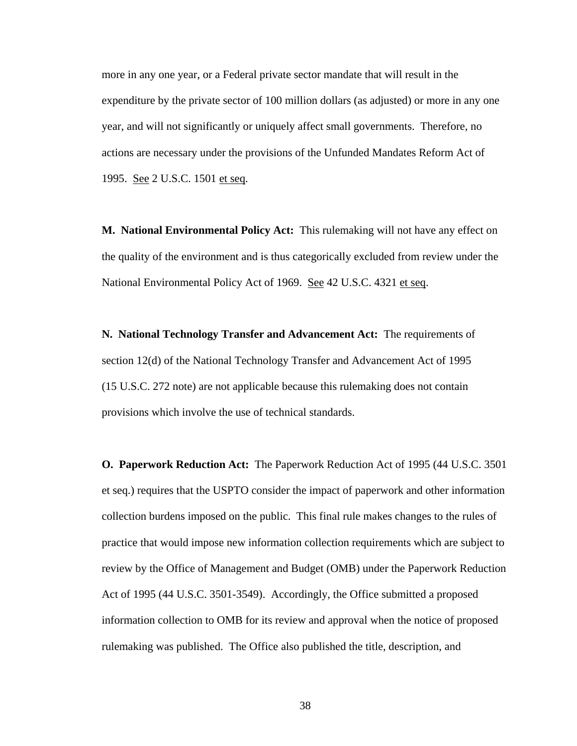more in any one year, or a Federal private sector mandate that will result in the expenditure by the private sector of 100 million dollars (as adjusted) or more in any one year, and will not significantly or uniquely affect small governments. Therefore, no actions are necessary under the provisions of the Unfunded Mandates Reform Act of 1995. See 2 U.S.C. 1501 et seq.

**M. National Environmental Policy Act:** This rulemaking will not have any effect on the quality of the environment and is thus categorically excluded from review under the National Environmental Policy Act of 1969. See 42 U.S.C. 4321 et seq.

**N. National Technology Transfer and Advancement Act:** The requirements of section 12(d) of the National Technology Transfer and Advancement Act of 1995 (15 U.S.C. 272 note) are not applicable because this rulemaking does not contain provisions which involve the use of technical standards.

**O. Paperwork Reduction Act:** The Paperwork Reduction Act of 1995 (44 U.S.C. 3501 et seq.) requires that the USPTO consider the impact of paperwork and other information collection burdens imposed on the public. This final rule makes changes to the rules of practice that would impose new information collection requirements which are subject to review by the Office of Management and Budget (OMB) under the Paperwork Reduction Act of 1995 (44 U.S.C. 3501-3549). Accordingly, the Office submitted a proposed information collection to OMB for its review and approval when the notice of proposed rulemaking was published. The Office also published the title, description, and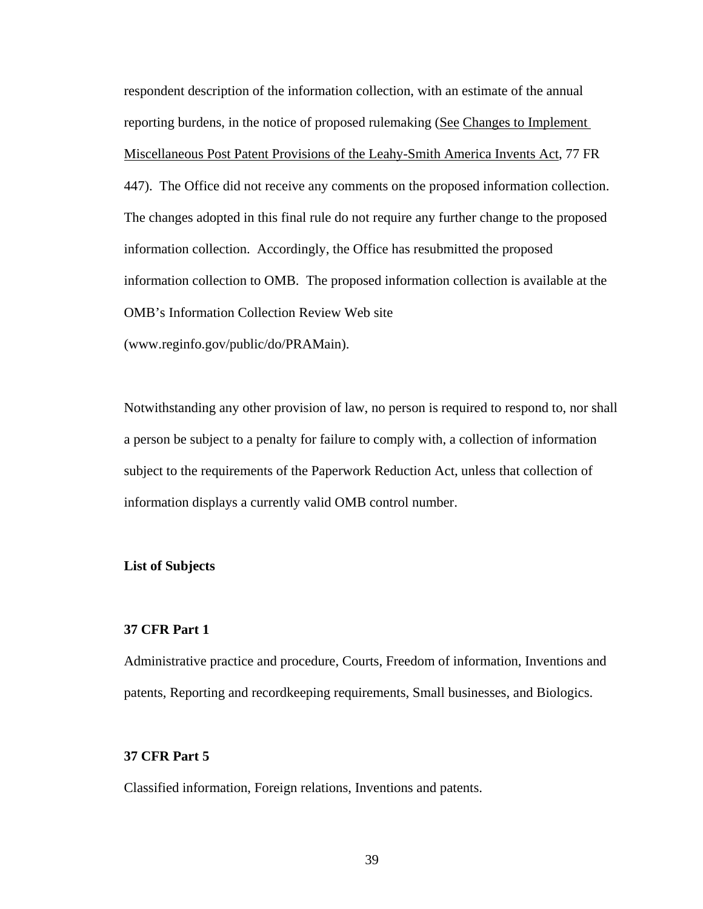respondent description of the information collection, with an estimate of the annual reporting burdens, in the notice of proposed rulemaking (See Changes to Implement Miscellaneous Post Patent Provisions of the Leahy-Smith America Invents Act, 77 FR 447). The Office did not receive any comments on the proposed information collection. The changes adopted in this final rule do not require any further change to the proposed information collection. Accordingly, the Office has resubmitted the proposed information collection to OMB. The proposed information collection is available at the OMB's Information Collection Review Web site (www.reginfo.gov/public/do/PRAMain).

Notwithstanding any other provision of law, no person is required to respond to, nor shall a person be subject to a penalty for failure to comply with, a collection of information subject to the requirements of the Paperwork Reduction Act, unless that collection of information displays a currently valid OMB control number.

**List of Subjects**

**37 CFR Part 1**

Administrative practice and procedure, Courts, Freedom of information, Inventions and patents, Reporting and recordkeeping requirements, Small businesses, and Biologics.

**37 CFR Part 5**

Classified information, Foreign relations, Inventions and patents.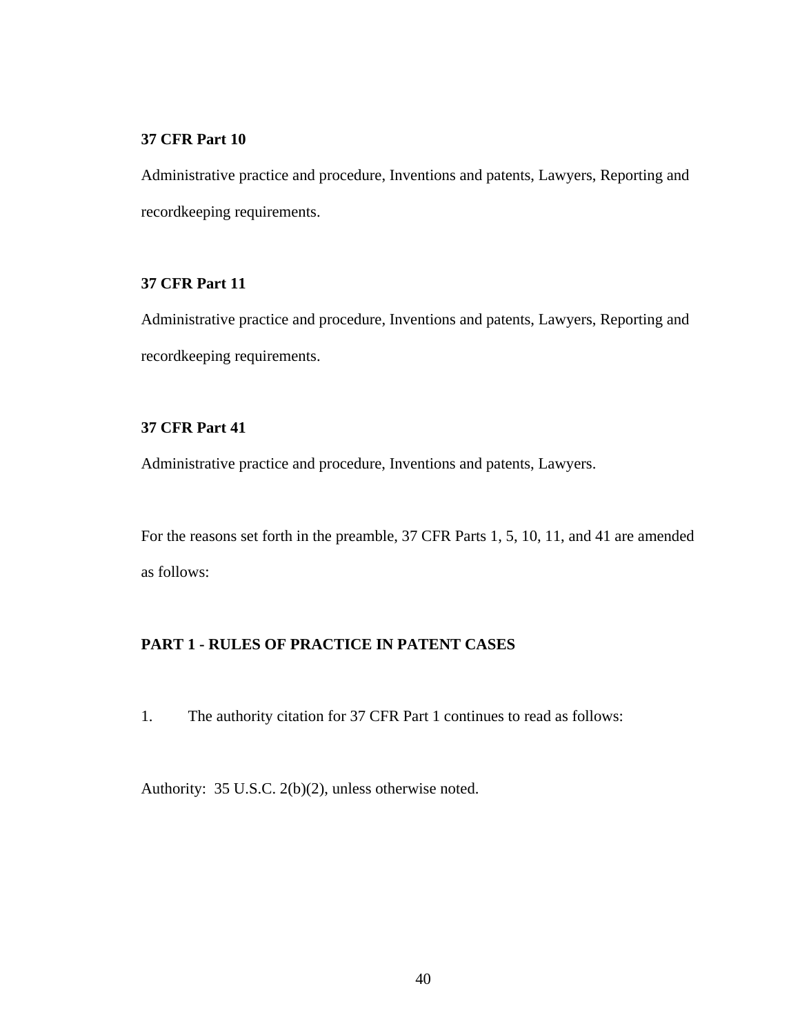**37 CFR Part 10**

Administrative practice and procedure, Inventions and patents, Lawyers, Reporting and recordkeeping requirements.

**37 CFR Part 11**

Administrative practice and procedure, Inventions and patents, Lawyers, Reporting and recordkeeping requirements.

**37 CFR Part 41**

Administrative practice and procedure, Inventions and patents, Lawyers.

For the reasons set forth in the preamble, 37 CFR Parts 1, 5, 10, 11, and 41 are amended as follows:

**PART 1 - RULES OF PRACTICE IN PATENT CASES**

1. The authority citation for 37 CFR Part 1 continues to read as follows:

Authority: 35 U.S.C. 2(b)(2), unless otherwise noted.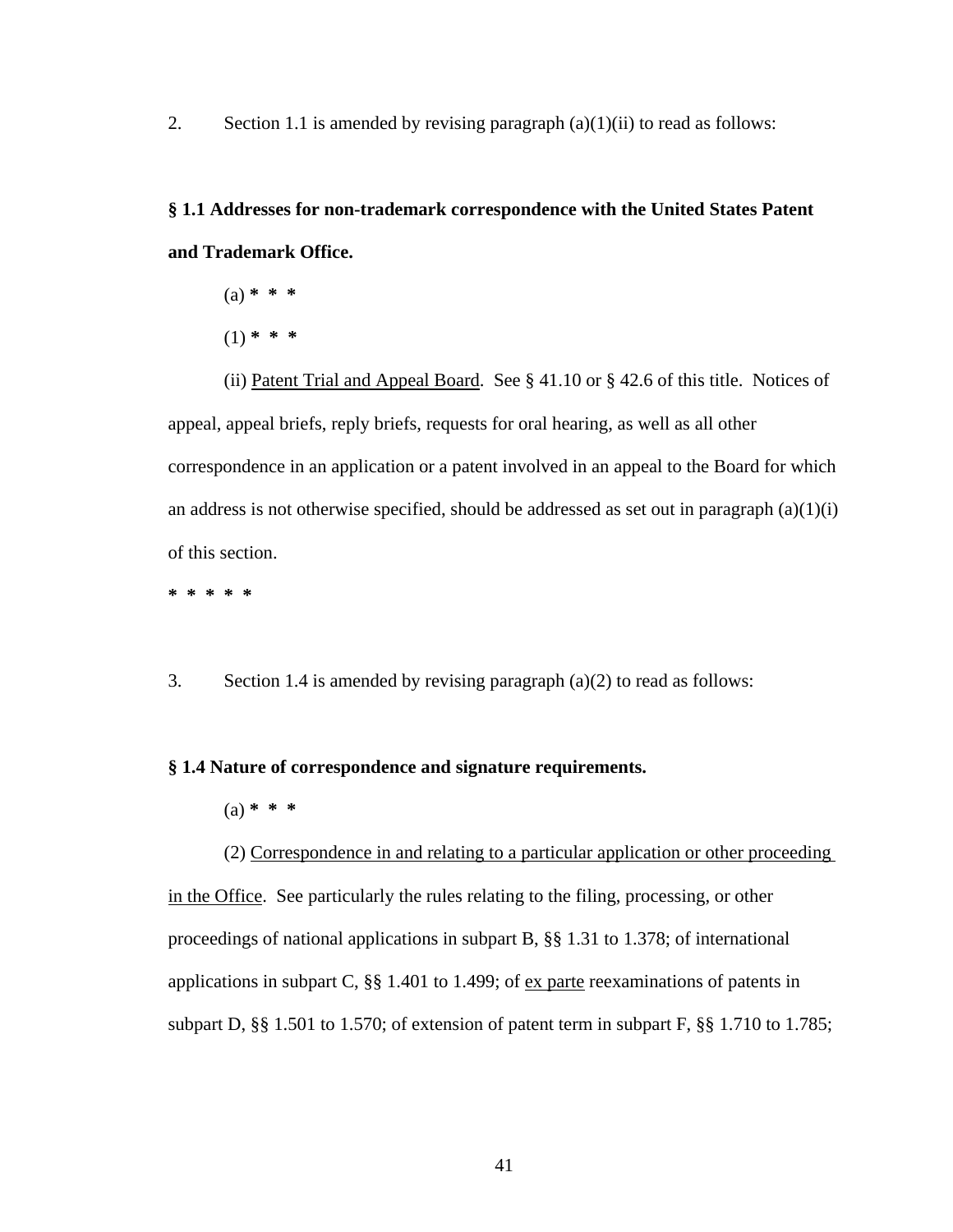2. Section 1.1 is amended by revising paragraph (a)(1)(ii) to read as follows:

**§ 1.1 Addresses for non-trademark correspondence with the United States Patent and Trademark Office.**

(a) *** * ***

(1) *** * ***

(ii) Patent Trial and Appeal Board. See § 41.10 or § 42.6 of this title. Notices of appeal, appeal briefs, reply briefs, requests for oral hearing, as well as all other correspondence in an application or a patent involved in an appeal to the Board for which an address is not otherwise specified, should be addressed as set out in paragraph (a)(1)(i) of this section.

*** * * * ***

3. Section 1.4 is amended by revising paragraph (a)(2) to read as follows:

**§ 1.4 Nature of correspondence and signature requirements.**

(a) *** * ***

(2) Correspondence in and relating to a particular application or other proceeding in the Office. See particularly the rules relating to the filing, processing, or other proceedings of national applications in subpart B, §§ 1.31 to 1.378; of international applications in subpart C, §§ 1.401 to 1.499; of ex parte reexaminations of patents in subpart D, §§ 1.501 to 1.570; of extension of patent term in subpart F, §§ 1.710 to 1.785;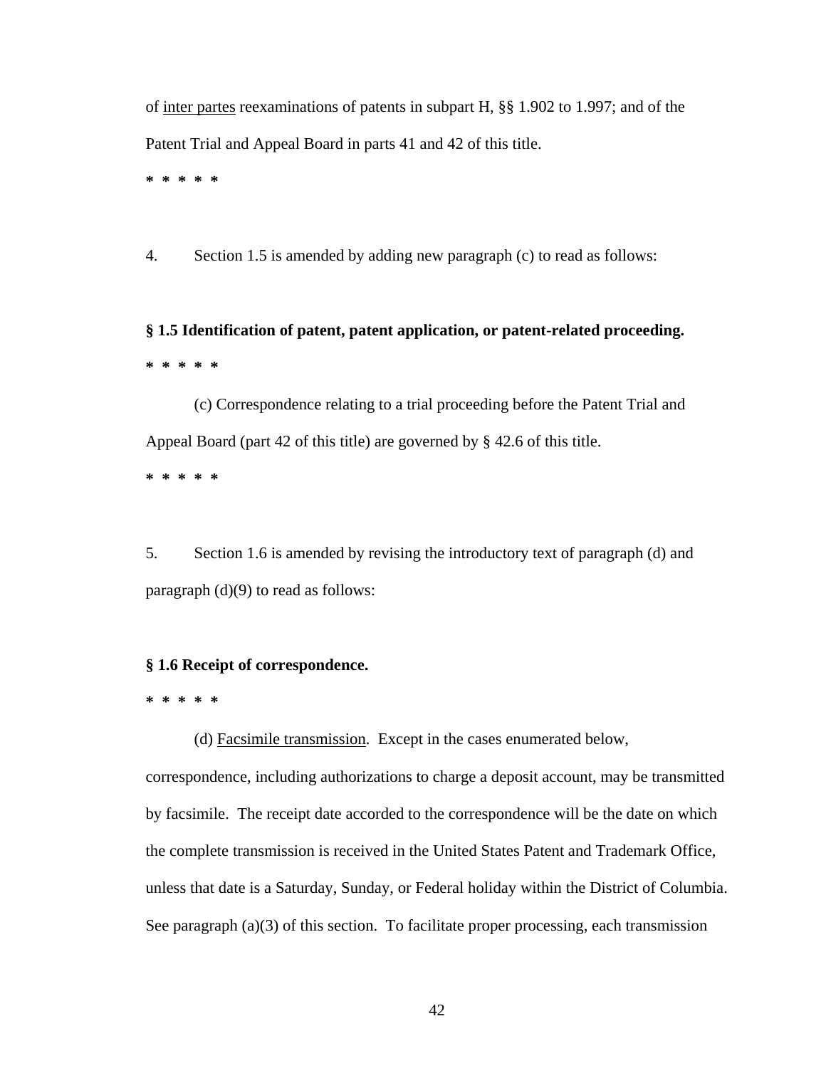of inter partes reexaminations of patents in subpart H, §§ 1.902 to 1.997; and of the Patent Trial and Appeal Board in parts 41 and 42 of this title.

**\* \* \* \* \***

4. Section 1.5 is amended by adding new paragraph (c) to read as follows:

**§ 1.5 Identification of patent, patent application, or patent-related proceeding.**

**\* \* \* \* \***

(c) Correspondence relating to a trial proceeding before the Patent Trial and Appeal Board (part 42 of this title) are governed by § 42.6 of this title.

**\* \* \* \* \***

5. Section 1.6 is amended by revising the introductory text of paragraph (d) and paragraph (d)(9) to read as follows:

**§ 1.6 Receipt of correspondence.**

**\* \* \* \* \***

(d) Facsimile transmission. Except in the cases enumerated below, correspondence, including authorizations to charge a deposit account, may be transmitted by facsimile. The receipt date accorded to the correspondence will be the date on which the complete transmission is received in the United States Patent and Trademark Office, unless that date is a Saturday, Sunday, or Federal holiday within the District of Columbia. See paragraph (a)(3) of this section. To facilitate proper processing, each transmission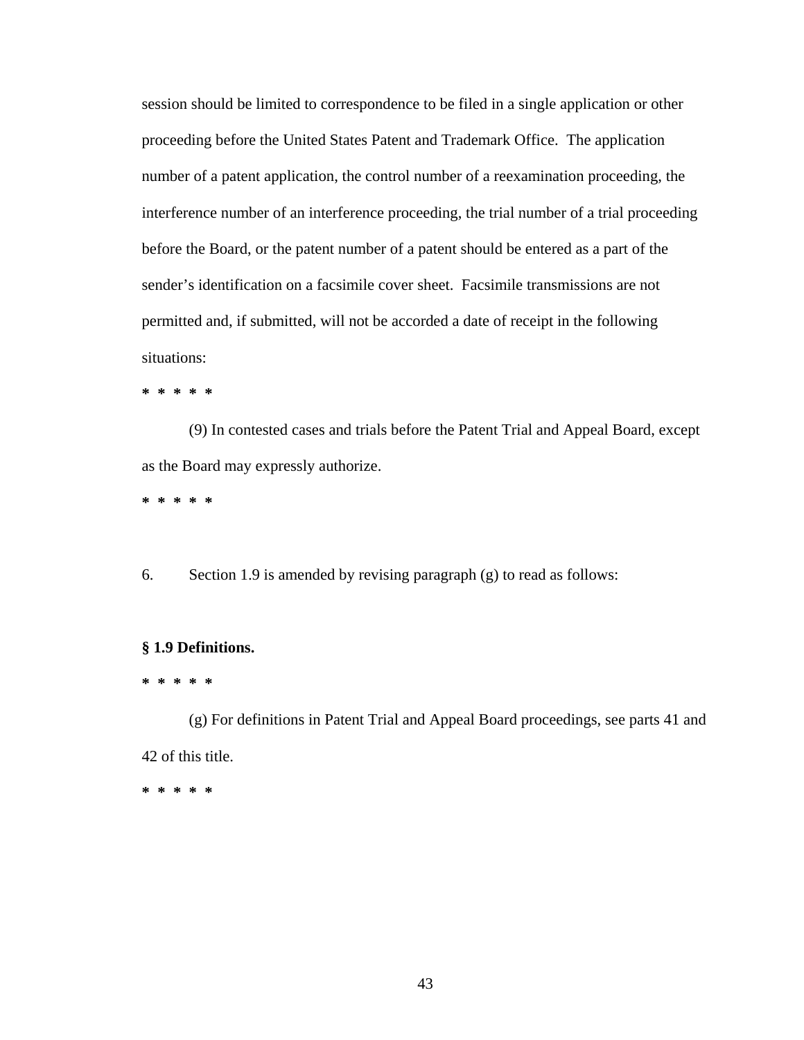session should be limited to correspondence to be filed in a single application or other proceeding before the United States Patent and Trademark Office. The application number of a patent application, the control number of a reexamination proceeding, the interference number of an interference proceeding, the trial number of a trial proceeding before the Board, or the patent number of a patent should be entered as a part of the sender's identification on a facsimile cover sheet. Facsimile transmissions are not permitted and, if submitted, will not be accorded a date of receipt in the following situations:

**\* \* \* \* \***

(9) In contested cases and trials before the Patent Trial and Appeal Board, except as the Board may expressly authorize.

**\* \* \* \* \***

6. Section 1.9 is amended by revising paragraph (g) to read as follows:

**§ 1.9 Definitions.**

**\* \* \* \* \***

(g) For definitions in Patent Trial and Appeal Board proceedings, see parts 41 and 42 of this title.

**\* \* \* \* \***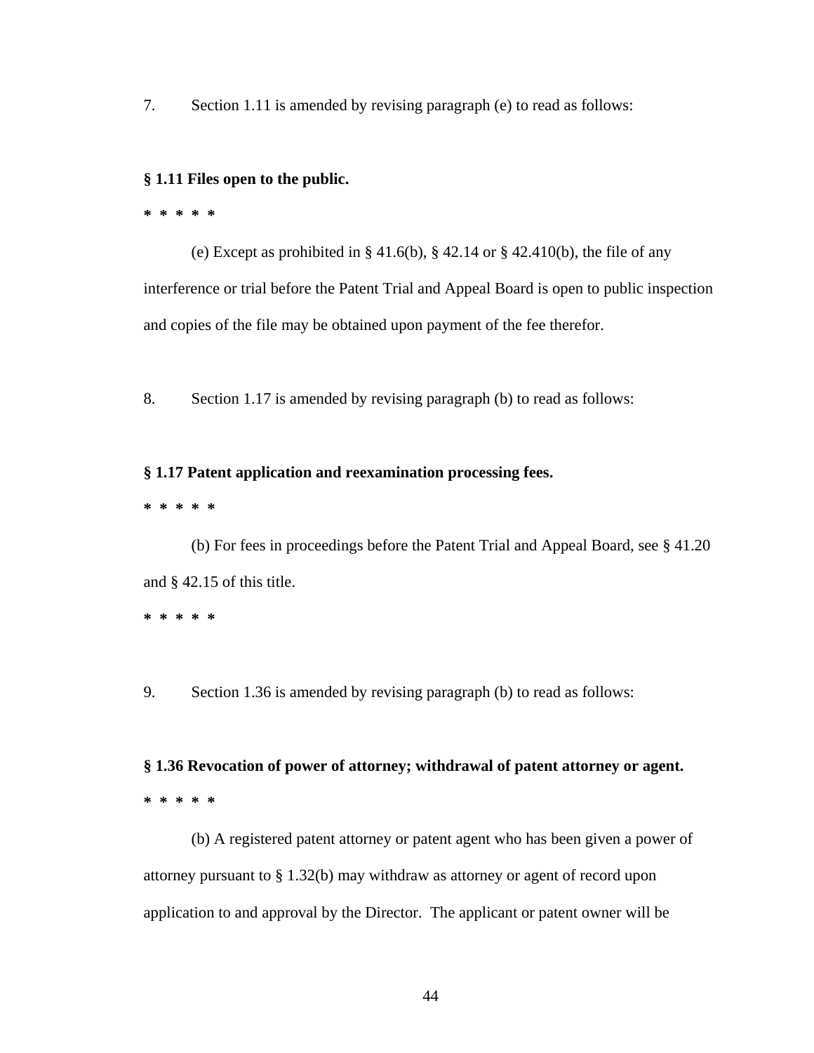7. Section 1.11 is amended by revising paragraph (e) to read as follows:

**§ 1.11 Files open to the public.**

**\* \* \* \* \***

(e) Except as prohibited in § 41.6(b), § 42.14 or § 42.410(b), the file of any interference or trial before the Patent Trial and Appeal Board is open to public inspection and copies of the file may be obtained upon payment of the fee therefor.

8. Section 1.17 is amended by revising paragraph (b) to read as follows:

**§ 1.17 Patent application and reexamination processing fees.**

**\* \* \* \* \***

(b) For fees in proceedings before the Patent Trial and Appeal Board, see § 41.20 and § 42.15 of this title.

**\* \* \* \* \***

9. Section 1.36 is amended by revising paragraph (b) to read as follows:

**§ 1.36 Revocation of power of attorney; withdrawal of patent attorney or agent.**

**\* \* \* \* \***

(b) A registered patent attorney or patent agent who has been given a power of attorney pursuant to § 1.32(b) may withdraw as attorney or agent of record upon application to and approval by the Director. The applicant or patent owner will be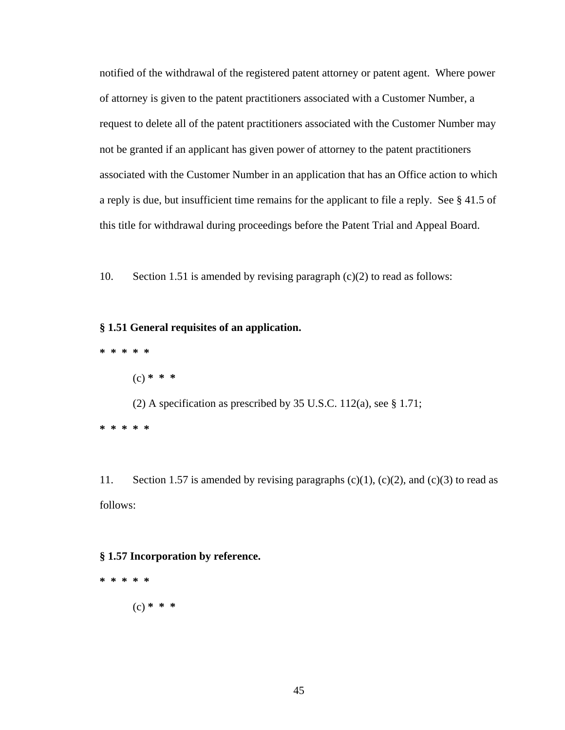notified of the withdrawal of the registered patent attorney or patent agent. Where power of attorney is given to the patent practitioners associated with a Customer Number, a request to delete all of the patent practitioners associated with the Customer Number may not be granted if an applicant has given power of attorney to the patent practitioners associated with the Customer Number in an application that has an Office action to which a reply is due, but insufficient time remains for the applicant to file a reply. See § 41.5 of this title for withdrawal during proceedings before the Patent Trial and Appeal Board.

10. Section 1.51 is amended by revising paragraph (c)(2) to read as follows:

**§ 1.51 General requisites of an application.**

**\* \* \* \* \***

(c) **\* \* \***

(2) A specification as prescribed by 35 U.S.C. 112(a), see § 1.71;

**\* \* \* \* \***

11. Section 1.57 is amended by revising paragraphs (c)(1), (c)(2), and (c)(3) to read as follows:

**§ 1.57 Incorporation by reference.**

**\* \* \* \* \***

(c) **\* \* \***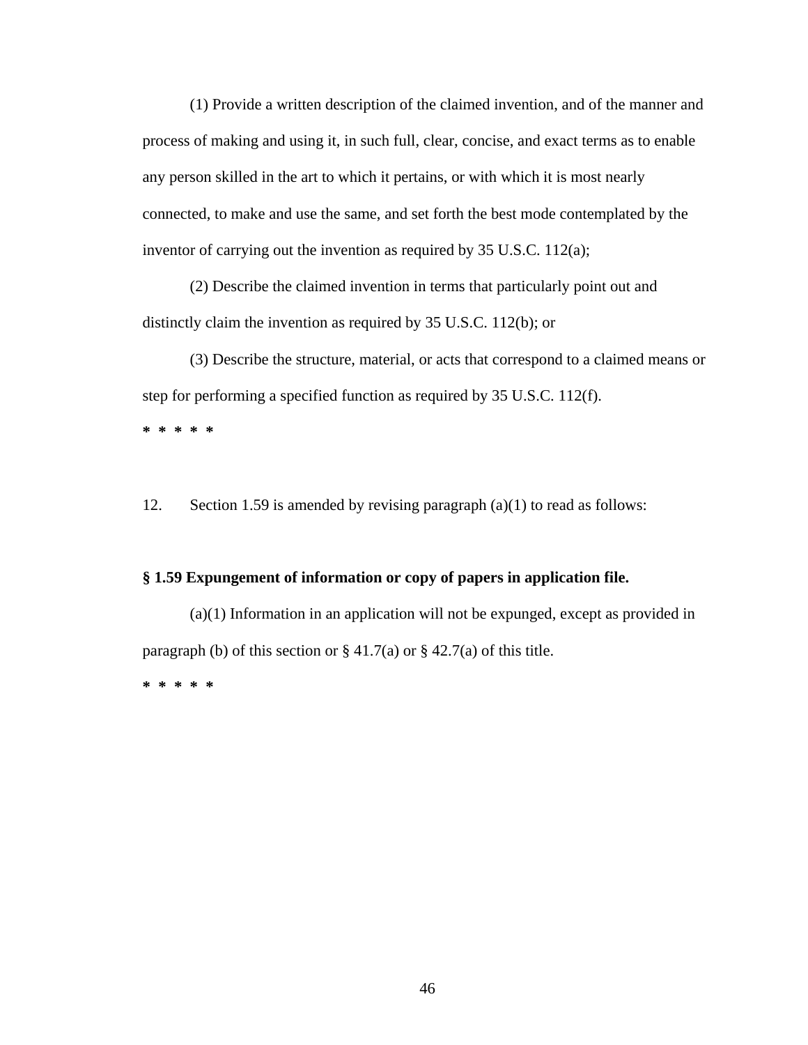(1) Provide a written description of the claimed invention, and of the manner and process of making and using it, in such full, clear, concise, and exact terms as to enable any person skilled in the art to which it pertains, or with which it is most nearly connected, to make and use the same, and set forth the best mode contemplated by the inventor of carrying out the invention as required by 35 U.S.C. 112(a);

(2) Describe the claimed invention in terms that particularly point out and distinctly claim the invention as required by 35 U.S.C. 112(b); or

(3) Describe the structure, material, or acts that correspond to a claimed means or step for performing a specified function as required by 35 U.S.C. 112(f).

**\* \* \* \* \***

12. Section 1.59 is amended by revising paragraph (a)(1) to read as follows:

**§ 1.59 Expungement of information or copy of papers in application file.**

(a)(1) Information in an application will not be expunged, except as provided in paragraph (b) of this section or § 41.7(a) or § 42.7(a) of this title.

**\* \* \* \* \***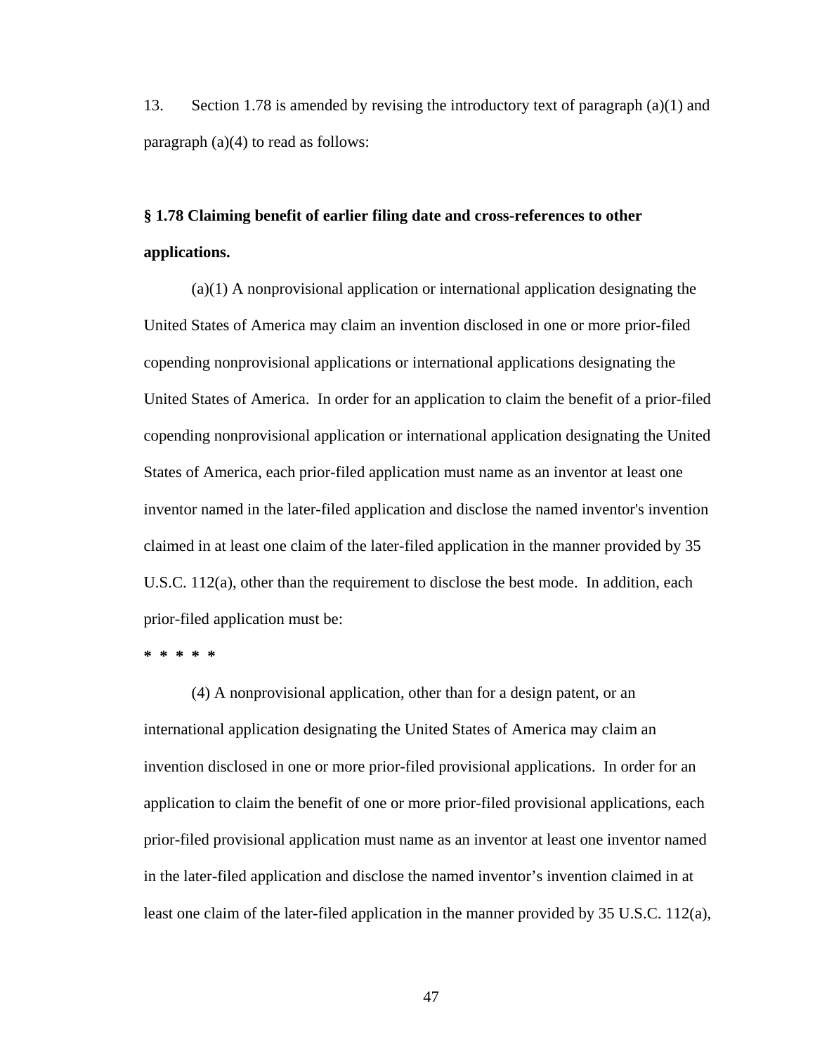13. Section 1.78 is amended by revising the introductory text of paragraph (a)(1) and paragraph (a)(4) to read as follows:

**§ 1.78 Claiming benefit of earlier filing date and cross-references to other applications.**

(a)(1) A nonprovisional application or international application designating the United States of America may claim an invention disclosed in one or more prior-filed copending nonprovisional applications or international applications designating the United States of America. In order for an application to claim the benefit of a prior-filed copending nonprovisional application or international application designating the United States of America, each prior-filed application must name as an inventor at least one inventor named in the later-filed application and disclose the named inventor's invention claimed in at least one claim of the later-filed application in the manner provided by 35 U.S.C. 112(a), other than the requirement to disclose the best mode. In addition, each prior-filed application must be:

**\* \* \* \* \***

(4) A nonprovisional application, other than for a design patent, or an international application designating the United States of America may claim an invention disclosed in one or more prior-filed provisional applications. In order for an application to claim the benefit of one or more prior-filed provisional applications, each prior-filed provisional application must name as an inventor at least one inventor named in the later-filed application and disclose the named inventor’s invention claimed in at least one claim of the later-filed application in the manner provided by 35 U.S.C. 112(a),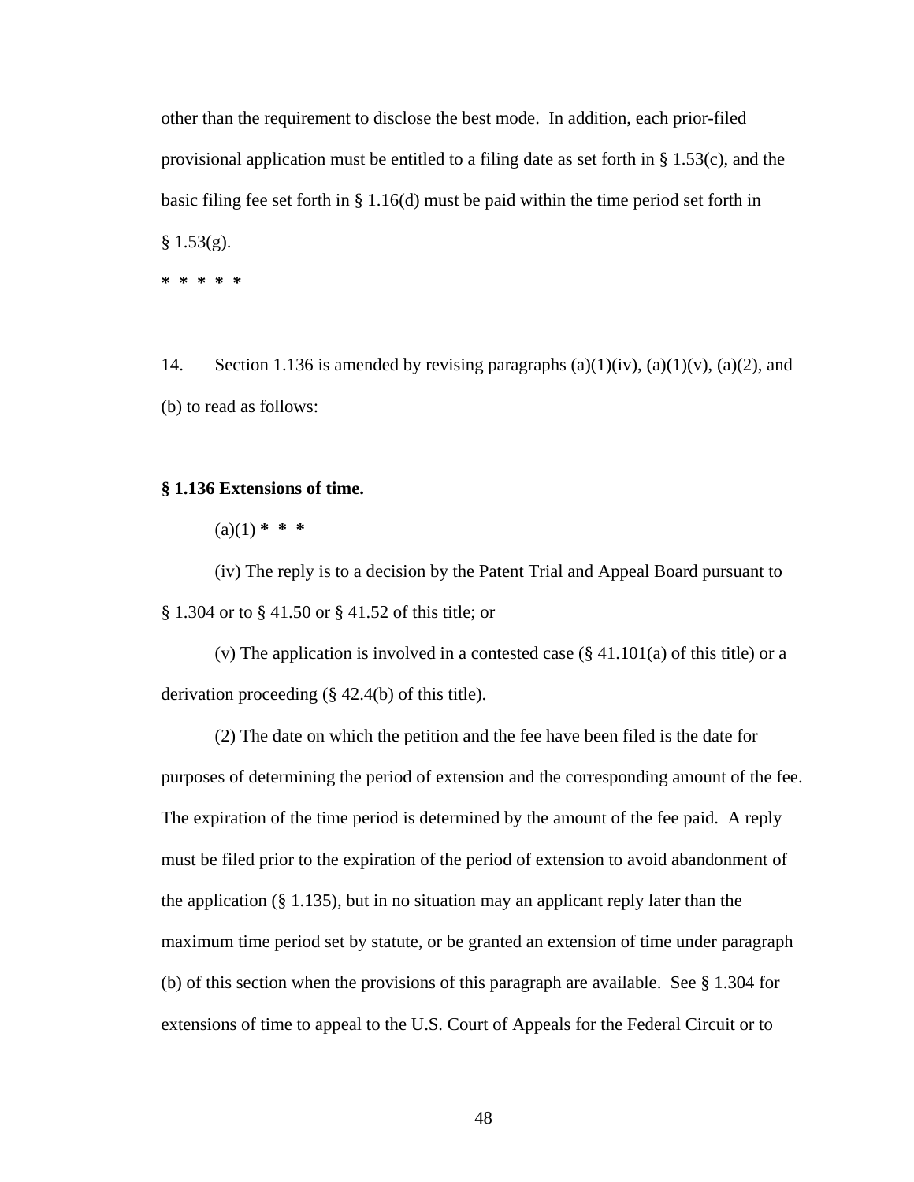other than the requirement to disclose the best mode. In addition, each prior-filed provisional application must be entitled to a filing date as set forth in § 1.53(c), and the basic filing fee set forth in § 1.16(d) must be paid within the time period set forth in § 1.53(g).

**\* \* \* \* \***

14. Section 1.136 is amended by revising paragraphs (a)(1)(iv), (a)(1)(v), (a)(2), and (b) to read as follows:

**§ 1.136 Extensions of time.**

(a)(1) **\* \* \***

(iv) The reply is to a decision by the Patent Trial and Appeal Board pursuant to § 1.304 or to § 41.50 or § 41.52 of this title; or

(v) The application is involved in a contested case (§ 41.101(a) of this title) or a derivation proceeding (§ 42.4(b) of this title).

(2) The date on which the petition and the fee have been filed is the date for purposes of determining the period of extension and the corresponding amount of the fee. The expiration of the time period is determined by the amount of the fee paid. A reply must be filed prior to the expiration of the period of extension to avoid abandonment of the application (§ 1.135), but in no situation may an applicant reply later than the maximum time period set by statute, or be granted an extension of time under paragraph (b) of this section when the provisions of this paragraph are available. See § 1.304 for extensions of time to appeal to the U.S. Court of Appeals for the Federal Circuit or to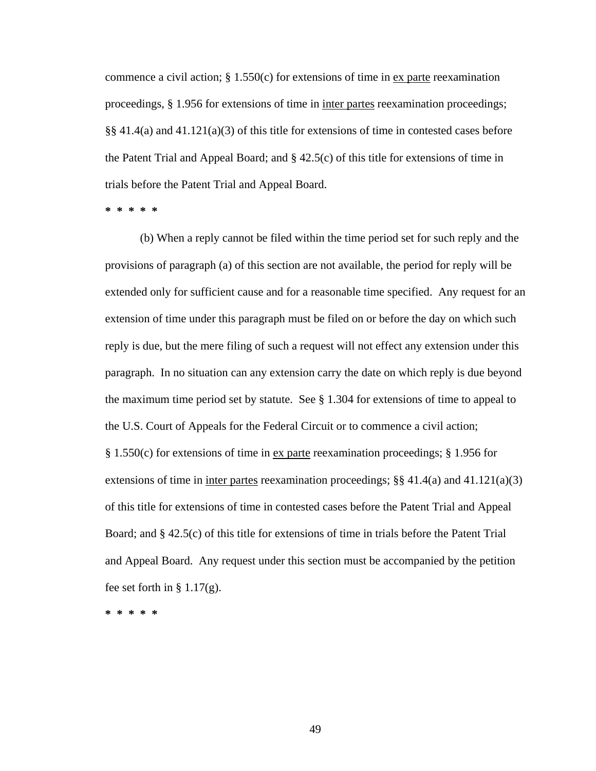commence a civil action; § 1.550(c) for extensions of time in <u>ex parte</u> reexamination proceedings, § 1.956 for extensions of time in <u>inter partes</u> reexamination proceedings; §§ 41.4(a) and 41.121(a)(3) of this title for extensions of time in contested cases before the Patent Trial and Appeal Board; and § 42.5(c) of this title for extensions of time in trials before the Patent Trial and Appeal Board.

**\* \* \* \* \***

(b) When a reply cannot be filed within the time period set for such reply and the provisions of paragraph (a) of this section are not available, the period for reply will be extended only for sufficient cause and for a reasonable time specified. Any request for an extension of time under this paragraph must be filed on or before the day on which such reply is due, but the mere filing of such a request will not effect any extension under this paragraph. In no situation can any extension carry the date on which reply is due beyond the maximum time period set by statute. See § 1.304 for extensions of time to appeal to the U.S. Court of Appeals for the Federal Circuit or to commence a civil action; § 1.550(c) for extensions of time in <u>ex parte</u> reexamination proceedings; § 1.956 for extensions of time in <u>inter partes</u> reexamination proceedings; §§ 41.4(a) and 41.121(a)(3) of this title for extensions of time in contested cases before the Patent Trial and Appeal Board; and § 42.5(c) of this title for extensions of time in trials before the Patent Trial and Appeal Board. Any request under this section must be accompanied by the petition fee set forth in § 1.17(g).

**\* \* \* \* \***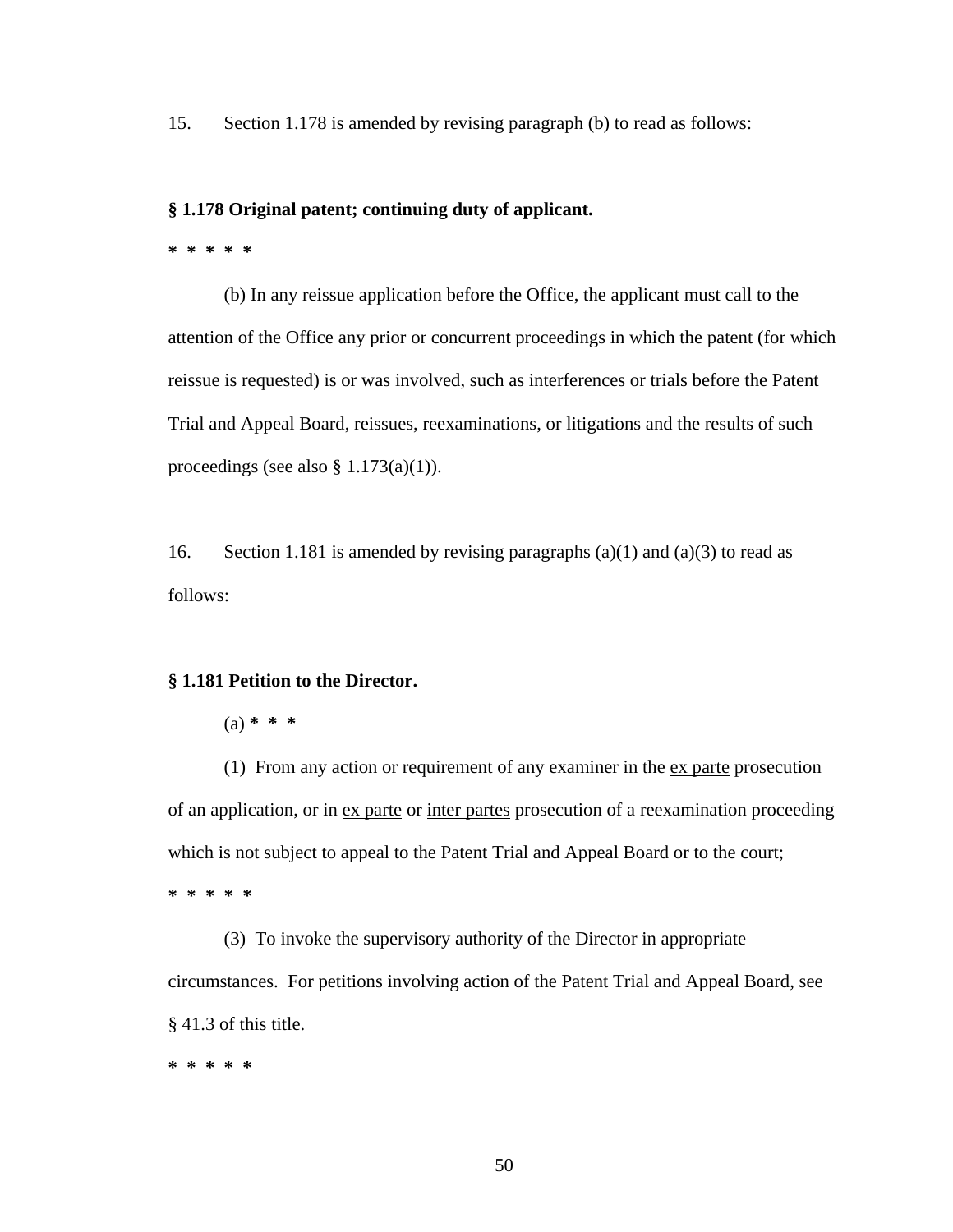15. Section 1.178 is amended by revising paragraph (b) to read as follows:

**§ 1.178 Original patent; continuing duty of applicant.**

**\* \* \* \* \***

(b) In any reissue application before the Office, the applicant must call to the attention of the Office any prior or concurrent proceedings in which the patent (for which reissue is requested) is or was involved, such as interferences or trials before the Patent Trial and Appeal Board, reissues, reexaminations, or litigations and the results of such proceedings (see also § 1.173(a)(1)).

16. Section 1.181 is amended by revising paragraphs (a)(1) and (a)(3) to read as follows:

**§ 1.181 Petition to the Director.**

(a) **\* \* \***

(1) From any action or requirement of any examiner in the <u>ex parte</u> prosecution of an application, or in <u>ex parte</u> or <u>inter partes</u> prosecution of a reexamination proceeding which is not subject to appeal to the Patent Trial and Appeal Board or to the court;

**\* \* \* \* \***

(3) To invoke the supervisory authority of the Director in appropriate circumstances. For petitions involving action of the Patent Trial and Appeal Board, see § 41.3 of this title.

**\* \* \* \* \***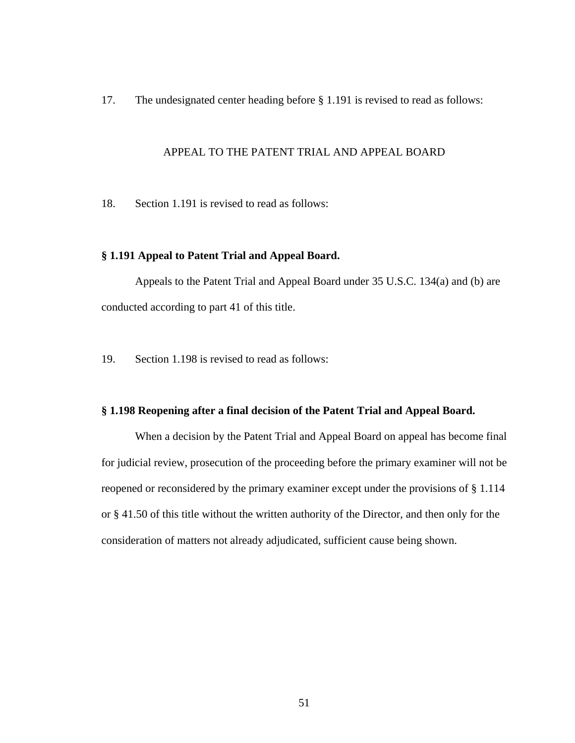17. The undesignated center heading before § 1.191 is revised to read as follows:

APPEAL TO THE PATENT TRIAL AND APPEAL BOARD

18. Section 1.191 is revised to read as follows:

**§ 1.191 Appeal to Patent Trial and Appeal Board.**

Appeals to the Patent Trial and Appeal Board under 35 U.S.C. 134(a) and (b) are conducted according to part 41 of this title.

19. Section 1.198 is revised to read as follows:

**§ 1.198 Reopening after a final decision of the Patent Trial and Appeal Board.**

When a decision by the Patent Trial and Appeal Board on appeal has become final for judicial review, prosecution of the proceeding before the primary examiner will not be reopened or reconsidered by the primary examiner except under the provisions of § 1.114 or § 41.50 of this title without the written authority of the Director, and then only for the consideration of matters not already adjudicated, sufficient cause being shown.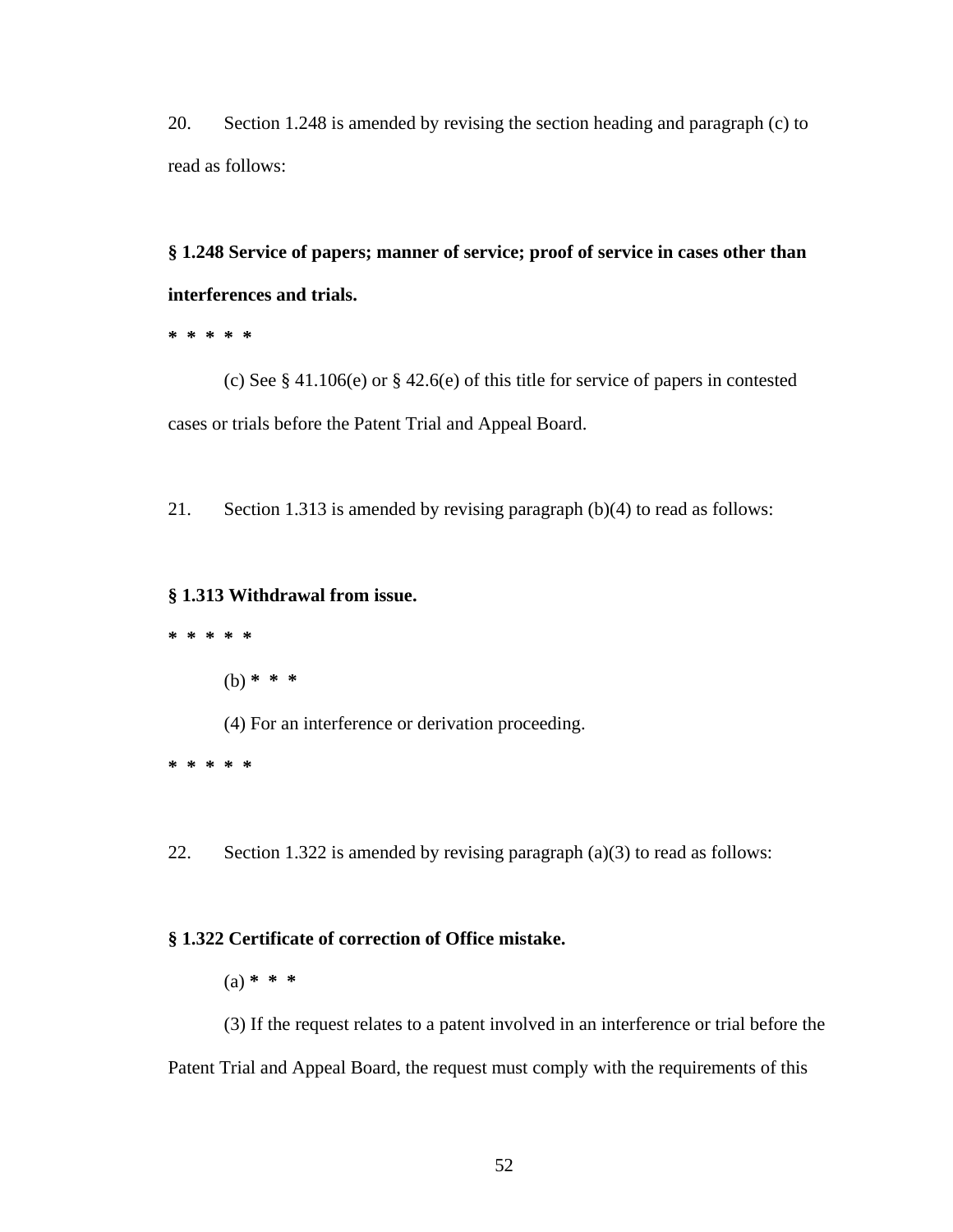20. Section 1.248 is amended by revising the section heading and paragraph (c) to read as follows:

**§ 1.248 Service of papers; manner of service; proof of service in cases other than interferences and trials.**

**\* \* \* \* \***

(c) See § 41.106(e) or § 42.6(e) of this title for service of papers in contested cases or trials before the Patent Trial and Appeal Board.

21. Section 1.313 is amended by revising paragraph (b)(4) to read as follows:

**§ 1.313 Withdrawal from issue.**

**\* \* \* \* \***

(b) **\* \* \***

(4) For an interference or derivation proceeding.

**\* \* \* \* \***

22. Section 1.322 is amended by revising paragraph (a)(3) to read as follows:

**§ 1.322 Certificate of correction of Office mistake.**

(a) **\* \* \***

(3) If the request relates to a patent involved in an interference or trial before the Patent Trial and Appeal Board, the request must comply with the requirements of this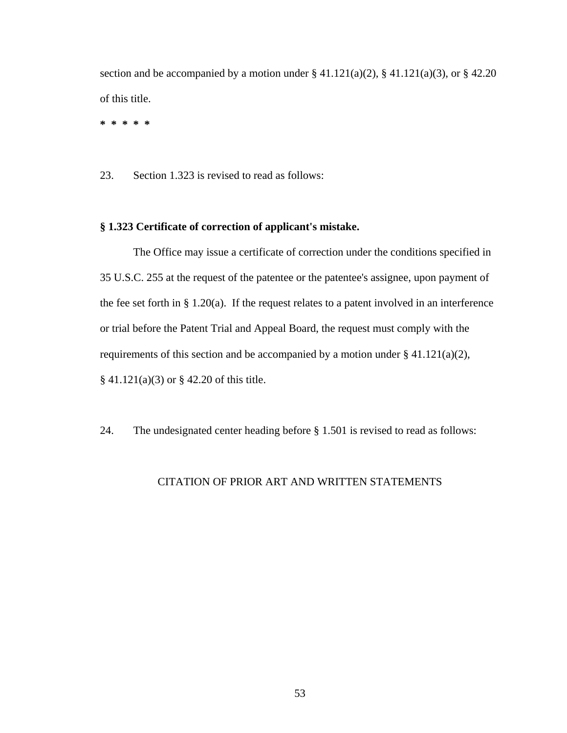section and be accompanied by a motion under § 41.121(a)(2), § 41.121(a)(3), or § 42.20 of this title.

**\* \* \* \* \***

23. Section 1.323 is revised to read as follows:

**§ 1.323 Certificate of correction of applicant's mistake.**

The Office may issue a certificate of correction under the conditions specified in 35 U.S.C. 255 at the request of the patentee or the patentee's assignee, upon payment of the fee set forth in § 1.20(a). If the request relates to a patent involved in an interference or trial before the Patent Trial and Appeal Board, the request must comply with the requirements of this section and be accompanied by a motion under § 41.121(a)(2), § 41.121(a)(3) or § 42.20 of this title.

24. The undesignated center heading before § 1.501 is revised to read as follows:

CITATION OF PRIOR ART AND WRITTEN STATEMENTS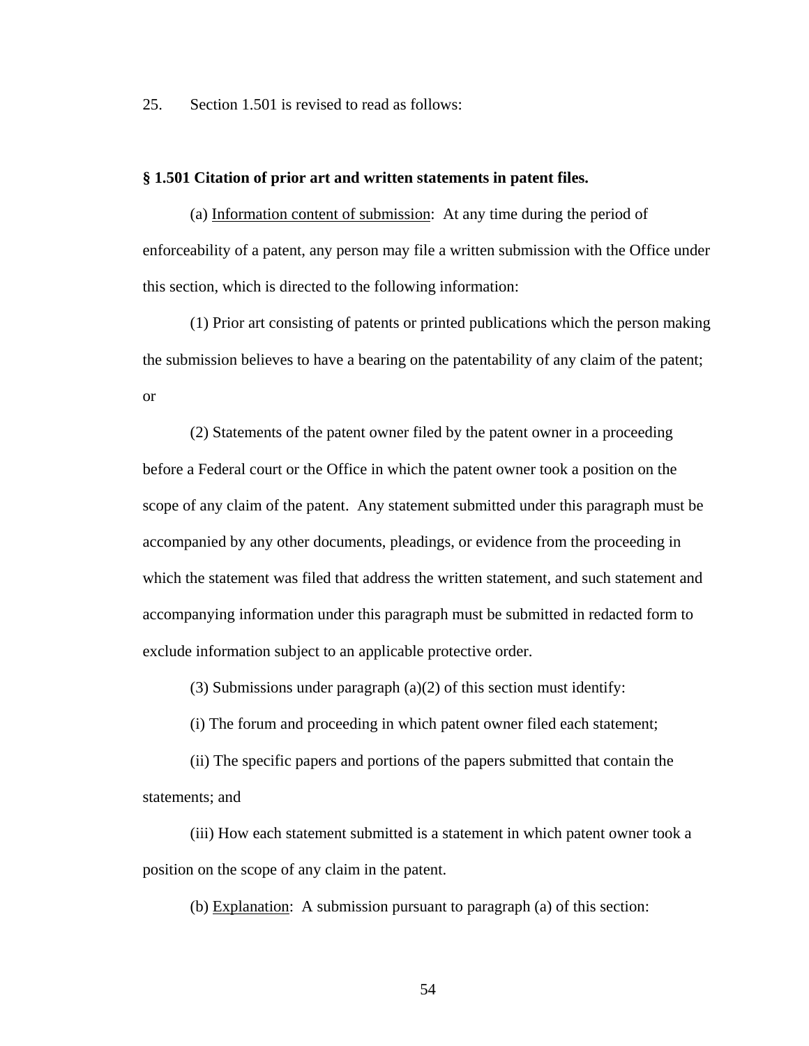25. Section 1.501 is revised to read as follows:

**§ 1.501 Citation of prior art and written statements in patent files.**

(a) Information content of submission: At any time during the period of enforceability of a patent, any person may file a written submission with the Office under this section, which is directed to the following information:

(1) Prior art consisting of patents or printed publications which the person making the submission believes to have a bearing on the patentability of any claim of the patent; or

(2) Statements of the patent owner filed by the patent owner in a proceeding before a Federal court or the Office in which the patent owner took a position on the scope of any claim of the patent. Any statement submitted under this paragraph must be accompanied by any other documents, pleadings, or evidence from the proceeding in which the statement was filed that address the written statement, and such statement and accompanying information under this paragraph must be submitted in redacted form to exclude information subject to an applicable protective order.

(3) Submissions under paragraph (a)(2) of this section must identify:

(i) The forum and proceeding in which patent owner filed each statement;

(ii) The specific papers and portions of the papers submitted that contain the statements; and

(iii) How each statement submitted is a statement in which patent owner took a position on the scope of any claim in the patent.

(b) Explanation: A submission pursuant to paragraph (a) of this section: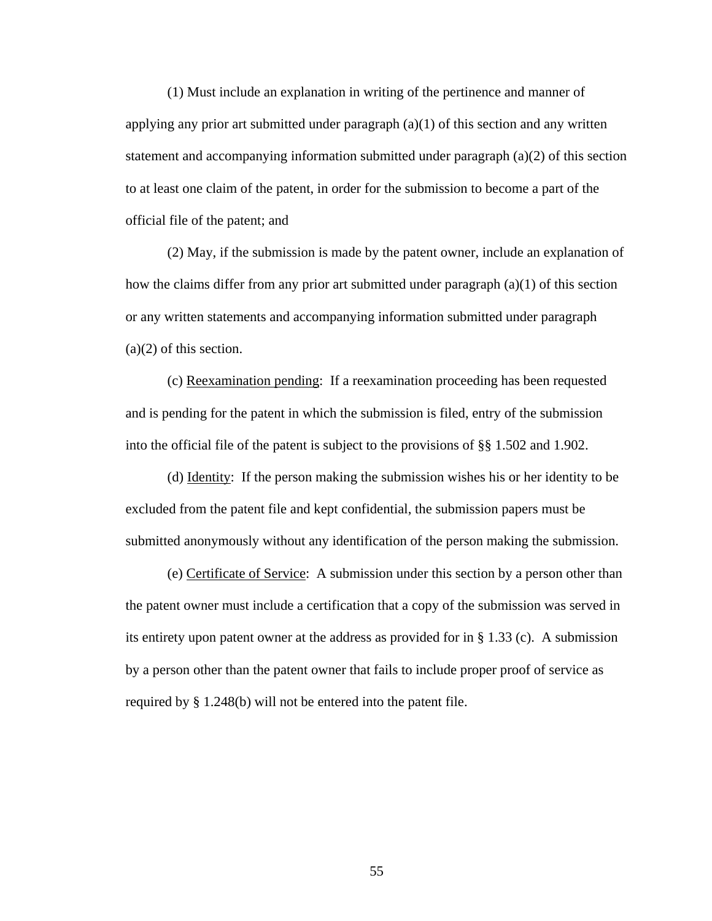(1) Must include an explanation in writing of the pertinence and manner of applying any prior art submitted under paragraph (a)(1) of this section and any written statement and accompanying information submitted under paragraph (a)(2) of this section to at least one claim of the patent, in order for the submission to become a part of the official file of the patent; and

(2) May, if the submission is made by the patent owner, include an explanation of how the claims differ from any prior art submitted under paragraph (a)(1) of this section or any written statements and accompanying information submitted under paragraph (a)(2) of this section.

(c) <u>Reexamination pending</u>: If a reexamination proceeding has been requested and is pending for the patent in which the submission is filed, entry of the submission into the official file of the patent is subject to the provisions of §§ 1.502 and 1.902.

(d) <u>Identity</u>: If the person making the submission wishes his or her identity to be excluded from the patent file and kept confidential, the submission papers must be submitted anonymously without any identification of the person making the submission.

(e) <u>Certificate of Service</u>: A submission under this section by a person other than the patent owner must include a certification that a copy of the submission was served in its entirety upon patent owner at the address as provided for in § 1.33 (c). A submission by a person other than the patent owner that fails to include proper proof of service as required by § 1.248(b) will not be entered into the patent file.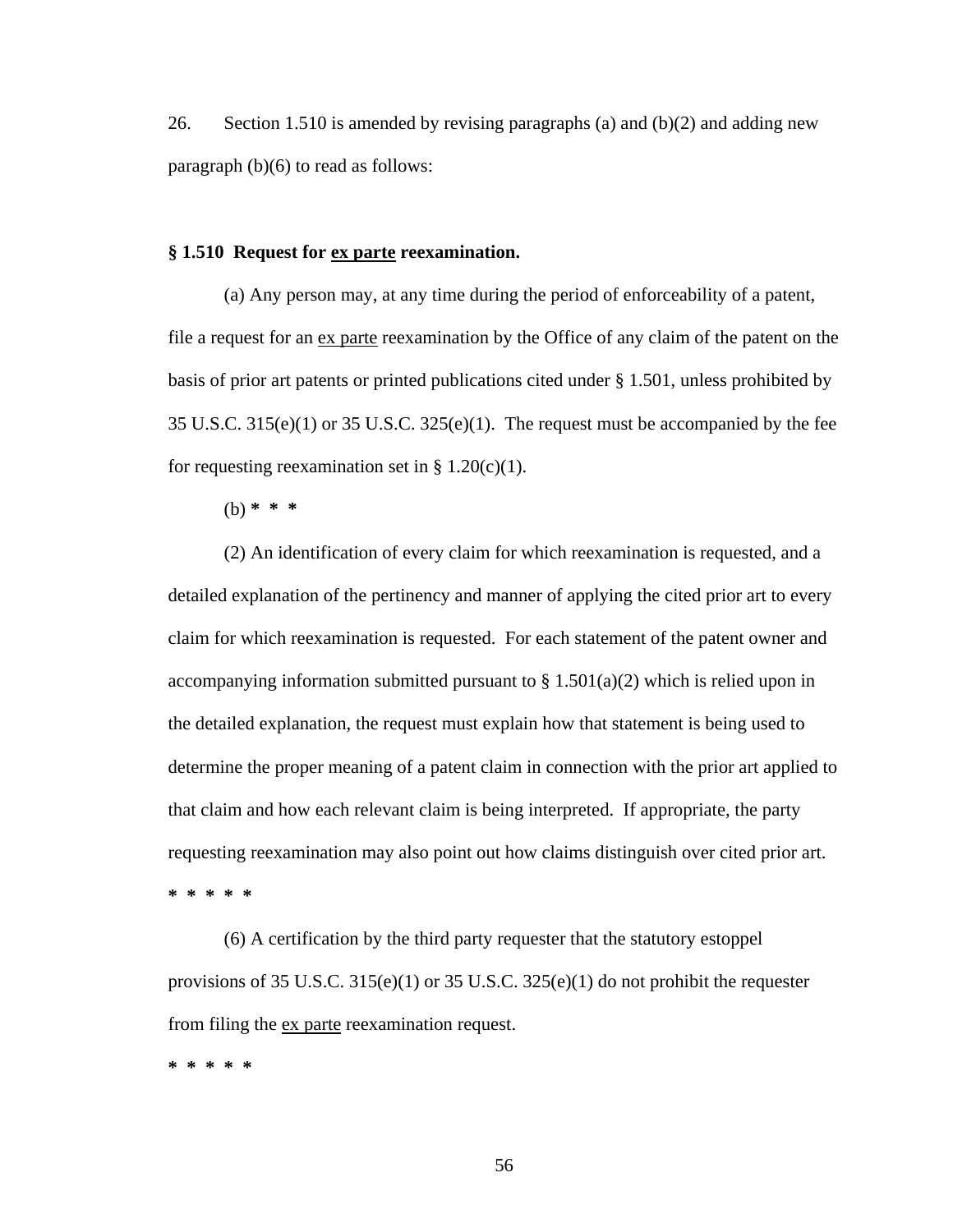26. Section 1.510 is amended by revising paragraphs (a) and (b)(2) and adding new paragraph (b)(6) to read as follows:

**§ 1.510 Request for ex parte reexamination.**

(a) Any person may, at any time during the period of enforceability of a patent, file a request for an ex parte reexamination by the Office of any claim of the patent on the basis of prior art patents or printed publications cited under § 1.501, unless prohibited by 35 U.S.C. 315(e)(1) or 35 U.S.C. 325(e)(1). The request must be accompanied by the fee for requesting reexamination set in § 1.20(c)(1).

(b) * * *

(2) An identification of every claim for which reexamination is requested, and a detailed explanation of the pertinency and manner of applying the cited prior art to every claim for which reexamination is requested. For each statement of the patent owner and accompanying information submitted pursuant to § 1.501(a)(2) which is relied upon in the detailed explanation, the request must explain how that statement is being used to determine the proper meaning of a patent claim in connection with the prior art applied to that claim and how each relevant claim is being interpreted. If appropriate, the party requesting reexamination may also point out how claims distinguish over cited prior art.

* * * * *

(6) A certification by the third party requester that the statutory estoppel provisions of 35 U.S.C. 315(e)(1) or 35 U.S.C. 325(e)(1) do not prohibit the requester from filing the ex parte reexamination request.

* * * * *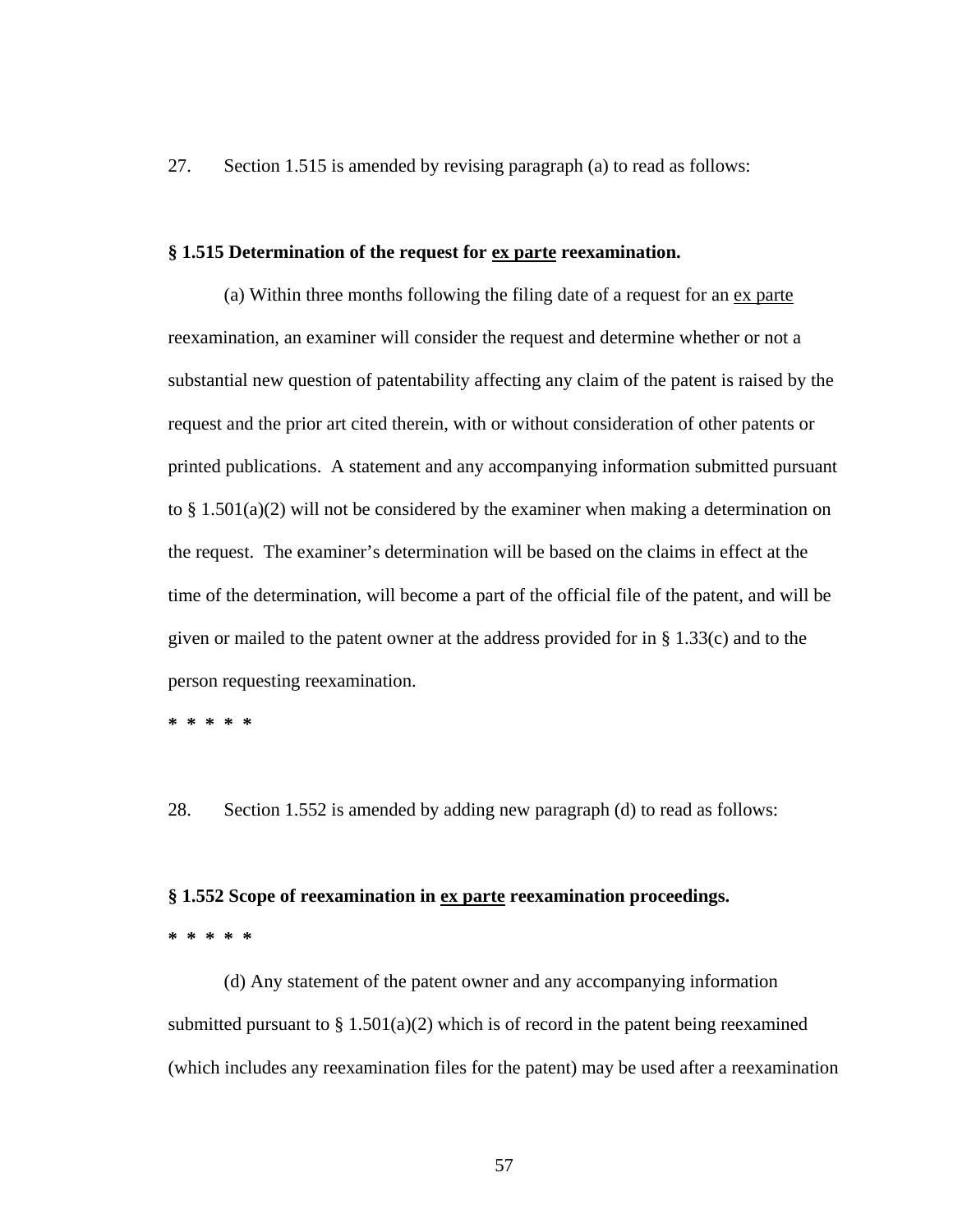27. Section 1.515 is amended by revising paragraph (a) to read as follows:

**§ 1.515 Determination of the request for ex parte reexamination.**

(a) Within three months following the filing date of a request for an ex parte reexamination, an examiner will consider the request and determine whether or not a substantial new question of patentability affecting any claim of the patent is raised by the request and the prior art cited therein, with or without consideration of other patents or printed publications. A statement and any accompanying information submitted pursuant to § 1.501(a)(2) will not be considered by the examiner when making a determination on the request. The examiner's determination will be based on the claims in effect at the time of the determination, will become a part of the official file of the patent, and will be given or mailed to the patent owner at the address provided for in § 1.33(c) and to the person requesting reexamination.

**\* \* \* \* \***

28. Section 1.552 is amended by adding new paragraph (d) to read as follows:

**§ 1.552 Scope of reexamination in ex parte reexamination proceedings.**

**\* \* \* \* \***

(d) Any statement of the patent owner and any accompanying information submitted pursuant to § 1.501(a)(2) which is of record in the patent being reexamined (which includes any reexamination files for the patent) may be used after a reexamination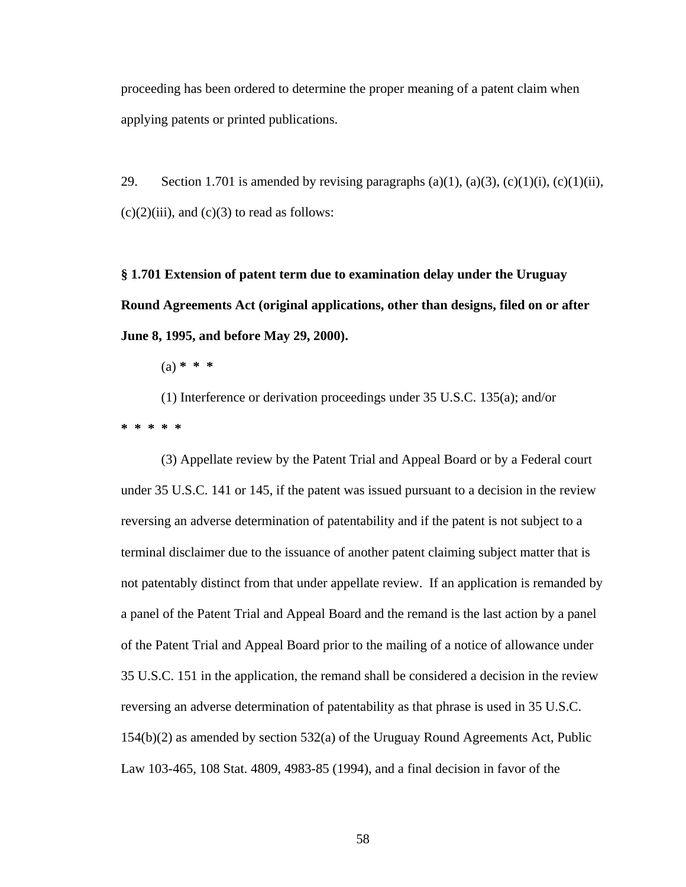proceeding has been ordered to determine the proper meaning of a patent claim when applying patents or printed publications.

29. Section 1.701 is amended by revising paragraphs (a)(1), (a)(3), (c)(1)(i), (c)(1)(ii), (c)(2)(iii), and (c)(3) to read as follows:

**§ 1.701 Extension of patent term due to examination delay under the Uruguay Round Agreements Act (original applications, other than designs, filed on or after June 8, 1995, and before May 29, 2000).**

(a) * * *

(1) Interference or derivation proceedings under 35 U.S.C. 135(a); and/or

* * * * *

(3) Appellate review by the Patent Trial and Appeal Board or by a Federal court under 35 U.S.C. 141 or 145, if the patent was issued pursuant to a decision in the review reversing an adverse determination of patentability and if the patent is not subject to a terminal disclaimer due to the issuance of another patent claiming subject matter that is not patentably distinct from that under appellate review. If an application is remanded by a panel of the Patent Trial and Appeal Board and the remand is the last action by a panel of the Patent Trial and Appeal Board prior to the mailing of a notice of allowance under 35 U.S.C. 151 in the application, the remand shall be considered a decision in the review reversing an adverse determination of patentability as that phrase is used in 35 U.S.C. 154(b)(2) as amended by section 532(a) of the Uruguay Round Agreements Act, Public Law 103-465, 108 Stat. 4809, 4983-85 (1994), and a final decision in favor of the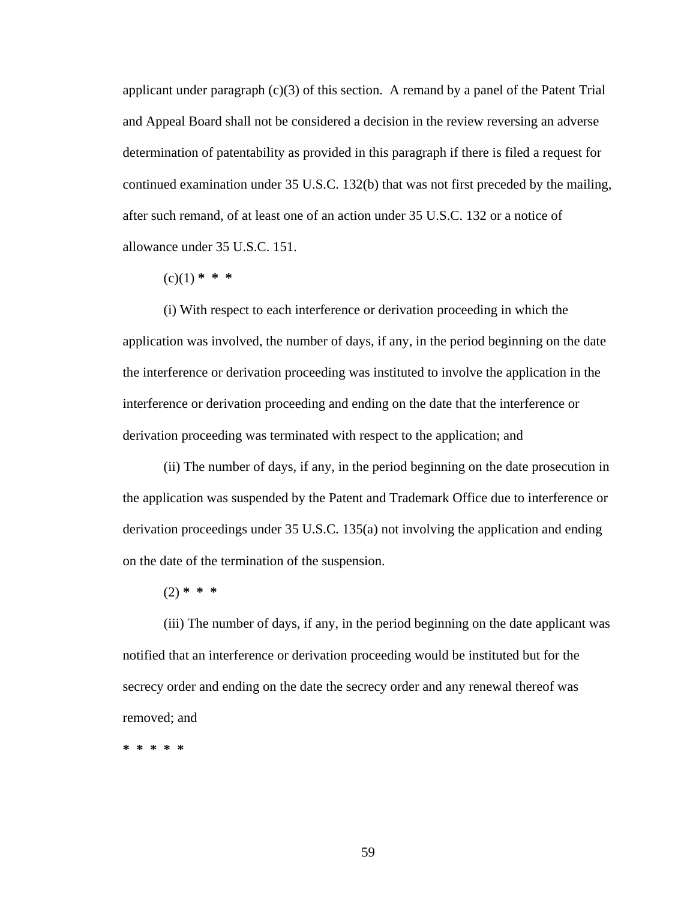applicant under paragraph (c)(3) of this section. A remand by a panel of the Patent Trial and Appeal Board shall not be considered a decision in the review reversing an adverse determination of patentability as provided in this paragraph if there is filed a request for continued examination under 35 U.S.C. 132(b) that was not first preceded by the mailing, after such remand, of at least one of an action under 35 U.S.C. 132 or a notice of allowance under 35 U.S.C. 151.

(c)(1) * * *

(i) With respect to each interference or derivation proceeding in which the application was involved, the number of days, if any, in the period beginning on the date the interference or derivation proceeding was instituted to involve the application in the interference or derivation proceeding and ending on the date that the interference or derivation proceeding was terminated with respect to the application; and

(ii) The number of days, if any, in the period beginning on the date prosecution in the application was suspended by the Patent and Trademark Office due to interference or derivation proceedings under 35 U.S.C. 135(a) not involving the application and ending on the date of the termination of the suspension.

(2) * * *

(iii) The number of days, if any, in the period beginning on the date applicant was notified that an interference or derivation proceeding would be instituted but for the secrecy order and ending on the date the secrecy order and any renewal thereof was removed; and

* * * * *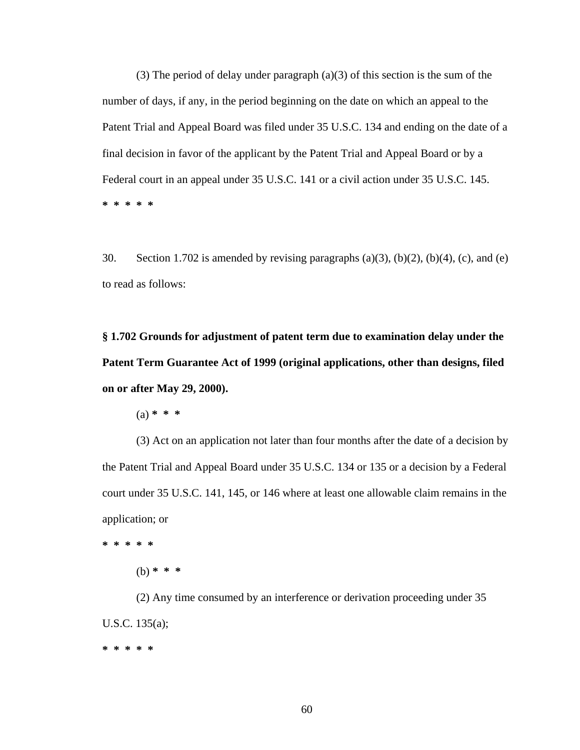(3) The period of delay under paragraph (a)(3) of this section is the sum of the number of days, if any, in the period beginning on the date on which an appeal to the Patent Trial and Appeal Board was filed under 35 U.S.C. 134 and ending on the date of a final decision in favor of the applicant by the Patent Trial and Appeal Board or by a Federal court in an appeal under 35 U.S.C. 141 or a civil action under 35 U.S.C. 145.

**\* \* \* \* \***

30. Section 1.702 is amended by revising paragraphs (a)(3), (b)(2), (b)(4), (c), and (e) to read as follows:

**§ 1.702 Grounds for adjustment of patent term due to examination delay under the Patent Term Guarantee Act of 1999 (original applications, other than designs, filed on or after May 29, 2000).**

(a) **\* \* \***

(3) Act on an application not later than four months after the date of a decision by the Patent Trial and Appeal Board under 35 U.S.C. 134 or 135 or a decision by a Federal court under 35 U.S.C. 141, 145, or 146 where at least one allowable claim remains in the application; or

**\* \* \* \* \***

(b) **\* \* \***

(2) Any time consumed by an interference or derivation proceeding under 35 U.S.C. 135(a);

**\* \* \* \* \***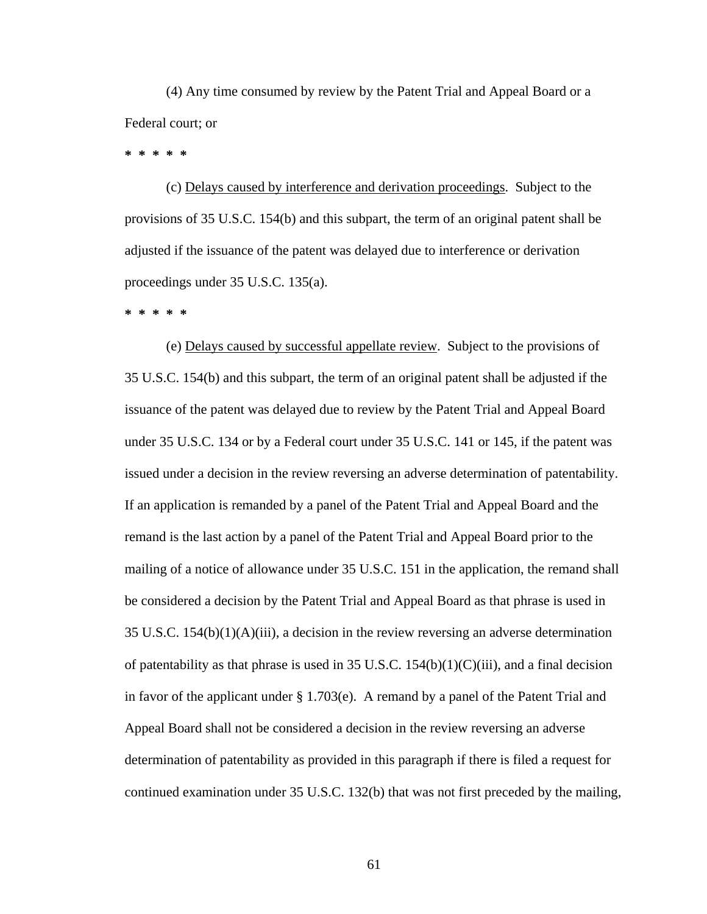(4) Any time consumed by review by the Patent Trial and Appeal Board or a Federal court; or

* * * * *

(c) Delays caused by interference and derivation proceedings. Subject to the provisions of 35 U.S.C. 154(b) and this subpart, the term of an original patent shall be adjusted if the issuance of the patent was delayed due to interference or derivation proceedings under 35 U.S.C. 135(a).

* * * * *

(e) Delays caused by successful appellate review. Subject to the provisions of 35 U.S.C. 154(b) and this subpart, the term of an original patent shall be adjusted if the issuance of the patent was delayed due to review by the Patent Trial and Appeal Board under 35 U.S.C. 134 or by a Federal court under 35 U.S.C. 141 or 145, if the patent was issued under a decision in the review reversing an adverse determination of patentability. If an application is remanded by a panel of the Patent Trial and Appeal Board and the remand is the last action by a panel of the Patent Trial and Appeal Board prior to the mailing of a notice of allowance under 35 U.S.C. 151 in the application, the remand shall be considered a decision by the Patent Trial and Appeal Board as that phrase is used in 35 U.S.C. 154(b)(1)(A)(iii), a decision in the review reversing an adverse determination of patentability as that phrase is used in 35 U.S.C. 154(b)(1)(C)(iii), and a final decision in favor of the applicant under § 1.703(e). A remand by a panel of the Patent Trial and Appeal Board shall not be considered a decision in the review reversing an adverse determination of patentability as provided in this paragraph if there is filed a request for continued examination under 35 U.S.C. 132(b) that was not first preceded by the mailing,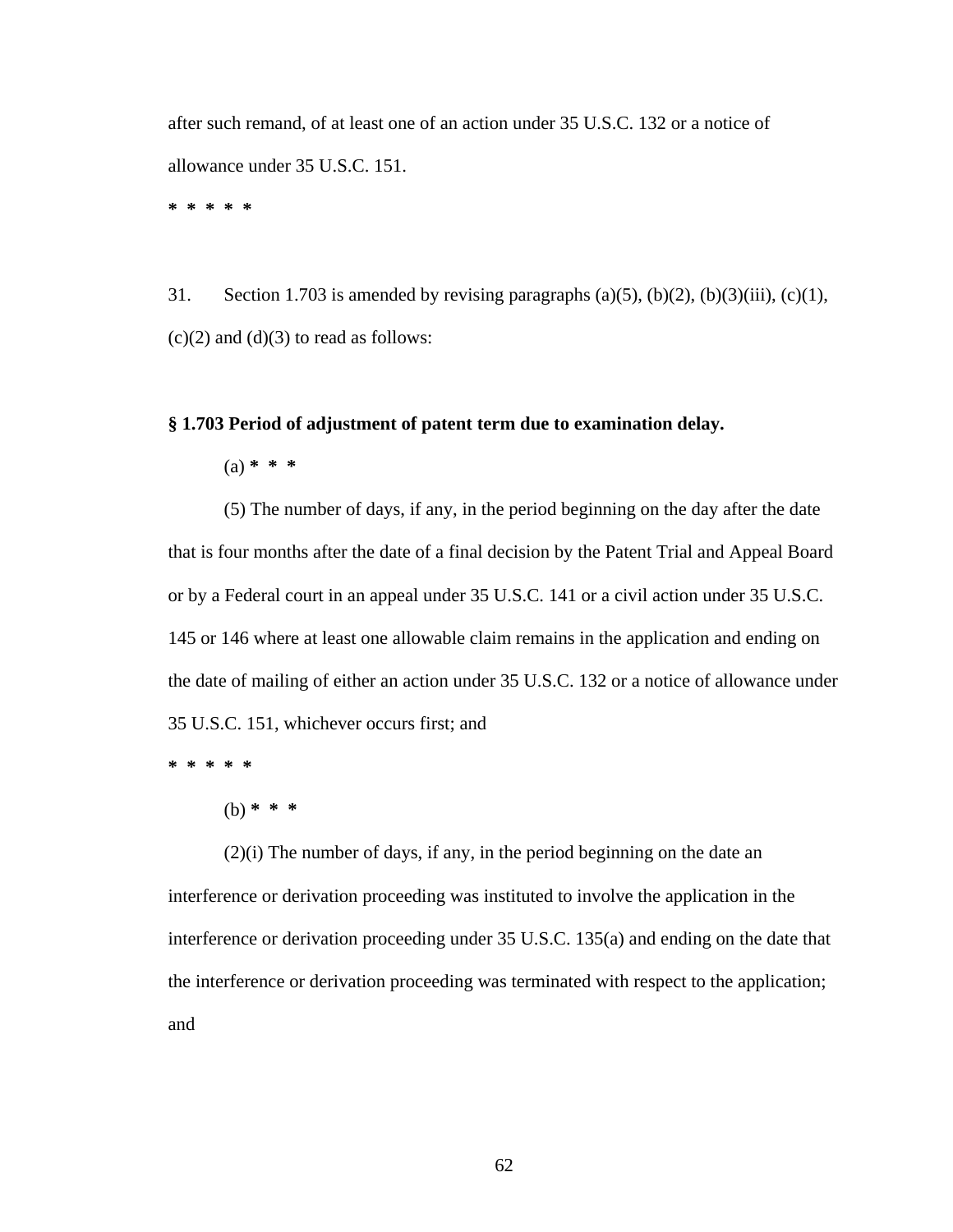after such remand, of at least one of an action under 35 U.S.C. 132 or a notice of allowance under 35 U.S.C. 151.

**\* \* \* \* \***

31. Section 1.703 is amended by revising paragraphs (a)(5), (b)(2), (b)(3)(iii), (c)(1), (c)(2) and (d)(3) to read as follows:

**§ 1.703 Period of adjustment of patent term due to examination delay.**

(a) **\* \* \***

(5) The number of days, if any, in the period beginning on the day after the date that is four months after the date of a final decision by the Patent Trial and Appeal Board or by a Federal court in an appeal under 35 U.S.C. 141 or a civil action under 35 U.S.C. 145 or 146 where at least one allowable claim remains in the application and ending on the date of mailing of either an action under 35 U.S.C. 132 or a notice of allowance under 35 U.S.C. 151, whichever occurs first; and

**\* \* \* \* \***

(b) **\* \* \***

(2)(i) The number of days, if any, in the period beginning on the date an interference or derivation proceeding was instituted to involve the application in the interference or derivation proceeding under 35 U.S.C. 135(a) and ending on the date that the interference or derivation proceeding was terminated with respect to the application; and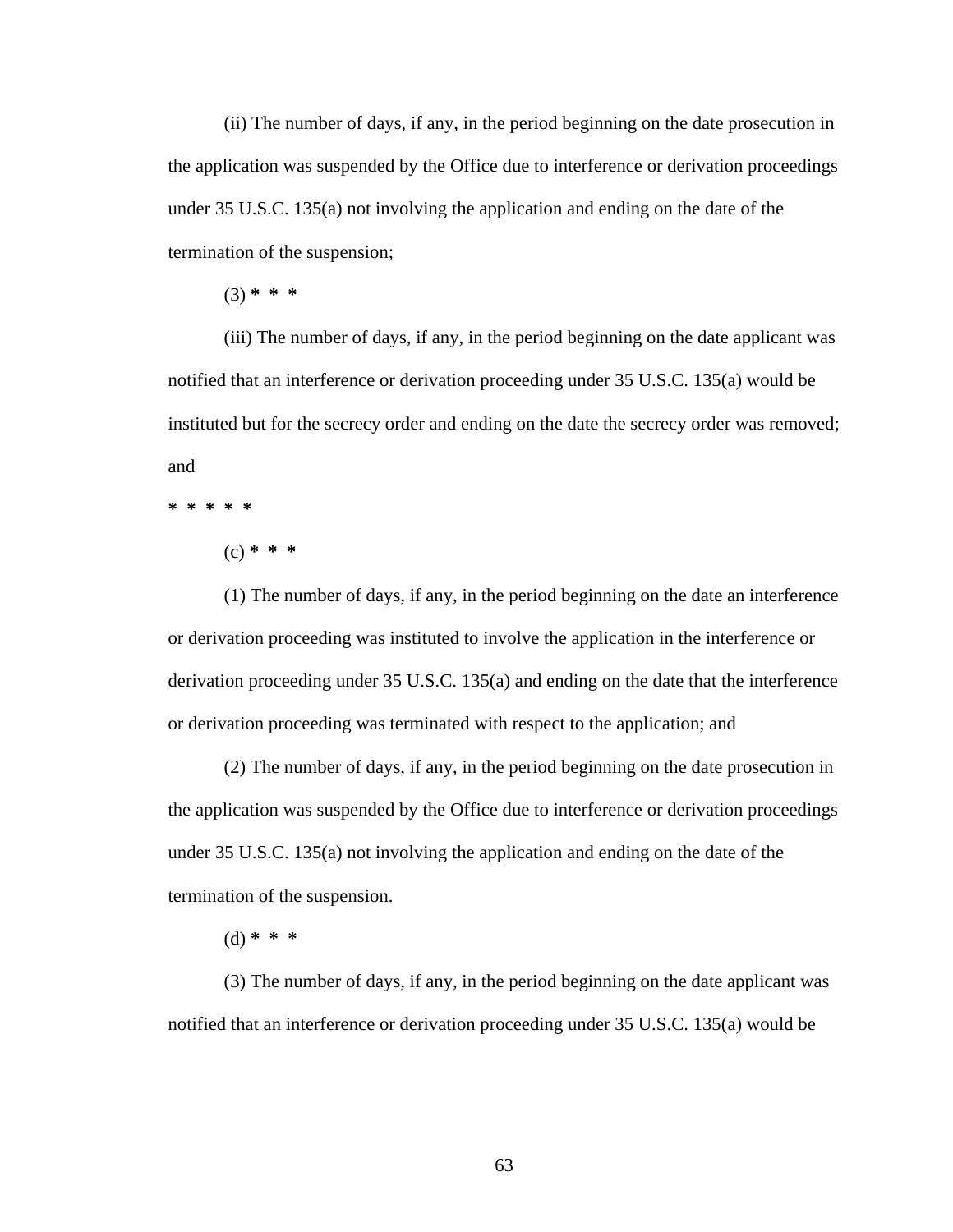(ii) The number of days, if any, in the period beginning on the date prosecution in the application was suspended by the Office due to interference or derivation proceedings under 35 U.S.C. 135(a) not involving the application and ending on the date of the termination of the suspension;

(3) * * *

(iii) The number of days, if any, in the period beginning on the date applicant was notified that an interference or derivation proceeding under 35 U.S.C. 135(a) would be instituted but for the secrecy order and ending on the date the secrecy order was removed; and

* * * * *

(c) * * *

(1) The number of days, if any, in the period beginning on the date an interference or derivation proceeding was instituted to involve the application in the interference or derivation proceeding under 35 U.S.C. 135(a) and ending on the date that the interference or derivation proceeding was terminated with respect to the application; and

(2) The number of days, if any, in the period beginning on the date prosecution in the application was suspended by the Office due to interference or derivation proceedings under 35 U.S.C. 135(a) not involving the application and ending on the date of the termination of the suspension.

(d) * * *

(3) The number of days, if any, in the period beginning on the date applicant was notified that an interference or derivation proceeding under 35 U.S.C. 135(a) would be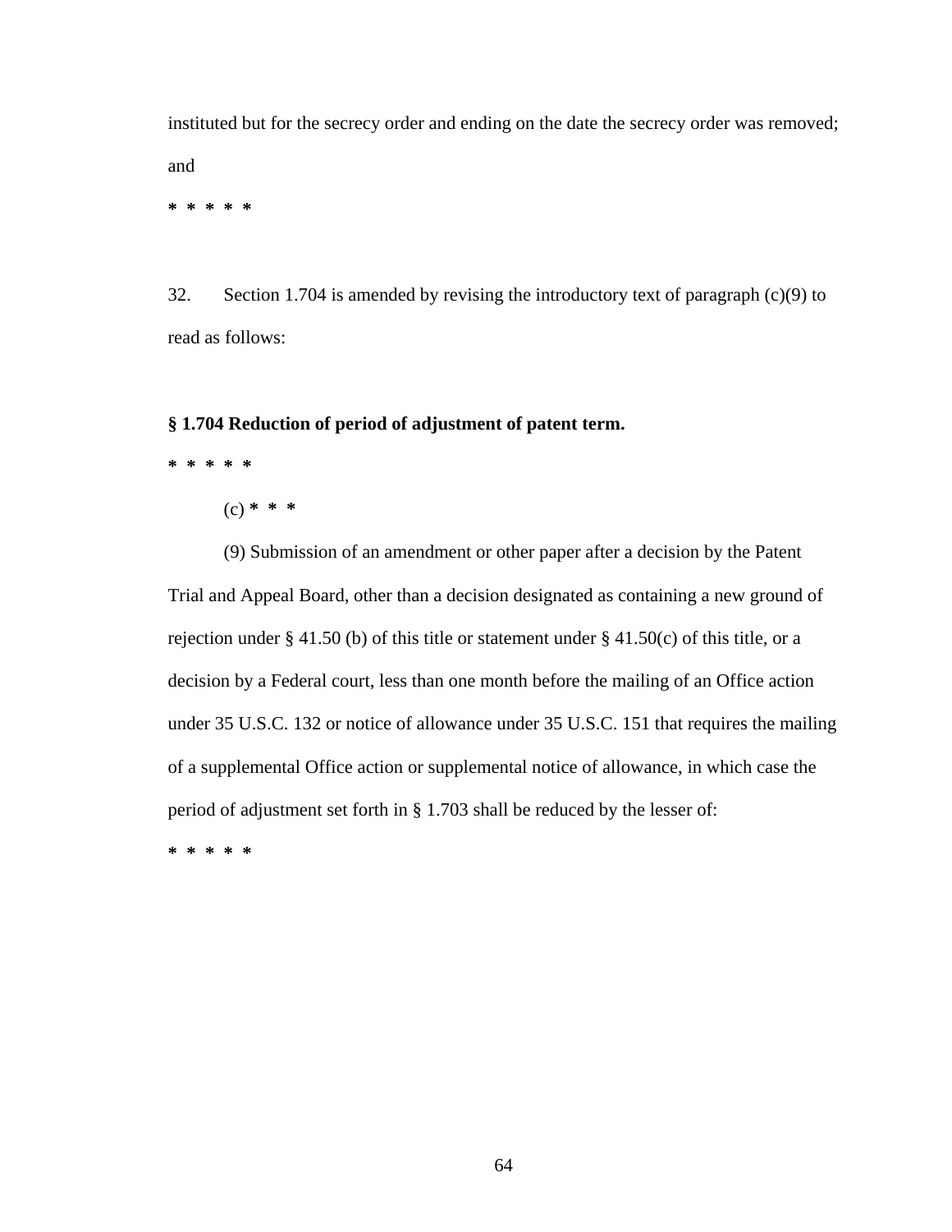instituted but for the secrecy order and ending on the date the secrecy order was removed; and

**\* \* \* \* \***

32. Section 1.704 is amended by revising the introductory text of paragraph (c)(9) to read as follows:

**§ 1.704 Reduction of period of adjustment of patent term.**

**\* \* \* \* \***

(c) **\* \* \***

(9) Submission of an amendment or other paper after a decision by the Patent Trial and Appeal Board, other than a decision designated as containing a new ground of rejection under § 41.50 (b) of this title or statement under § 41.50(c) of this title, or a decision by a Federal court, less than one month before the mailing of an Office action under 35 U.S.C. 132 or notice of allowance under 35 U.S.C. 151 that requires the mailing of a supplemental Office action or supplemental notice of allowance, in which case the period of adjustment set forth in § 1.703 shall be reduced by the lesser of:

**\* \* \* \* \***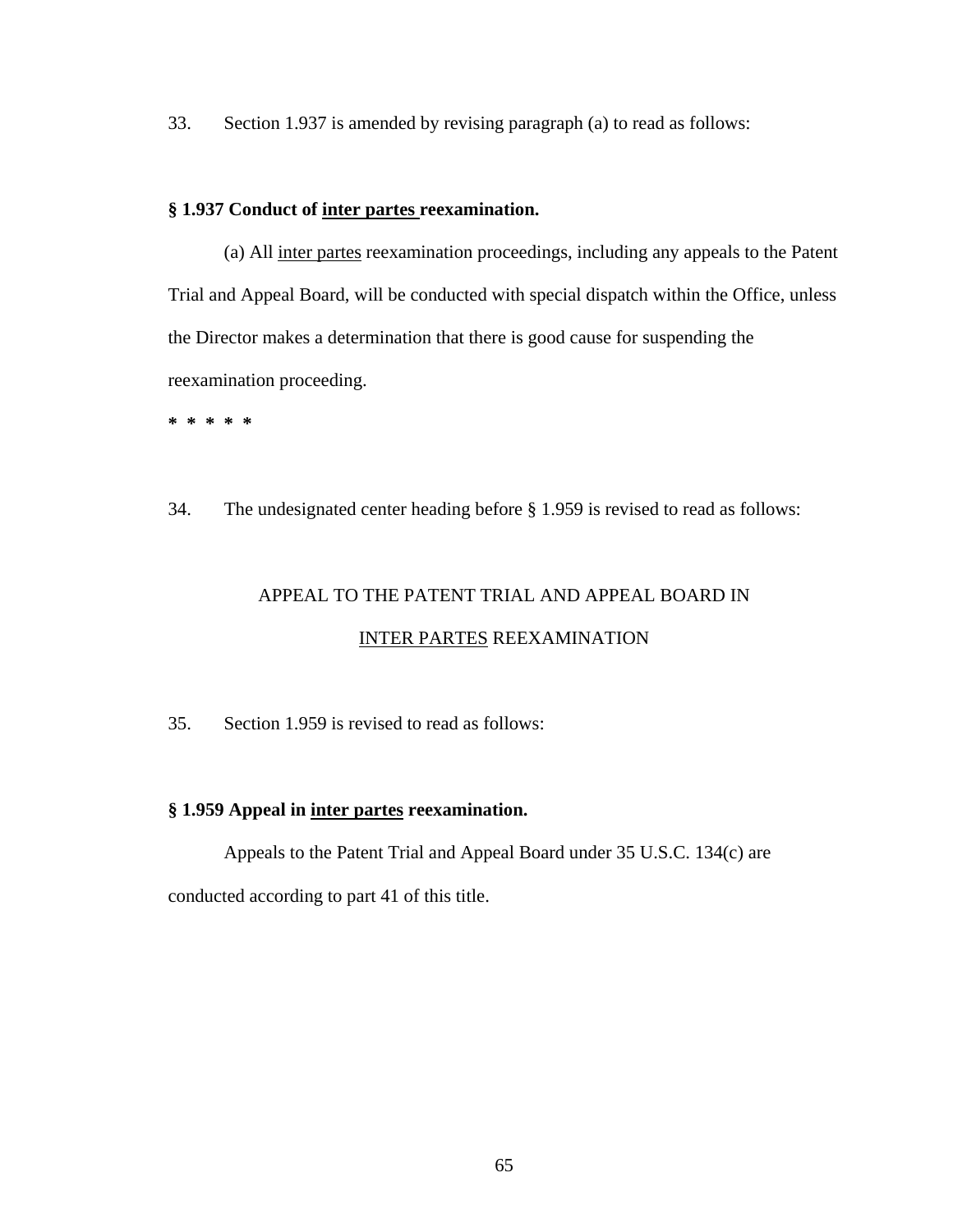33. Section 1.937 is amended by revising paragraph (a) to read as follows:

**§ 1.937 Conduct of inter partes reexamination.**

(a) All inter partes reexamination proceedings, including any appeals to the Patent Trial and Appeal Board, will be conducted with special dispatch within the Office, unless the Director makes a determination that there is good cause for suspending the reexamination proceeding.

**\* \* \* \* \***

34. The undesignated center heading before § 1.959 is revised to read as follows:

APPEAL TO THE PATENT TRIAL AND APPEAL BOARD IN INTER PARTES REEXAMINATION

35. Section 1.959 is revised to read as follows:

**§ 1.959 Appeal in inter partes reexamination.**

Appeals to the Patent Trial and Appeal Board under 35 U.S.C. 134(c) are conducted according to part 41 of this title.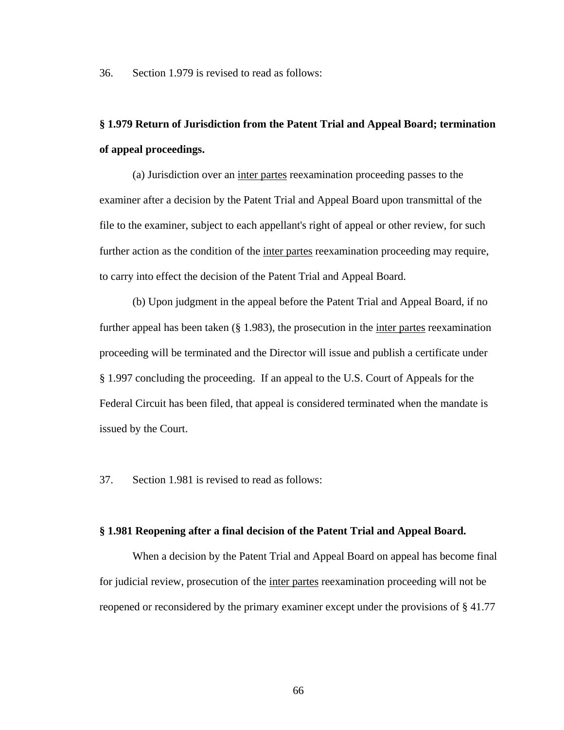36. Section 1.979 is revised to read as follows:

**§ 1.979 Return of Jurisdiction from the Patent Trial and Appeal Board; termination of appeal proceedings.**

(a) Jurisdiction over an inter partes reexamination proceeding passes to the examiner after a decision by the Patent Trial and Appeal Board upon transmittal of the file to the examiner, subject to each appellant's right of appeal or other review, for such further action as the condition of the inter partes reexamination proceeding may require, to carry into effect the decision of the Patent Trial and Appeal Board.

(b) Upon judgment in the appeal before the Patent Trial and Appeal Board, if no further appeal has been taken (§ 1.983), the prosecution in the inter partes reexamination proceeding will be terminated and the Director will issue and publish a certificate under § 1.997 concluding the proceeding. If an appeal to the U.S. Court of Appeals for the Federal Circuit has been filed, that appeal is considered terminated when the mandate is issued by the Court.

37. Section 1.981 is revised to read as follows:

**§ 1.981 Reopening after a final decision of the Patent Trial and Appeal Board.**

When a decision by the Patent Trial and Appeal Board on appeal has become final for judicial review, prosecution of the inter partes reexamination proceeding will not be reopened or reconsidered by the primary examiner except under the provisions of § 41.77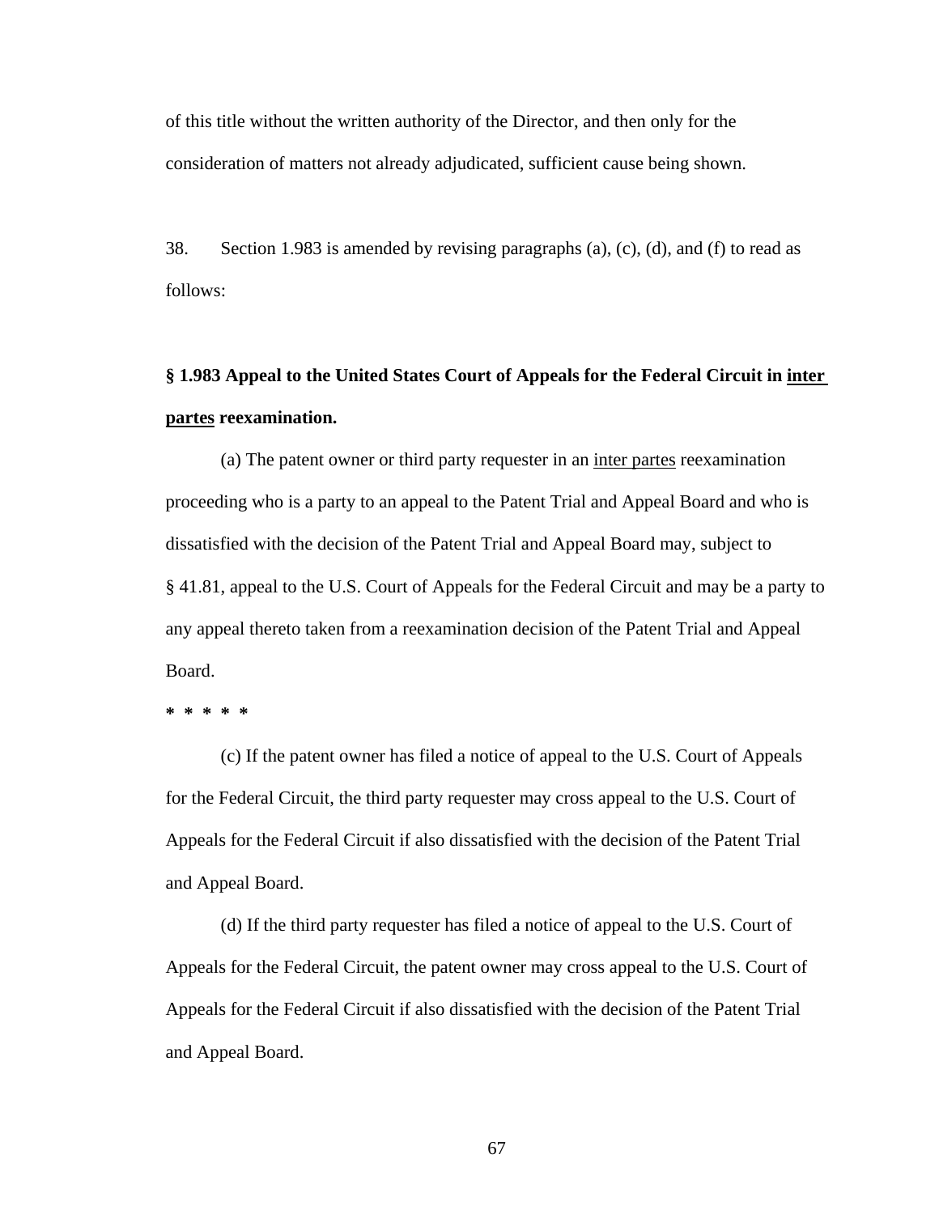of this title without the written authority of the Director, and then only for the consideration of matters not already adjudicated, sufficient cause being shown.

38. Section 1.983 is amended by revising paragraphs (a), (c), (d), and (f) to read as follows:

**§ 1.983 Appeal to the United States Court of Appeals for the Federal Circuit in inter partes reexamination.**

(a) The patent owner or third party requester in an inter partes reexamination proceeding who is a party to an appeal to the Patent Trial and Appeal Board and who is dissatisfied with the decision of the Patent Trial and Appeal Board may, subject to § 41.81, appeal to the U.S. Court of Appeals for the Federal Circuit and may be a party to any appeal thereto taken from a reexamination decision of the Patent Trial and Appeal Board.

**\* \* \* \* \***

(c) If the patent owner has filed a notice of appeal to the U.S. Court of Appeals for the Federal Circuit, the third party requester may cross appeal to the U.S. Court of Appeals for the Federal Circuit if also dissatisfied with the decision of the Patent Trial and Appeal Board.

(d) If the third party requester has filed a notice of appeal to the U.S. Court of Appeals for the Federal Circuit, the patent owner may cross appeal to the U.S. Court of Appeals for the Federal Circuit if also dissatisfied with the decision of the Patent Trial and Appeal Board.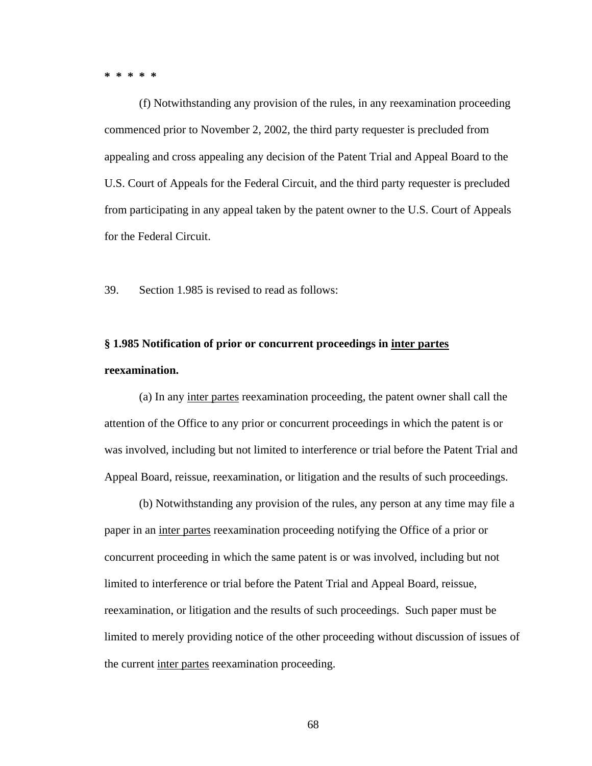* * * * *

(f) Notwithstanding any provision of the rules, in any reexamination proceeding commenced prior to November 2, 2002, the third party requester is precluded from appealing and cross appealing any decision of the Patent Trial and Appeal Board to the U.S. Court of Appeals for the Federal Circuit, and the third party requester is precluded from participating in any appeal taken by the patent owner to the U.S. Court of Appeals for the Federal Circuit.

39. Section 1.985 is revised to read as follows:

**§ 1.985 Notification of prior or concurrent proceedings in inter partes reexamination.**

(a) In any inter partes reexamination proceeding, the patent owner shall call the attention of the Office to any prior or concurrent proceedings in which the patent is or was involved, including but not limited to interference or trial before the Patent Trial and Appeal Board, reissue, reexamination, or litigation and the results of such proceedings.

(b) Notwithstanding any provision of the rules, any person at any time may file a paper in an inter partes reexamination proceeding notifying the Office of a prior or concurrent proceeding in which the same patent is or was involved, including but not limited to interference or trial before the Patent Trial and Appeal Board, reissue, reexamination, or litigation and the results of such proceedings. Such paper must be limited to merely providing notice of the other proceeding without discussion of issues of the current inter partes reexamination proceeding.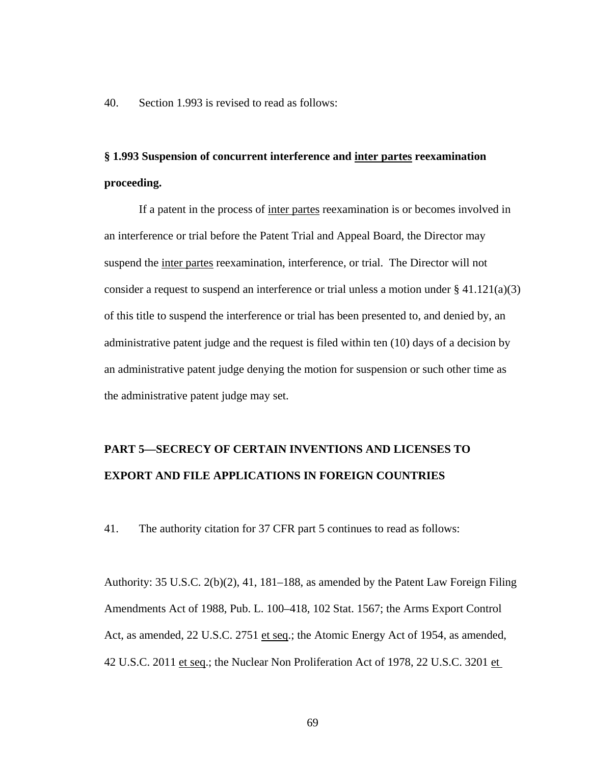40. Section 1.993 is revised to read as follows:

**§ 1.993 Suspension of concurrent interference and inter partes reexamination proceeding.**

If a patent in the process of inter partes reexamination is or becomes involved in an interference or trial before the Patent Trial and Appeal Board, the Director may suspend the inter partes reexamination, interference, or trial. The Director will not consider a request to suspend an interference or trial unless a motion under § 41.121(a)(3) of this title to suspend the interference or trial has been presented to, and denied by, an administrative patent judge and the request is filed within ten (10) days of a decision by an administrative patent judge denying the motion for suspension or such other time as the administrative patent judge may set.

**PART 5—SECRECY OF CERTAIN INVENTIONS AND LICENSES TO EXPORT AND FILE APPLICATIONS IN FOREIGN COUNTRIES**

41. The authority citation for 37 CFR part 5 continues to read as follows:

Authority: 35 U.S.C. 2(b)(2), 41, 181–188, as amended by the Patent Law Foreign Filing Amendments Act of 1988, Pub. L. 100–418, 102 Stat. 1567; the Arms Export Control Act, as amended, 22 U.S.C. 2751 et seq.; the Atomic Energy Act of 1954, as amended, 42 U.S.C. 2011 et seq.; the Nuclear Non Proliferation Act of 1978, 22 U.S.C. 3201 et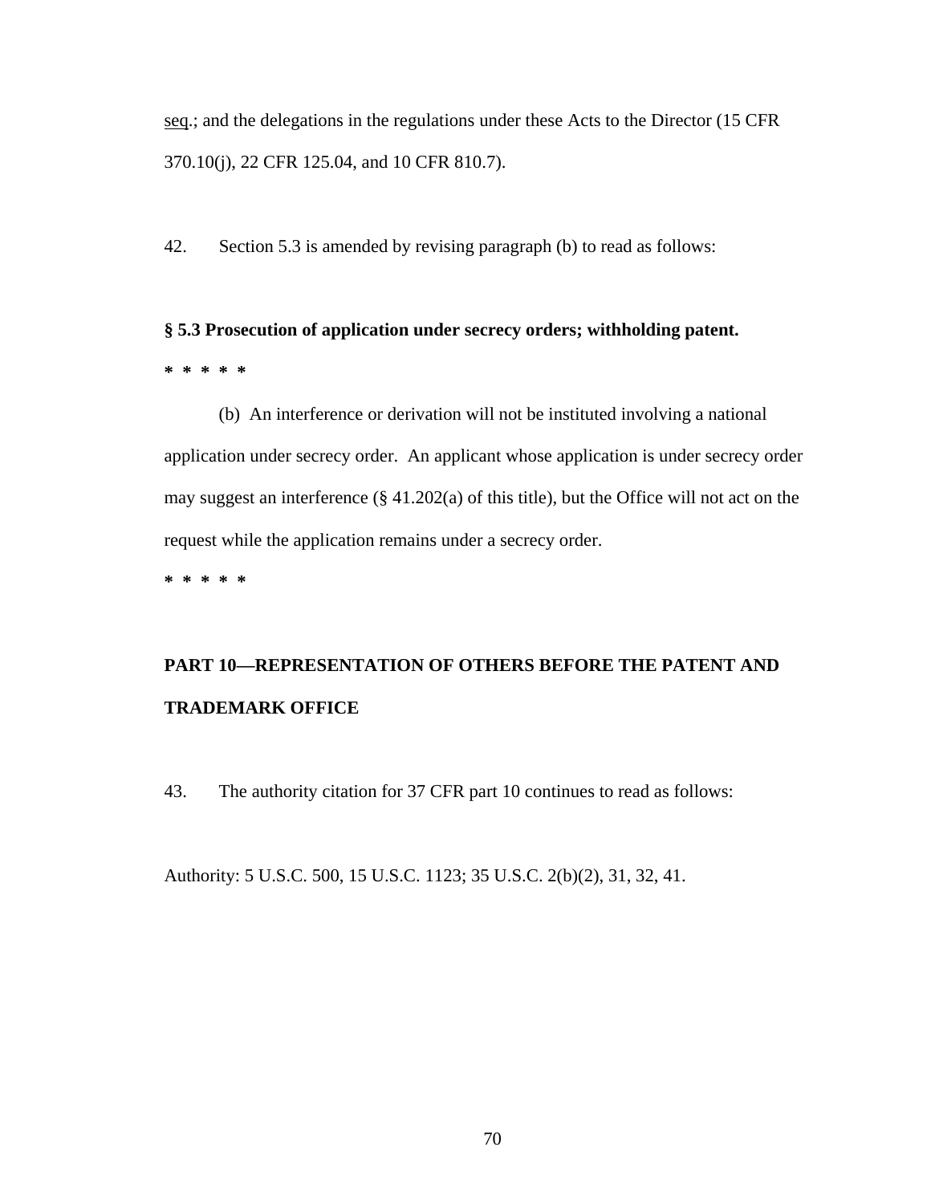seq.; and the delegations in the regulations under these Acts to the Director (15 CFR 370.10(j), 22 CFR 125.04, and 10 CFR 810.7).

42. Section 5.3 is amended by revising paragraph (b) to read as follows:

**§ 5.3 Prosecution of application under secrecy orders; withholding patent.**

**\* \* \* \* \***

(b) An interference or derivation will not be instituted involving a national application under secrecy order. An applicant whose application is under secrecy order may suggest an interference (§ 41.202(a) of this title), but the Office will not act on the request while the application remains under a secrecy order.

**\* \* \* \* \***

**PART 10—REPRESENTATION OF OTHERS BEFORE THE PATENT AND TRADEMARK OFFICE**

43. The authority citation for 37 CFR part 10 continues to read as follows:

Authority: 5 U.S.C. 500, 15 U.S.C. 1123; 35 U.S.C. 2(b)(2), 31, 32, 41.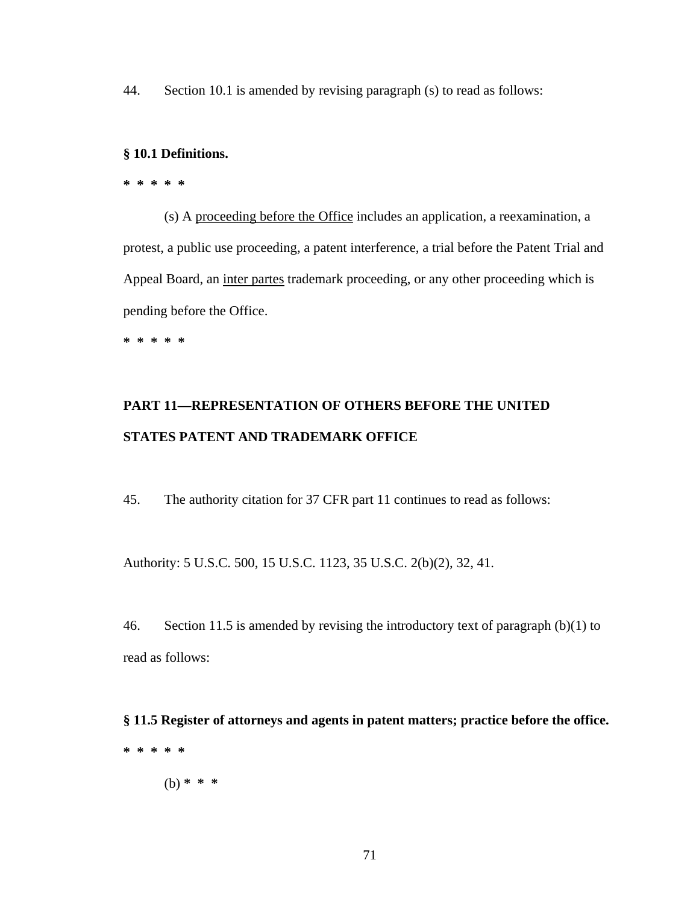44. Section 10.1 is amended by revising paragraph (s) to read as follows:

**§ 10.1 Definitions.**

**\* \* \* \* \***

(s) A proceeding before the Office includes an application, a reexamination, a protest, a public use proceeding, a patent interference, a trial before the Patent Trial and Appeal Board, an inter partes trademark proceeding, or any other proceeding which is pending before the Office.

**\* \* \* \* \***

**PART 11—REPRESENTATION OF OTHERS BEFORE THE UNITED STATES PATENT AND TRADEMARK OFFICE**

45. The authority citation for 37 CFR part 11 continues to read as follows:

Authority: 5 U.S.C. 500, 15 U.S.C. 1123, 35 U.S.C. 2(b)(2), 32, 41.

46. Section 11.5 is amended by revising the introductory text of paragraph (b)(1) to read as follows:

**§ 11.5 Register of attorneys and agents in patent matters; practice before the office.**

**\* \* \* \* \***

(b) **\* \* \***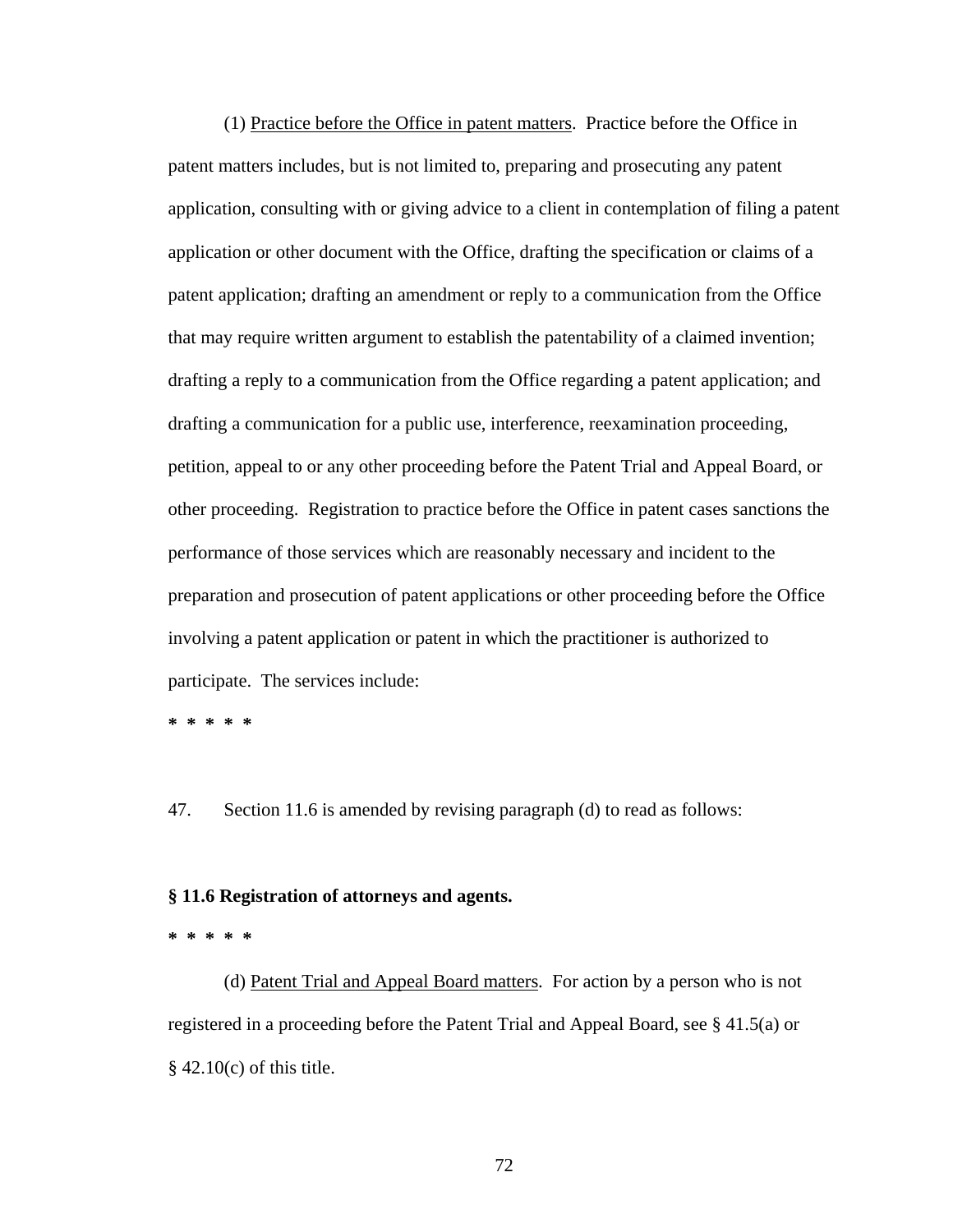(1) Practice before the Office in patent matters. Practice before the Office in patent matters includes, but is not limited to, preparing and prosecuting any patent application, consulting with or giving advice to a client in contemplation of filing a patent application or other document with the Office, drafting the specification or claims of a patent application; drafting an amendment or reply to a communication from the Office that may require written argument to establish the patentability of a claimed invention; drafting a reply to a communication from the Office regarding a patent application; and drafting a communication for a public use, interference, reexamination proceeding, petition, appeal to or any other proceeding before the Patent Trial and Appeal Board, or other proceeding. Registration to practice before the Office in patent cases sanctions the performance of those services which are reasonably necessary and incident to the preparation and prosecution of patent applications or other proceeding before the Office involving a patent application or patent in which the practitioner is authorized to participate. The services include:

**\* \* \* \* \***

47. Section 11.6 is amended by revising paragraph (d) to read as follows:

**§ 11.6 Registration of attorneys and agents.**

**\* \* \* \* \***

(d) Patent Trial and Appeal Board matters. For action by a person who is not registered in a proceeding before the Patent Trial and Appeal Board, see § 41.5(a) or § 42.10(c) of this title.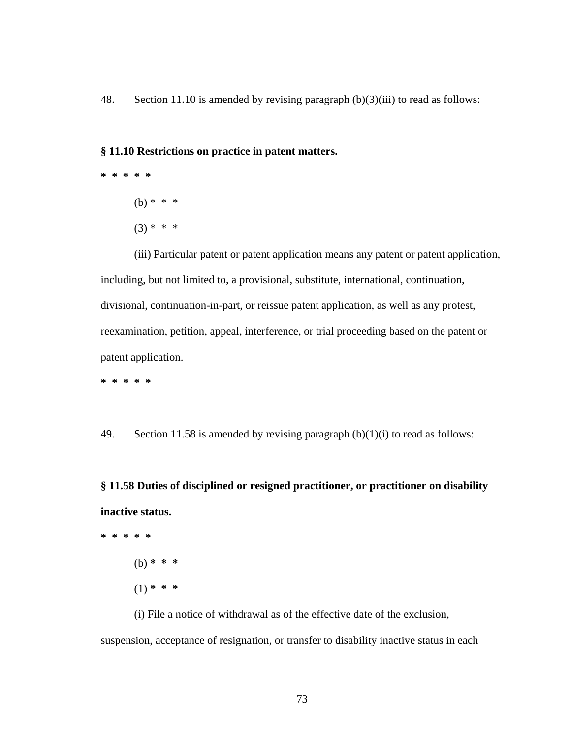48. Section 11.10 is amended by revising paragraph (b)(3)(iii) to read as follows:

**§ 11.10 Restrictions on practice in patent matters.**

**\* \* \* \* \***

(b) \* \* \*

(3) \* \* \*

(iii) Particular patent or patent application means any patent or patent application, including, but not limited to, a provisional, substitute, international, continuation, divisional, continuation-in-part, or reissue patent application, as well as any protest, reexamination, petition, appeal, interference, or trial proceeding based on the patent or patent application.

**\* \* \* \* \***

49. Section 11.58 is amended by revising paragraph (b)(1)(i) to read as follows:

**§ 11.58 Duties of disciplined or resigned practitioner, or practitioner on disability inactive status.**

**\* \* \* \* \***

(b) **\* \* \***

(1) **\* \* \***

(i) File a notice of withdrawal as of the effective date of the exclusion, suspension, acceptance of resignation, or transfer to disability inactive status in each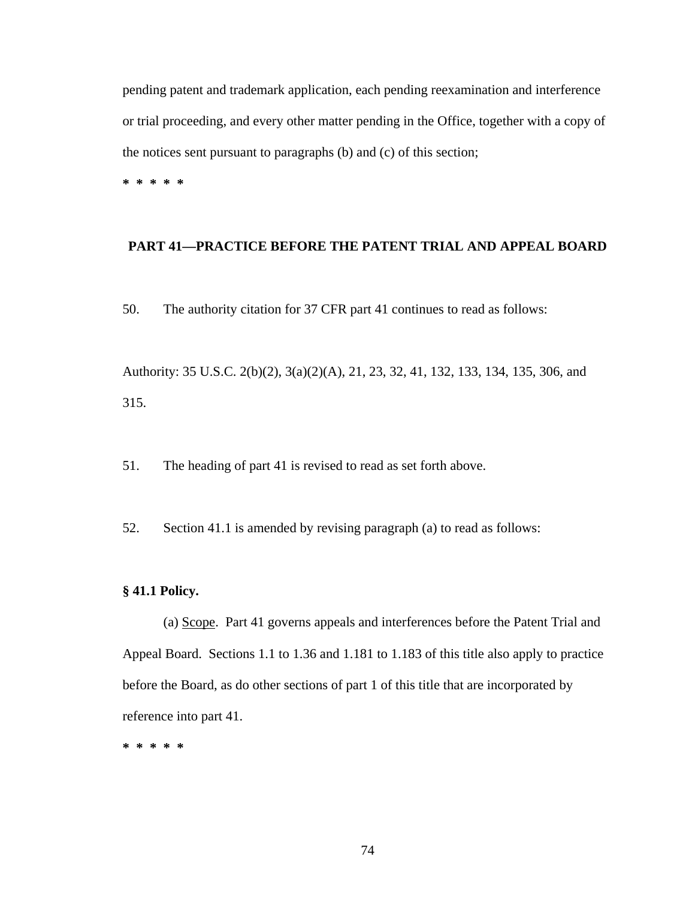pending patent and trademark application, each pending reexamination and interference or trial proceeding, and every other matter pending in the Office, together with a copy of the notices sent pursuant to paragraphs (b) and (c) of this section;

**\* \* \* \* \***

## PART 41—PRACTICE BEFORE THE PATENT TRIAL AND APPEAL BOARD

50. The authority citation for 37 CFR part 41 continues to read as follows:

Authority: 35 U.S.C. 2(b)(2), 3(a)(2)(A), 21, 23, 32, 41, 132, 133, 134, 135, 306, and 315.

51. The heading of part 41 is revised to read as set forth above.

52. Section 41.1 is amended by revising paragraph (a) to read as follows:

**§ 41.1 Policy.**

(a) Scope. Part 41 governs appeals and interferences before the Patent Trial and Appeal Board. Sections 1.1 to 1.36 and 1.181 to 1.183 of this title also apply to practice before the Board, as do other sections of part 1 of this title that are incorporated by reference into part 41.

**\* \* \* \* \***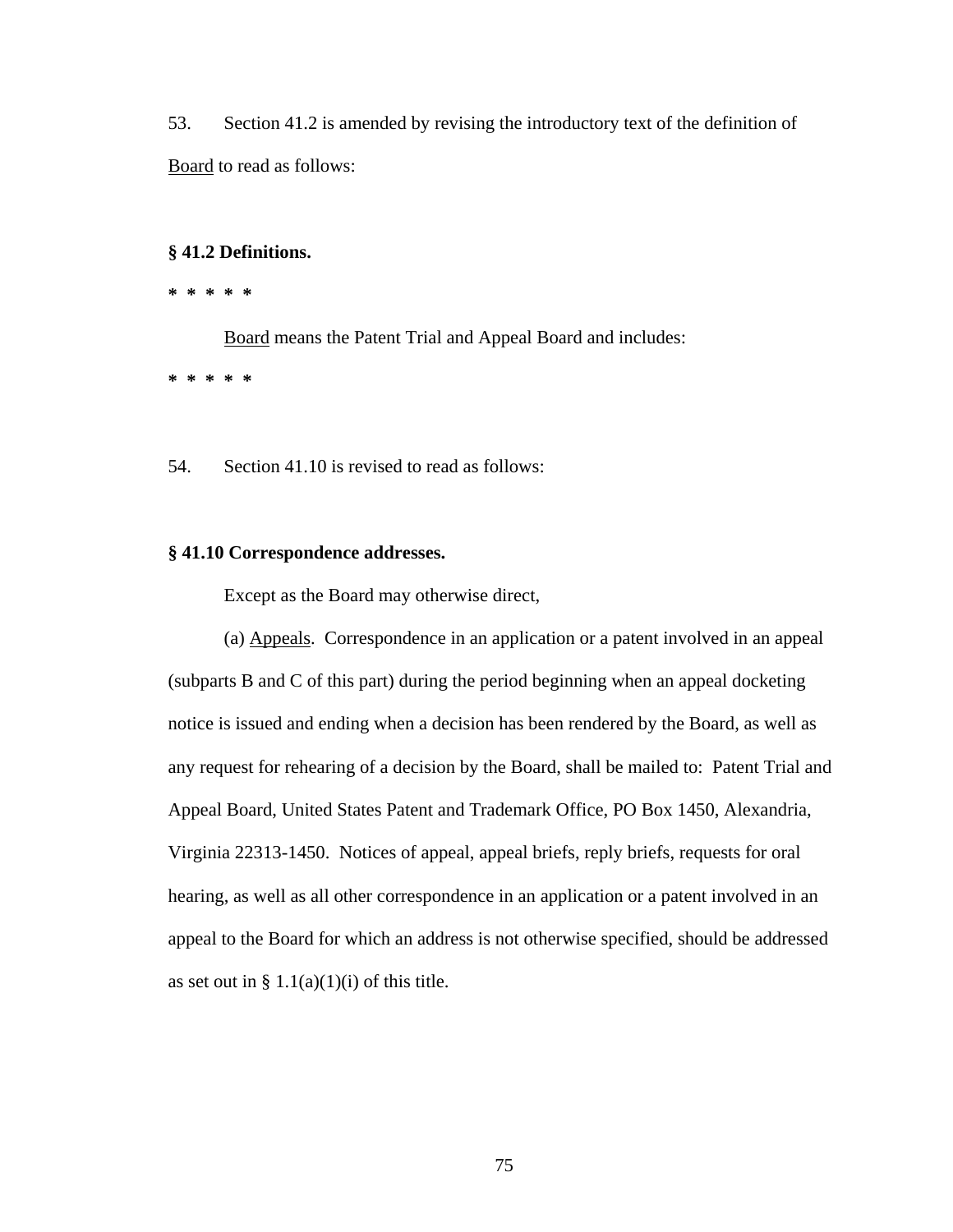53. Section 41.2 is amended by revising the introductory text of the definition of Board to read as follows:

**§ 41.2 Definitions.**

**\* \* \* \* \***

Board means the Patent Trial and Appeal Board and includes:

**\* \* \* \* \***

54. Section 41.10 is revised to read as follows:

**§ 41.10 Correspondence addresses.**

Except as the Board may otherwise direct,

(a) Appeals. Correspondence in an application or a patent involved in an appeal (subparts B and C of this part) during the period beginning when an appeal docketing notice is issued and ending when a decision has been rendered by the Board, as well as any request for rehearing of a decision by the Board, shall be mailed to: Patent Trial and Appeal Board, United States Patent and Trademark Office, PO Box 1450, Alexandria, Virginia 22313-1450. Notices of appeal, appeal briefs, reply briefs, requests for oral hearing, as well as all other correspondence in an application or a patent involved in an appeal to the Board for which an address is not otherwise specified, should be addressed as set out in § 1.1(a)(1)(i) of this title.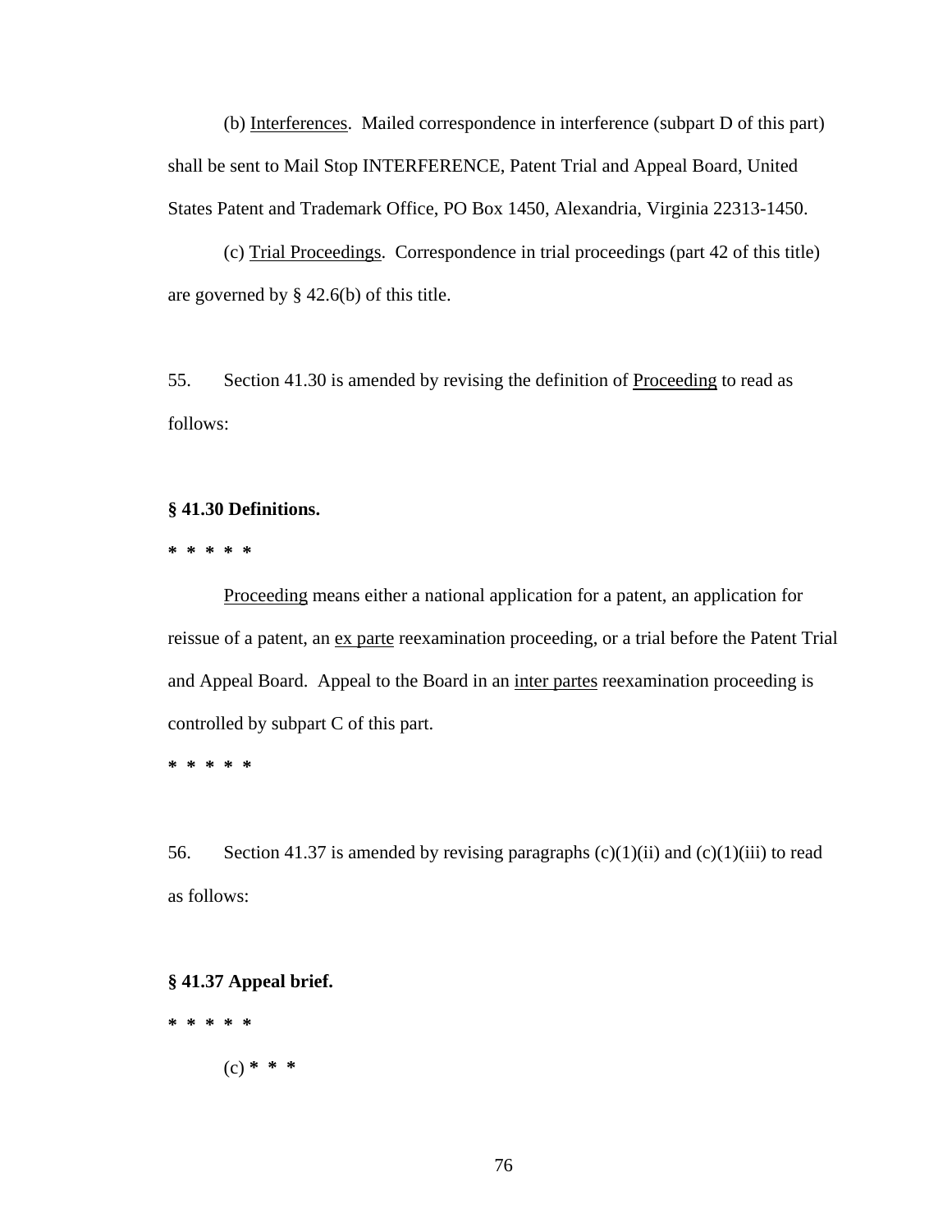(b) Interferences. Mailed correspondence in interference (subpart D of this part) shall be sent to Mail Stop INTERFERENCE, Patent Trial and Appeal Board, United States Patent and Trademark Office, PO Box 1450, Alexandria, Virginia 22313-1450.

(c) Trial Proceedings. Correspondence in trial proceedings (part 42 of this title) are governed by § 42.6(b) of this title.

55. Section 41.30 is amended by revising the definition of Proceeding to read as follows:

**§ 41.30 Definitions.**

**\* \* \* \* \***

Proceeding means either a national application for a patent, an application for reissue of a patent, an ex parte reexamination proceeding, or a trial before the Patent Trial and Appeal Board. Appeal to the Board in an inter partes reexamination proceeding is controlled by subpart C of this part.

**\* \* \* \* \***

56. Section 41.37 is amended by revising paragraphs (c)(1)(ii) and (c)(1)(iii) to read as follows:

**§ 41.37 Appeal brief.**

**\* \* \* \* \***

(c) **\* \* \***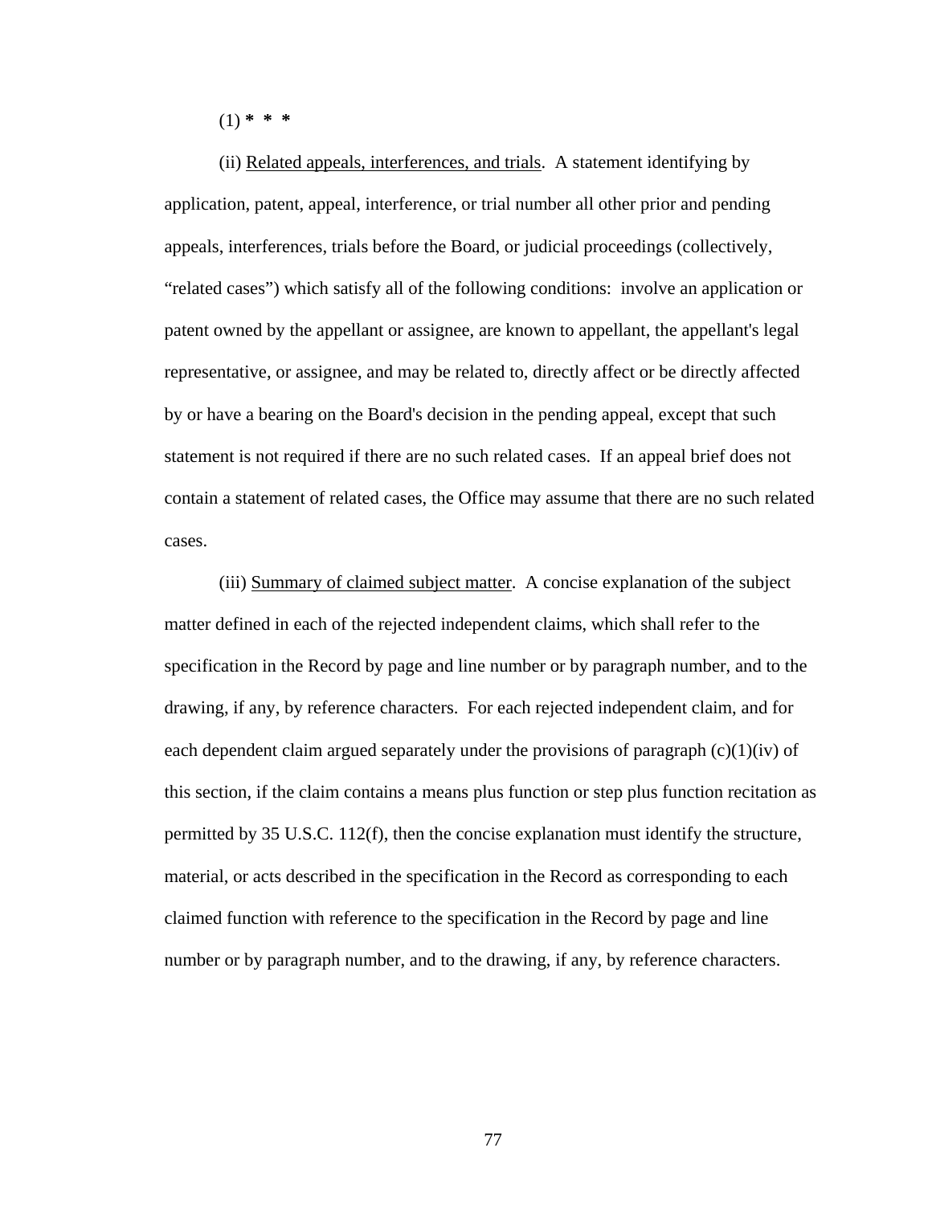(1) * * *

(ii) Related appeals, interferences, and trials. A statement identifying by application, patent, appeal, interference, or trial number all other prior and pending appeals, interferences, trials before the Board, or judicial proceedings (collectively, “related cases”) which satisfy all of the following conditions: involve an application or patent owned by the appellant or assignee, are known to appellant, the appellant's legal representative, or assignee, and may be related to, directly affect or be directly affected by or have a bearing on the Board's decision in the pending appeal, except that such statement is not required if there are no such related cases. If an appeal brief does not contain a statement of related cases, the Office may assume that there are no such related cases.

(iii) Summary of claimed subject matter. A concise explanation of the subject matter defined in each of the rejected independent claims, which shall refer to the specification in the Record by page and line number or by paragraph number, and to the drawing, if any, by reference characters. For each rejected independent claim, and for each dependent claim argued separately under the provisions of paragraph (c)(1)(iv) of this section, if the claim contains a means plus function or step plus function recitation as permitted by 35 U.S.C. 112(f), then the concise explanation must identify the structure, material, or acts described in the specification in the Record as corresponding to each claimed function with reference to the specification in the Record by page and line number or by paragraph number, and to the drawing, if any, by reference characters.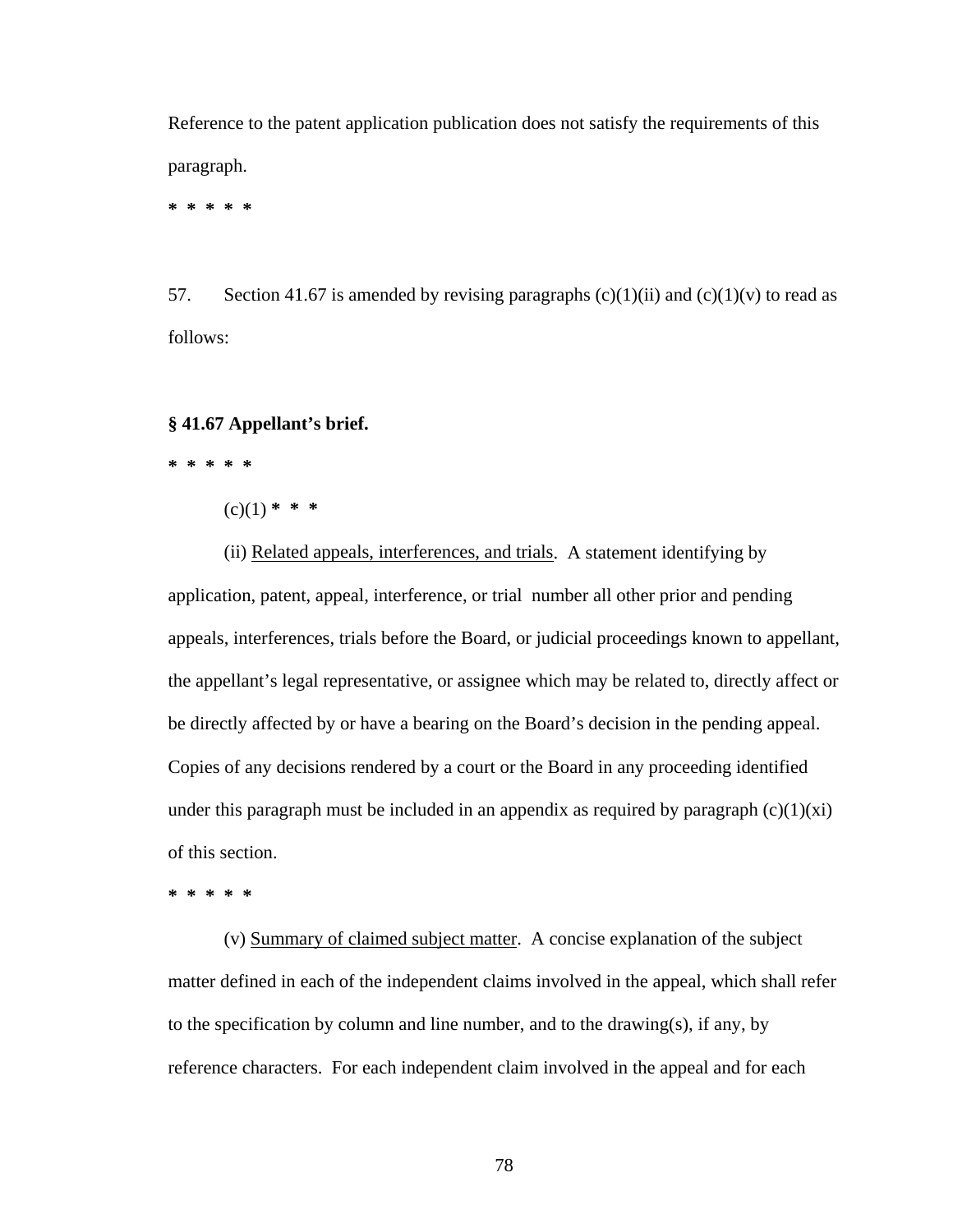Reference to the patent application publication does not satisfy the requirements of this paragraph.

**\* \* \* \* \***

57. Section 41.67 is amended by revising paragraphs (c)(1)(ii) and (c)(1)(v) to read as follows:

**§ 41.67 Appellant's brief.**

**\* \* \* \* \***

(c)(1) **\* \* \***

(ii) <u>Related appeals, interferences, and trials</u>. A statement identifying by application, patent, appeal, interference, or trial number all other prior and pending appeals, interferences, trials before the Board, or judicial proceedings known to appellant, the appellant's legal representative, or assignee which may be related to, directly affect or be directly affected by or have a bearing on the Board's decision in the pending appeal. Copies of any decisions rendered by a court or the Board in any proceeding identified under this paragraph must be included in an appendix as required by paragraph (c)(1)(xi) of this section.

**\* \* \* \* \***

(v) <u>Summary of claimed subject matter</u>. A concise explanation of the subject matter defined in each of the independent claims involved in the appeal, which shall refer to the specification by column and line number, and to the drawing(s), if any, by reference characters. For each independent claim involved in the appeal and for each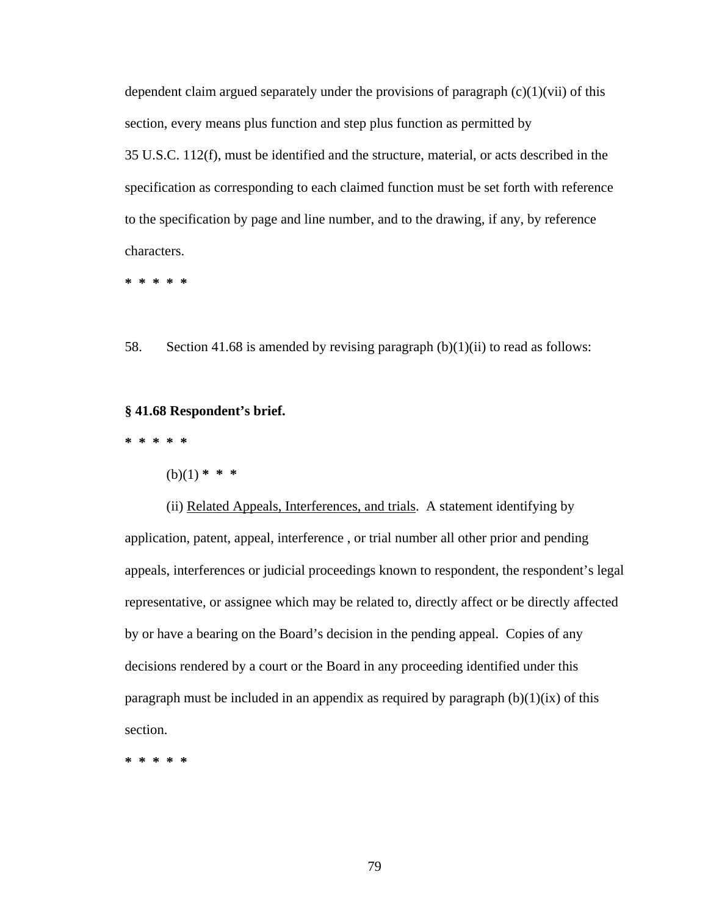dependent claim argued separately under the provisions of paragraph (c)(1)(vii) of this section, every means plus function and step plus function as permitted by 35 U.S.C. 112(f), must be identified and the structure, material, or acts described in the specification as corresponding to each claimed function must be set forth with reference to the specification by page and line number, and to the drawing, if any, by reference characters.

**\* \* \* \* \***

58. Section 41.68 is amended by revising paragraph (b)(1)(ii) to read as follows:

**§ 41.68 Respondent's brief.**

**\* \* \* \* \***

(b)(1) **\* \* \***

(ii) <u>Related Appeals, Interferences, and trials</u>. A statement identifying by application, patent, appeal, interference , or trial number all other prior and pending appeals, interferences or judicial proceedings known to respondent, the respondent's legal representative, or assignee which may be related to, directly affect or be directly affected by or have a bearing on the Board's decision in the pending appeal. Copies of any decisions rendered by a court or the Board in any proceeding identified under this paragraph must be included in an appendix as required by paragraph (b)(1)(ix) of this section.

**\* \* \* \* \***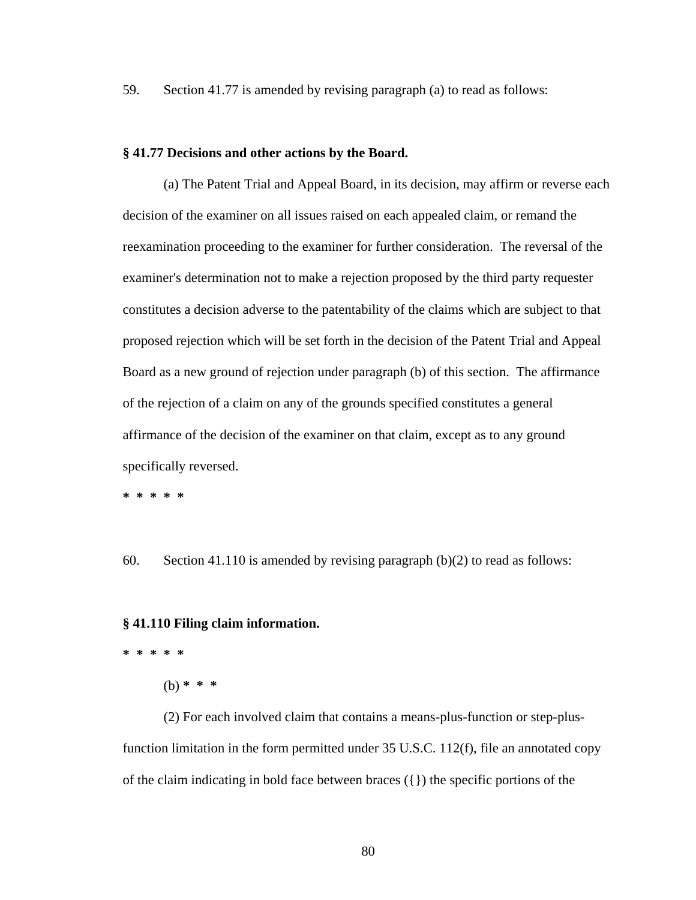59. Section 41.77 is amended by revising paragraph (a) to read as follows:

**§ 41.77 Decisions and other actions by the Board.**

(a) The Patent Trial and Appeal Board, in its decision, may affirm or reverse each decision of the examiner on all issues raised on each appealed claim, or remand the reexamination proceeding to the examiner for further consideration. The reversal of the examiner's determination not to make a rejection proposed by the third party requester constitutes a decision adverse to the patentability of the claims which are subject to that proposed rejection which will be set forth in the decision of the Patent Trial and Appeal Board as a new ground of rejection under paragraph (b) of this section. The affirmance of the rejection of a claim on any of the grounds specified constitutes a general affirmance of the decision of the examiner on that claim, except as to any ground specifically reversed.

**\* \* \* \* \***

60. Section 41.110 is amended by revising paragraph (b)(2) to read as follows:

**§ 41.110 Filing claim information.**

**\* \* \* \* \***

(b) **\* \* \***

(2) For each involved claim that contains a means-plus-function or step-plus-function limitation in the form permitted under 35 U.S.C. 112(f), file an annotated copy of the claim indicating in bold face between braces ({}) the specific portions of the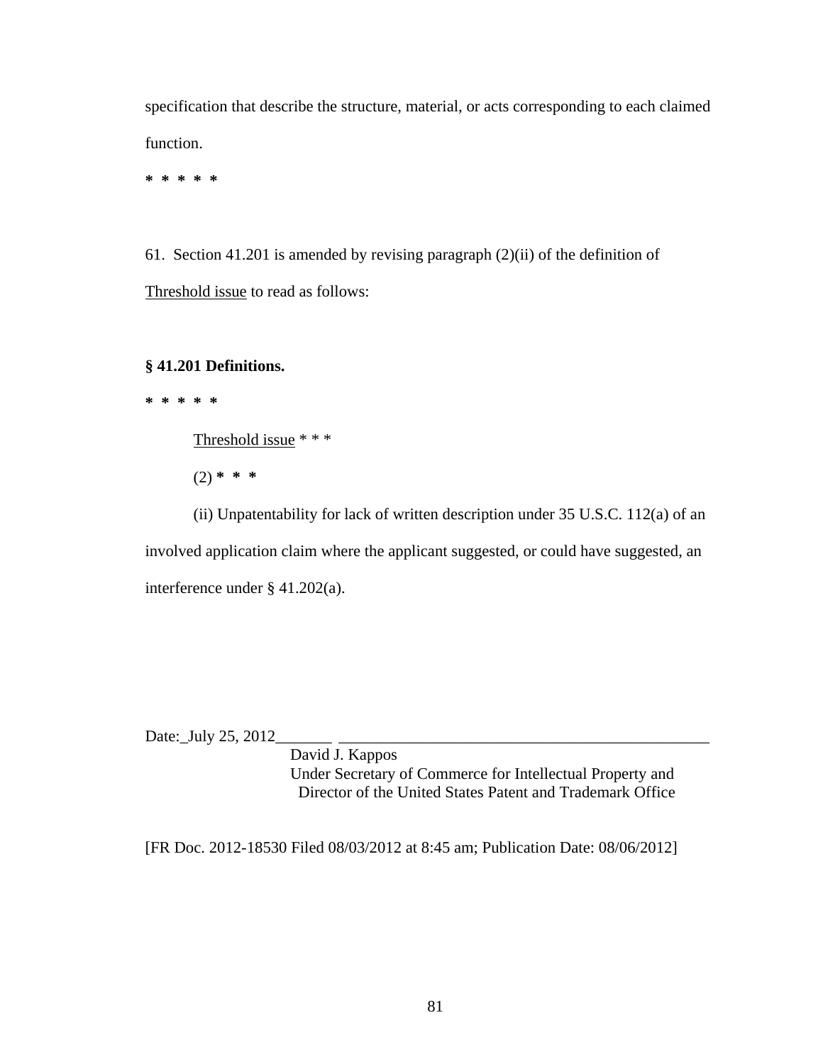specification that describe the structure, material, or acts corresponding to each claimed function.

**\* \* \* \* \***

61. Section 41.201 is amended by revising paragraph (2)(ii) of the definition of <u>Threshold issue</u> to read as follows:

**§ 41.201 Definitions.**

**\* \* \* \* \***

<u>Threshold issue</u> \* \* \*

(2) **\* \* \***

(ii) Unpatentability for lack of written description under 35 U.S.C. 112(a) of an involved application claim where the applicant suggested, or could have suggested, an interference under § 41.202(a).

Date:_July 25, 2012_______ _______________________________________________

David J. Kappos
Under Secretary of Commerce for Intellectual Property and
Director of the United States Patent and Trademark Office

[FR Doc. 2012-18530 Filed 08/03/2012 at 8:45 am; Publication Date: 08/06/2012]